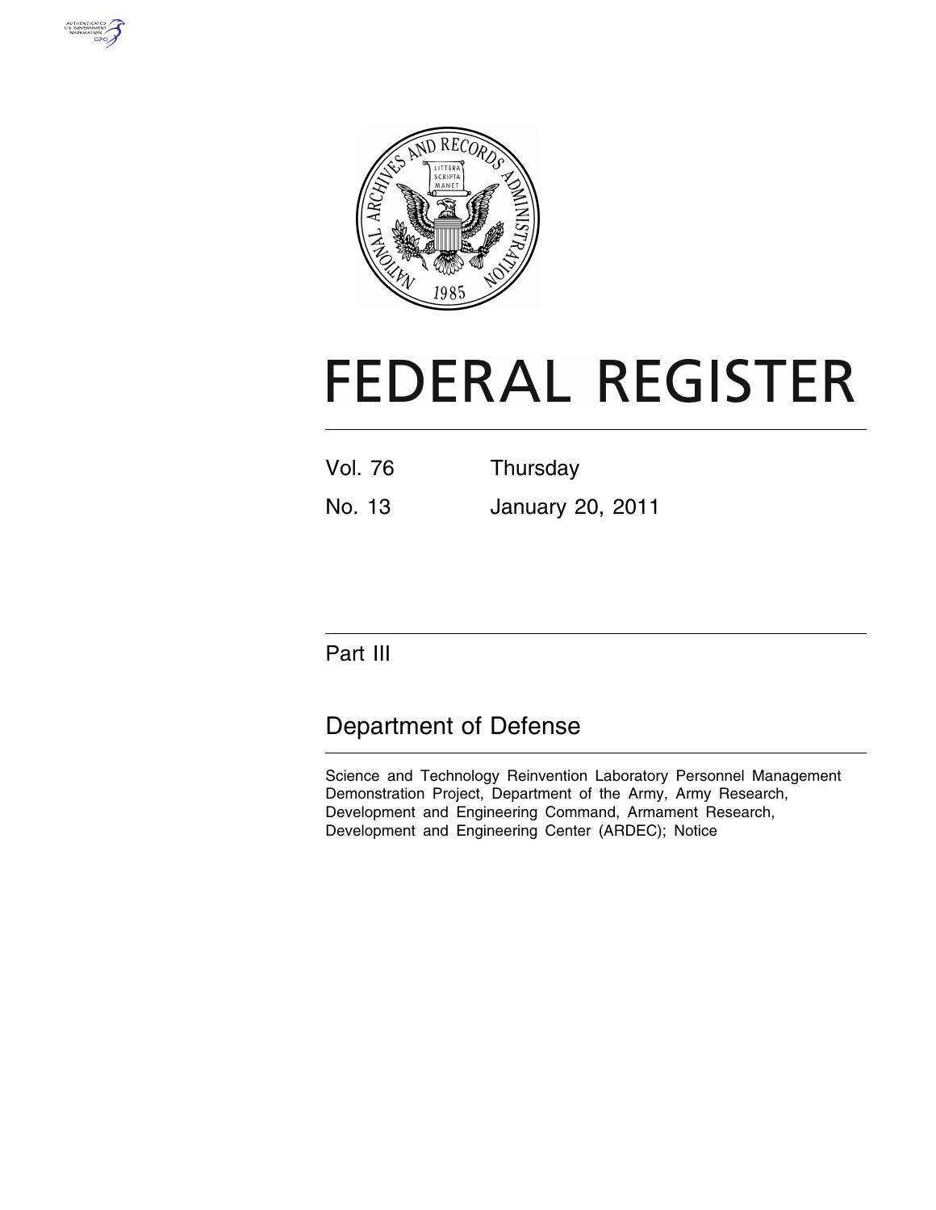# FEDERAL REGISTER

Vol. 76 Thursday

No. 13 January 20, 2011

## Part III

## Department of Defense

Science and Technology Reinvention Laboratory Personnel Management Demonstration Project, Department of the Army, Army Research, Development and Engineering Command, Armament Research, Development and Engineering Center (ARDEC); Notice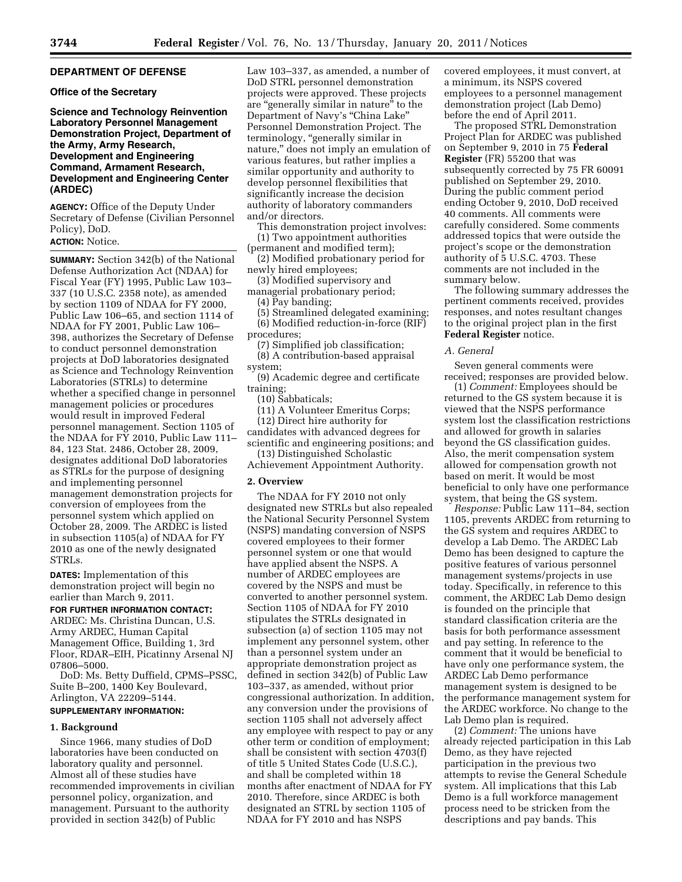## DEPARTMENT OF DEFENSE

### Office of the Secretary

### Science and Technology Reinvention Laboratory Personnel Management Demonstration Project, Department of the Army, Army Research, Development and Engineering Command, Armament Research, Development and Engineering Center (ARDEC)

**AGENCY:** Office of the Deputy Under Secretary of Defense (Civilian Personnel Policy), DoD.

**ACTION:** Notice.

**SUMMARY:** Section 342(b) of the National Defense Authorization Act (NDAA) for Fiscal Year (FY) 1995, Public Law 103–337 (10 U.S.C. 2358 note), as amended by section 1109 of NDAA for FY 2000, Public Law 106–65, and section 1114 of NDAA for FY 2001, Public Law 106–398, authorizes the Secretary of Defense to conduct personnel demonstration projects at DoD laboratories designated as Science and Technology Reinvention Laboratories (STRLs) to determine whether a specified change in personnel management policies or procedures would result in improved Federal personnel management. Section 1105 of the NDAA for FY 2010, Public Law 111–84, 123 Stat. 2486, October 28, 2009, designates additional DoD laboratories as STRLs for the purpose of designing and implementing personnel management demonstration projects for conversion of employees from the personnel system which applied on October 28, 2009. The ARDEC is listed in subsection 1105(a) of NDAA for FY 2010 as one of the newly designated STRLs.

**DATES:** Implementation of this demonstration project will begin no earlier than March 9, 2011.

**FOR FURTHER INFORMATION CONTACT:** ARDEC: Ms. Christina Duncan, U.S. Army ARDEC, Human Capital Management Office, Building 1, 3rd Floor, RDAR–EIH, Picatinny Arsenal NJ 07806–5000.

DoD: Ms. Betty Duffield, CPMS–PSSC, Suite B–200, 1400 Key Boulevard, Arlington, VA 22209–5144.

**SUPPLEMENTARY INFORMATION:**

### 1. Background

Since 1966, many studies of DoD laboratories have been conducted on laboratory quality and personnel. Almost all of these studies have recommended improvements in civilian personnel policy, organization, and management. Pursuant to the authority provided in section 342(b) of Public Law 103–337, as amended, a number of DoD STRL personnel demonstration projects were approved. These projects are "generally similar in nature" to the Department of Navy's "China Lake" Personnel Demonstration Project. The terminology, "generally similar in nature," does not imply an emulation of various features, but rather implies a similar opportunity and authority to develop personnel flexibilities that significantly increase the decision authority of laboratory commanders and/or directors.

This demonstration project involves:

(1) Two appointment authorities (permanent and modified term);

(2) Modified probationary period for newly hired employees;

(3) Modified supervisory and managerial probationary period;

(4) Pay banding;

(5) Streamlined delegated examining;

(6) Modified reduction-in-force (RIF) procedures;

(7) Simplified job classification;

(8) A contribution-based appraisal system;

(9) Academic degree and certificate training;

(10) Sabbaticals;

(11) A Volunteer Emeritus Corps;

(12) Direct hire authority for candidates with advanced degrees for scientific and engineering positions; and

(13) Distinguished Scholastic Achievement Appointment Authority.

### 2. Overview

The NDAA for FY 2010 not only designated new STRLs but also repealed the National Security Personnel System (NSPS) mandating conversion of NSPS covered employees to their former personnel system or one that would have applied absent the NSPS. A number of ARDEC employees are covered by the NSPS and must be converted to another personnel system. Section 1105 of NDAA for FY 2010 stipulates the STRLs designated in subsection (a) of section 1105 may not implement any personnel system, other than a personnel system under an appropriate demonstration project as defined in section 342(b) of Public Law 103–337, as amended, without prior congressional authorization. In addition, any conversion under the provisions of section 1105 shall not adversely affect any employee with respect to pay or any other term or condition of employment; shall be consistent with section 4703(f) of title 5 United States Code (U.S.C.), and shall be completed within 18 months after enactment of NDAA for FY 2010. Therefore, since ARDEC is both designated an STRL by section 1105 of NDAA for FY 2010 and has NSPS covered employees, it must convert, at a minimum, its NSPS covered employees to a personnel management demonstration project (Lab Demo) before the end of April 2011.

The proposed STRL Demonstration Project Plan for ARDEC was published on September 9, 2010 in 75 **Federal Register** (FR) 55200 that was subsequently corrected by 75 FR 60091 published on September 29, 2010. During the public comment period ending October 9, 2010, DoD received 40 comments. All comments were carefully considered. Some comments addressed topics that were outside the project's scope or the demonstration authority of 5 U.S.C. 4703. These comments are not included in the summary below.

The following summary addresses the pertinent comments received, provides responses, and notes resultant changes to the original project plan in the first **Federal Register** notice.

#### A. General

Seven general comments were received; responses are provided below.

(1) *Comment:* Employees should be returned to the GS system because it is viewed that the NSPS performance system lost the classification restrictions and allowed for growth in salaries beyond the GS classification guides. Also, the merit compensation system allowed for compensation growth not based on merit. It would be most beneficial to only have one performance system, that being the GS system.

*Response:* Public Law 111–84, section 1105, prevents ARDEC from returning to the GS system and requires ARDEC to develop a Lab Demo. The ARDEC Lab Demo has been designed to capture the positive features of various personnel management systems/projects in use today. Specifically, in reference to this comment, the ARDEC Lab Demo design is founded on the principle that standard classification criteria are the basis for both performance assessment and pay setting. In reference to the comment that it would be beneficial to have only one performance system, the ARDEC Lab Demo performance management system is designed to be the performance management system for the ARDEC workforce. No change to the Lab Demo plan is required.

(2) *Comment:* The unions have already rejected participation in this Lab Demo, as they have rejected participation in the previous two attempts to revise the General Schedule system. All implications that this Lab Demo is a full workforce management process need to be stricken from the descriptions and pay bands. This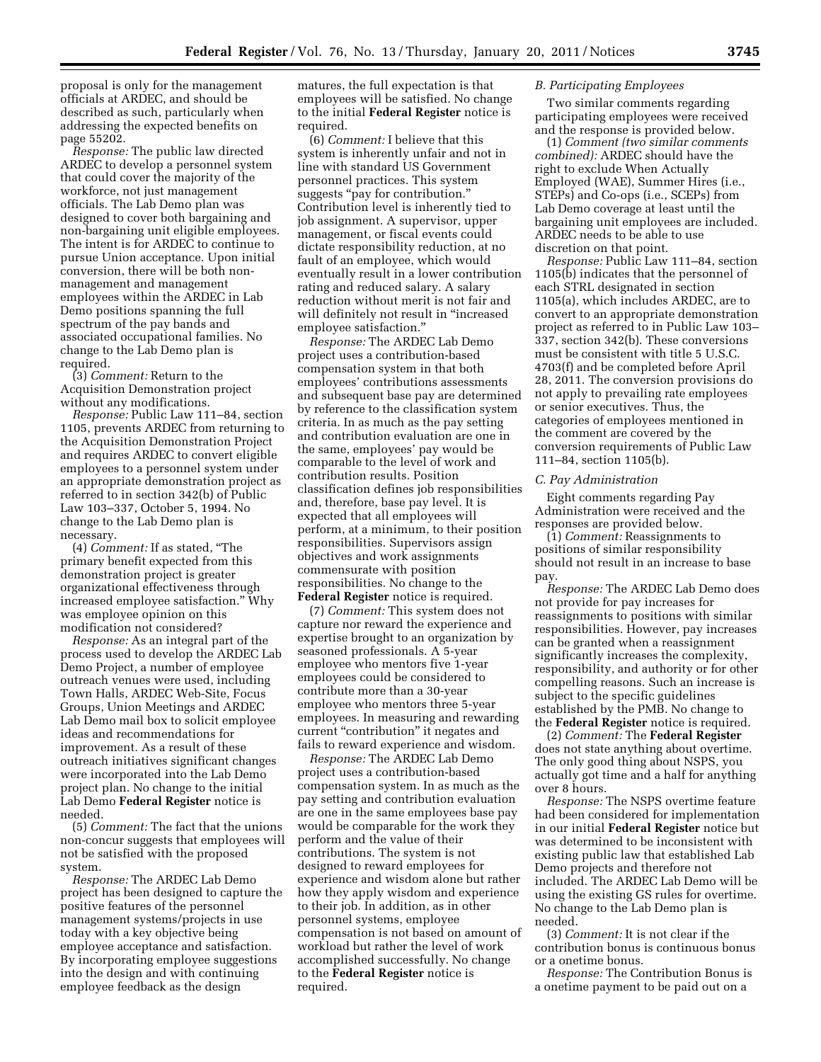proposal is only for the management officials at ARDEC, and should be described as such, particularly when addressing the expected benefits on page 55202.

*Response:* The public law directed ARDEC to develop a personnel system that could cover the majority of the workforce, not just management officials. The Lab Demo plan was designed to cover both bargaining and non-bargaining unit eligible employees. The intent is for ARDEC to continue to pursue Union acceptance. Upon initial conversion, there will be both non-management and management employees within the ARDEC in Lab Demo positions spanning the full spectrum of the pay bands and associated occupational families. No change to the Lab Demo plan is required.

(3) *Comment:* Return to the Acquisition Demonstration project without any modifications.

*Response:* Public Law 111–84, section 1105, prevents ARDEC from returning to the Acquisition Demonstration Project and requires ARDEC to convert eligible employees to a personnel system under an appropriate demonstration project as referred to in section 342(b) of Public Law 103–337, October 5, 1994. No change to the Lab Demo plan is necessary.

(4) *Comment:* If as stated, "The primary benefit expected from this demonstration project is greater organizational effectiveness through increased employee satisfaction." Why was employee opinion on this modification not considered?

*Response:* As an integral part of the process used to develop the ARDEC Lab Demo Project, a number of employee outreach venues were used, including Town Halls, ARDEC Web-Site, Focus Groups, Union Meetings and ARDEC Lab Demo mail box to solicit employee ideas and recommendations for improvement. As a result of these outreach initiatives significant changes were incorporated into the Lab Demo project plan. No change to the initial Lab Demo **Federal Register** notice is needed.

(5) *Comment:* The fact that the unions non-concur suggests that employees will not be satisfied with the proposed system.

*Response:* The ARDEC Lab Demo project has been designed to capture the positive features of the personnel management systems/projects in use today with a key objective being employee acceptance and satisfaction. By incorporating employee suggestions into the design and with continuing employee feedback as the design matures, the full expectation is that employees will be satisfied. No change to the initial **Federal Register** notice is required.

(6) *Comment:* I believe that this system is inherently unfair and not in line with standard US Government personnel practices. This system suggests "pay for contribution." Contribution level is inherently tied to job assignment. A supervisor, upper management, or fiscal events could dictate responsibility reduction, at no fault of an employee, which would eventually result in a lower contribution rating and reduced salary. A salary reduction without merit is not fair and will definitely not result in "increased employee satisfaction."

*Response:* The ARDEC Lab Demo project uses a contribution-based compensation system in that both employees' contributions assessments and subsequent base pay are determined by reference to the classification system criteria. In as much as the pay setting and contribution evaluation are one in the same, employees' pay would be comparable to the level of work and contribution results. Position classification defines job responsibilities and, therefore, base pay level. It is expected that all employees will perform, at a minimum, to their position responsibilities. Supervisors assign objectives and work assignments commensurate with position responsibilities. No change to the **Federal Register** notice is required.

(7) *Comment:* This system does not capture nor reward the experience and expertise brought to an organization by seasoned professionals. A 5-year employee who mentors five 1-year employees could be considered to contribute more than a 30-year employee who mentors three 5-year employees. In measuring and rewarding current "contribution" it negates and fails to reward experience and wisdom.

*Response:* The ARDEC Lab Demo project uses a contribution-based compensation system. In as much as the pay setting and contribution evaluation are one in the same employees base pay would be comparable for the work they perform and the value of their contributions. The system is not designed to reward employees for experience and wisdom alone but rather how they apply wisdom and experience to their job. In addition, as in other personnel systems, employee compensation is not based on amount of workload but rather the level of work accomplished successfully. No change to the **Federal Register** notice is required.

### *B. Participating Employees*

Two similar comments regarding participating employees were received and the response is provided below.

(1) *Comment (two similar comments combined):* ARDEC should have the right to exclude When Actually Employed (WAE), Summer Hires (i.e., STEPs) and Co-ops (i.e., SCEPs) from Lab Demo coverage at least until the bargaining unit employees are included. ARDEC needs to be able to use discretion on that point.

*Response:* Public Law 111–84, section 1105(b) indicates that the personnel of each STRL designated in section 1105(a), which includes ARDEC, are to convert to an appropriate demonstration project as referred to in Public Law 103–337, section 342(b). These conversions must be consistent with title 5 U.S.C. 4703(f) and be completed before April 28, 2011. The conversion provisions do not apply to prevailing rate employees or senior executives. Thus, the categories of employees mentioned in the comment are covered by the conversion requirements of Public Law 111–84, section 1105(b).

### *C. Pay Administration*

Eight comments regarding Pay Administration were received and the responses are provided below.

(1) *Comment:* Reassignments to positions of similar responsibility should not result in an increase to base pay.

*Response:* The ARDEC Lab Demo does not provide for pay increases for reassignments to positions with similar responsibilities. However, pay increases can be granted when a reassignment significantly increases the complexity, responsibility, and authority or for other compelling reasons. Such an increase is subject to the specific guidelines established by the PMB. No change to the **Federal Register** notice is required.

(2) *Comment:* The **Federal Register** does not state anything about overtime. The only good thing about NSPS, you actually got time and a half for anything over 8 hours.

*Response:* The NSPS overtime feature had been considered for implementation in our initial **Federal Register** notice but was determined to be inconsistent with existing public law that established Lab Demo projects and therefore not included. The ARDEC Lab Demo will be using the existing GS rules for overtime. No change to the Lab Demo plan is needed.

(3) *Comment:* It is not clear if the contribution bonus is continuous bonus or a onetime bonus.

*Response:* The Contribution Bonus is a onetime payment to be paid out on a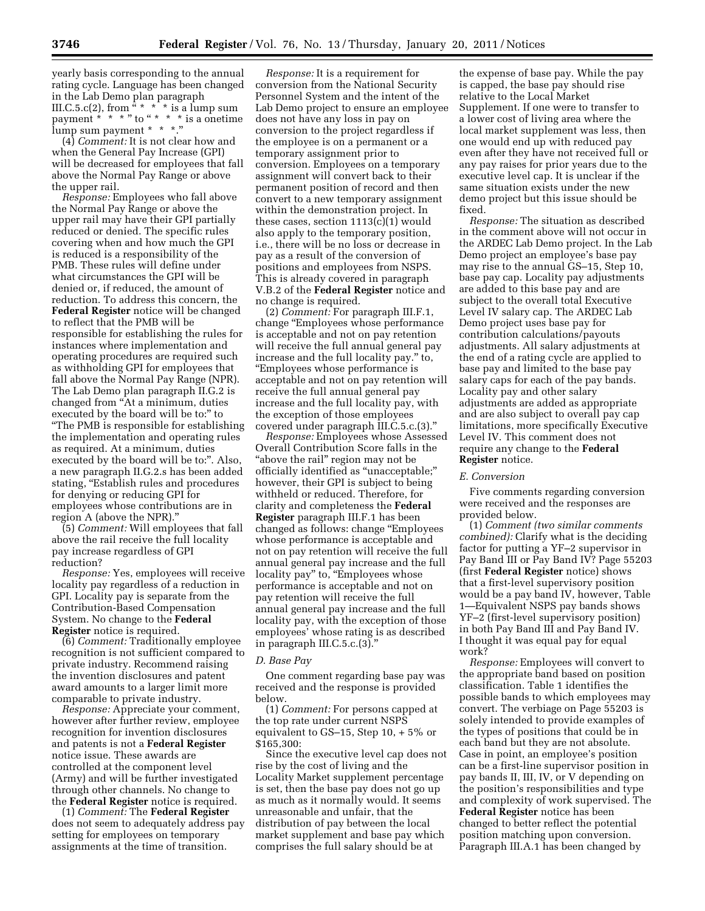yearly basis corresponding to the annual rating cycle. Language has been changed in the Lab Demo plan paragraph III.C.5.c(2), from " * * * is a lump sum payment * * * " to " * * * is a onetime lump sum payment * * *."

(4) *Comment:* It is not clear how and when the General Pay Increase (GPI) will be decreased for employees that fall above the Normal Pay Range or above the upper rail.

*Response:* Employees who fall above the Normal Pay Range or above the upper rail may have their GPI partially reduced or denied. The specific rules covering when and how much the GPI is reduced is a responsibility of the PMB. These rules will define under what circumstances the GPI will be denied or, if reduced, the amount of reduction. To address this concern, the **Federal Register** notice will be changed to reflect that the PMB will be responsible for establishing the rules for instances where implementation and operating procedures are required such as withholding GPI for employees that fall above the Normal Pay Range (NPR). The Lab Demo plan paragraph II.G.2 is changed from "At a minimum, duties executed by the board will be to:" to "The PMB is responsible for establishing the implementation and operating rules as required. At a minimum, duties executed by the board will be to:". Also, a new paragraph II.G.2.s has been added stating, "Establish rules and procedures for denying or reducing GPI for employees whose contributions are in region A (above the NPR)."

(5) *Comment:* Will employees that fall above the rail receive the full locality pay increase regardless of GPI reduction?

*Response:* Yes, employees will receive locality pay regardless of a reduction in GPI. Locality pay is separate from the Contribution-Based Compensation System. No change to the **Federal Register** notice is required.

(6) *Comment:* Traditionally employee recognition is not sufficient compared to private industry. Recommend raising the invention disclosures and patent award amounts to a larger limit more comparable to private industry.

*Response:* Appreciate your comment, however after further review, employee recognition for invention disclosures and patents is not a **Federal Register** notice issue. These awards are controlled at the component level (Army) and will be further investigated through other channels. No change to the **Federal Register** notice is required.

(1) *Comment:* The **Federal Register** does not seem to adequately address pay setting for employees on temporary assignments at the time of transition.

*Response:* It is a requirement for conversion from the National Security Personnel System and the intent of the Lab Demo project to ensure an employee does not have any loss in pay on conversion to the project regardless if the employee is on a permanent or a temporary assignment prior to conversion. Employees on a temporary assignment will convert back to their permanent position of record and then convert to a new temporary assignment within the demonstration project. In these cases, section 1113(c)(1) would also apply to the temporary position, i.e., there will be no loss or decrease in pay as a result of the conversion of positions and employees from NSPS. This is already covered in paragraph V.B.2 of the **Federal Register** notice and no change is required.

(2) *Comment:* For paragraph III.F.1, change "Employees whose performance is acceptable and not on pay retention will receive the full annual general pay increase and the full locality pay." to, "Employees whose performance is acceptable and not on pay retention will receive the full annual general pay increase and the full locality pay, with the exception of those employees covered under paragraph III.C.5.c.(3)."

*Response:* Employees whose Assessed Overall Contribution Score falls in the "above the rail" region may not be officially identified as "unacceptable;" however, their GPI is subject to being withheld or reduced. Therefore, for clarity and completeness the **Federal Register** paragraph III.F.1 has been changed as follows: change "Employees whose performance is acceptable and not on pay retention will receive the full annual general pay increase and the full locality pay" to, "Employees whose performance is acceptable and not on pay retention will receive the full annual general pay increase and the full locality pay, with the exception of those employees' whose rating is as described in paragraph III.C.5.c.(3)."

### *D. Base Pay*

One comment regarding base pay was received and the response is provided below.

(1) *Comment:* For persons capped at the top rate under current NSPS equivalent to GS–15, Step 10, + 5% or $165,300:

Since the executive level cap does not rise by the cost of living and the Locality Market supplement percentage is set, then the base pay does not go up as much as it normally would. It seems unreasonable and unfair, that the distribution of pay between the local market supplement and base pay which comprises the full salary should be at the expense of base pay. While the pay is capped, the base pay should rise relative to the Local Market Supplement. If one were to transfer to a lower cost of living area where the local market supplement was less, then one would end up with reduced pay even after they have not received full or any pay raises for prior years due to the executive level cap. It is unclear if the same situation exists under the new demo project but this issue should be fixed.

*Response:* The situation as described in the comment above will not occur in the ARDEC Lab Demo project. In the Lab Demo project an employee's base pay may rise to the annual GS–15, Step 10, base pay cap. Locality pay adjustments are added to this base pay and are subject to the overall total Executive Level IV salary cap. The ARDEC Lab Demo project uses base pay for contribution calculations/payouts adjustments. All salary adjustments at the end of a rating cycle are applied to base pay and limited to the base pay salary caps for each of the pay bands. Locality pay and other salary adjustments are added as appropriate and are also subject to overall pay cap limitations, more specifically Executive Level IV. This comment does not require any change to the **Federal Register** notice.

### *E. Conversion*

Five comments regarding conversion were received and the responses are provided below.

(1) *Comment (two similar comments combined):* Clarify what is the deciding factor for putting a YF–2 supervisor in Pay Band III or Pay Band IV? Page 55203 (first **Federal Register** notice) shows that a first-level supervisory position would be a pay band IV, however, Table 1—Equivalent NSPS pay bands shows YF–2 (first-level supervisory position) in both Pay Band III and Pay Band IV. I thought it was equal pay for equal work?

*Response:* Employees will convert to the appropriate band based on position classification. Table 1 identifies the possible bands to which employees may convert. The verbiage on Page 55203 is solely intended to provide examples of the types of positions that could be in each band but they are not absolute. Case in point, an employee's position can be a first-line supervisor position in pay bands II, III, IV, or V depending on the position's responsibilities and type and complexity of work supervised. The **Federal Register** notice has been changed to better reflect the potential position matching upon conversion. Paragraph III.A.1 has been changed by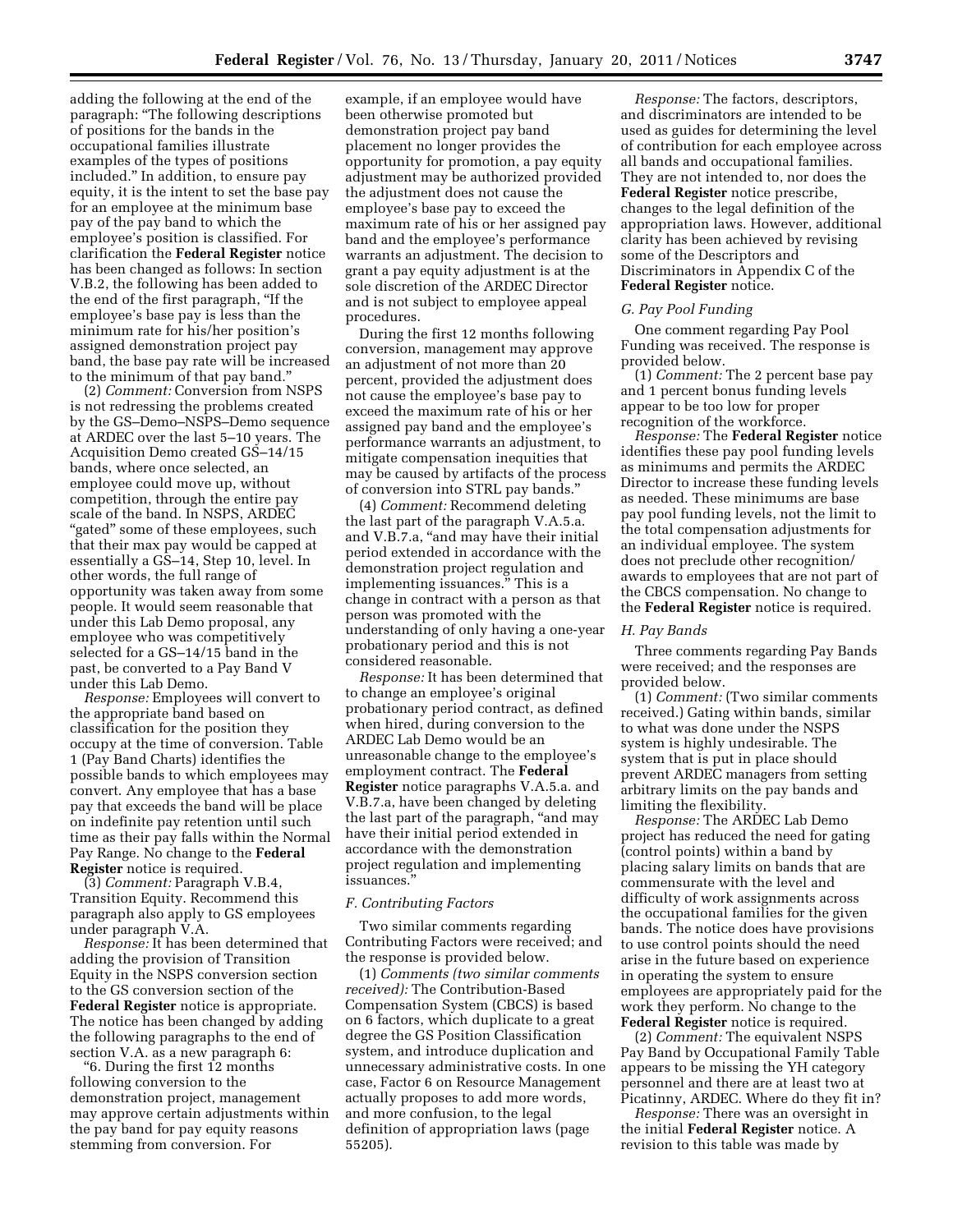adding the following at the end of the paragraph: "The following descriptions of positions for the bands in the occupational families illustrate examples of the types of positions included." In addition, to ensure pay equity, it is the intent to set the base pay for an employee at the minimum base pay of the pay band to which the employee's position is classified. For clarification the **Federal Register** notice has been changed as follows: In section V.B.2, the following has been added to the end of the first paragraph, "If the employee's base pay is less than the minimum rate for his/her position's assigned demonstration project pay band, the base pay rate will be increased to the minimum of that pay band."

(2) *Comment:* Conversion from NSPS is not redressing the problems created by the GS–Demo–NSPS–Demo sequence at ARDEC over the last 5–10 years. The Acquisition Demo created GS–14/15 bands, where once selected, an employee could move up, without competition, through the entire pay scale of the band. In NSPS, ARDEC "gated" some of these employees, such that their max pay would be capped at essentially a GS–14, Step 10, level. In other words, the full range of opportunity was taken away from some people. It would seem reasonable that under this Lab Demo proposal, any employee who was competitively selected for a GS–14/15 band in the past, be converted to a Pay Band V under this Lab Demo.

*Response:* Employees will convert to the appropriate band based on classification for the position they occupy at the time of conversion. Table 1 (Pay Band Charts) identifies the possible bands to which employees may convert. Any employee that has a base pay that exceeds the band will be place on indefinite pay retention until such time as their pay falls within the Normal Pay Range. No change to the **Federal Register** notice is required.

(3) *Comment:* Paragraph V.B.4, Transition Equity. Recommend this paragraph also apply to GS employees under paragraph V.A.

*Response:* It has been determined that adding the provision of Transition Equity in the NSPS conversion section to the GS conversion section of the **Federal Register** notice is appropriate. The notice has been changed by adding the following paragraphs to the end of section V.A. as a new paragraph 6:

"6. During the first 12 months following conversion to the demonstration project, management may approve certain adjustments within the pay band for pay equity reasons stemming from conversion. For example, if an employee would have been otherwise promoted but demonstration project pay band placement no longer provides the opportunity for promotion, a pay equity adjustment may be authorized provided the adjustment does not cause the employee's base pay to exceed the maximum rate of his or her assigned pay band and the employee's performance warrants an adjustment. The decision to grant a pay equity adjustment is at the sole discretion of the ARDEC Director and is not subject to employee appeal procedures.

During the first 12 months following conversion, management may approve an adjustment of not more than 20 percent, provided the adjustment does not cause the employee's base pay to exceed the maximum rate of his or her assigned pay band and the employee's performance warrants an adjustment, to mitigate compensation inequities that may be caused by artifacts of the process of conversion into STRL pay bands."

(4) *Comment:* Recommend deleting the last part of the paragraph V.A.5.a. and V.B.7.a, "and may have their initial period extended in accordance with the demonstration project regulation and implementing issuances." This is a change in contract with a person as that person was promoted with the understanding of only having a one-year probationary period and this is not considered reasonable.

*Response:* It has been determined that to change an employee's original probationary period contract, as defined when hired, during conversion to the ARDEC Lab Demo would be an unreasonable change to the employee's employment contract. The **Federal Register** notice paragraphs V.A.5.a. and V.B.7.a, have been changed by deleting the last part of the paragraph, "and may have their initial period extended in accordance with the demonstration project regulation and implementing issuances."

### F. Contributing Factors

Two similar comments regarding Contributing Factors were received; and the response is provided below.

(1) *Comments (two similar comments received):* The Contribution-Based Compensation System (CBCS) is based on 6 factors, which duplicate to a great degree the GS Position Classification system, and introduce duplication and unnecessary administrative costs. In one case, Factor 6 on Resource Management actually proposes to add more words, and more confusion, to the legal definition of appropriation laws (page 55205).

*Response:* The factors, descriptors, and discriminators are intended to be used as guides for determining the level of contribution for each employee across all bands and occupational families. They are not intended to, nor does the **Federal Register** notice prescribe, changes to the legal definition of the appropriation laws. However, additional clarity has been achieved by revising some of the Descriptors and Discriminators in Appendix C of the **Federal Register** notice.

### G. Pay Pool Funding

One comment regarding Pay Pool Funding was received. The response is provided below.

(1) *Comment:* The 2 percent base pay and 1 percent bonus funding levels appear to be too low for proper recognition of the workforce.

*Response:* The **Federal Register** notice identifies these pay pool funding levels as minimums and permits the ARDEC Director to increase these funding levels as needed. These minimums are base pay pool funding levels, not the limit to the total compensation adjustments for an individual employee. The system does not preclude other recognition/awards to employees that are not part of the CBCS compensation. No change to the **Federal Register** notice is required.

### H. Pay Bands

Three comments regarding Pay Bands were received; and the responses are provided below.

(1) *Comment:* (Two similar comments received.) Gating within bands, similar to what was done under the NSPS system is highly undesirable. The system that is put in place should prevent ARDEC managers from setting arbitrary limits on the pay bands and limiting the flexibility.

*Response:* The ARDEC Lab Demo project has reduced the need for gating (control points) within a band by placing salary limits on bands that are commensurate with the level and difficulty of work assignments across the occupational families for the given bands. The notice does have provisions to use control points should the need arise in the future based on experience in operating the system to ensure employees are appropriately paid for the work they perform. No change to the **Federal Register** notice is required.

(2) *Comment:* The equivalent NSPS Pay Band by Occupational Family Table appears to be missing the YH category personnel and there are at least two at Picatinny, ARDEC. Where do they fit in?

*Response:* There was an oversight in the initial **Federal Register** notice. A revision to this table was made by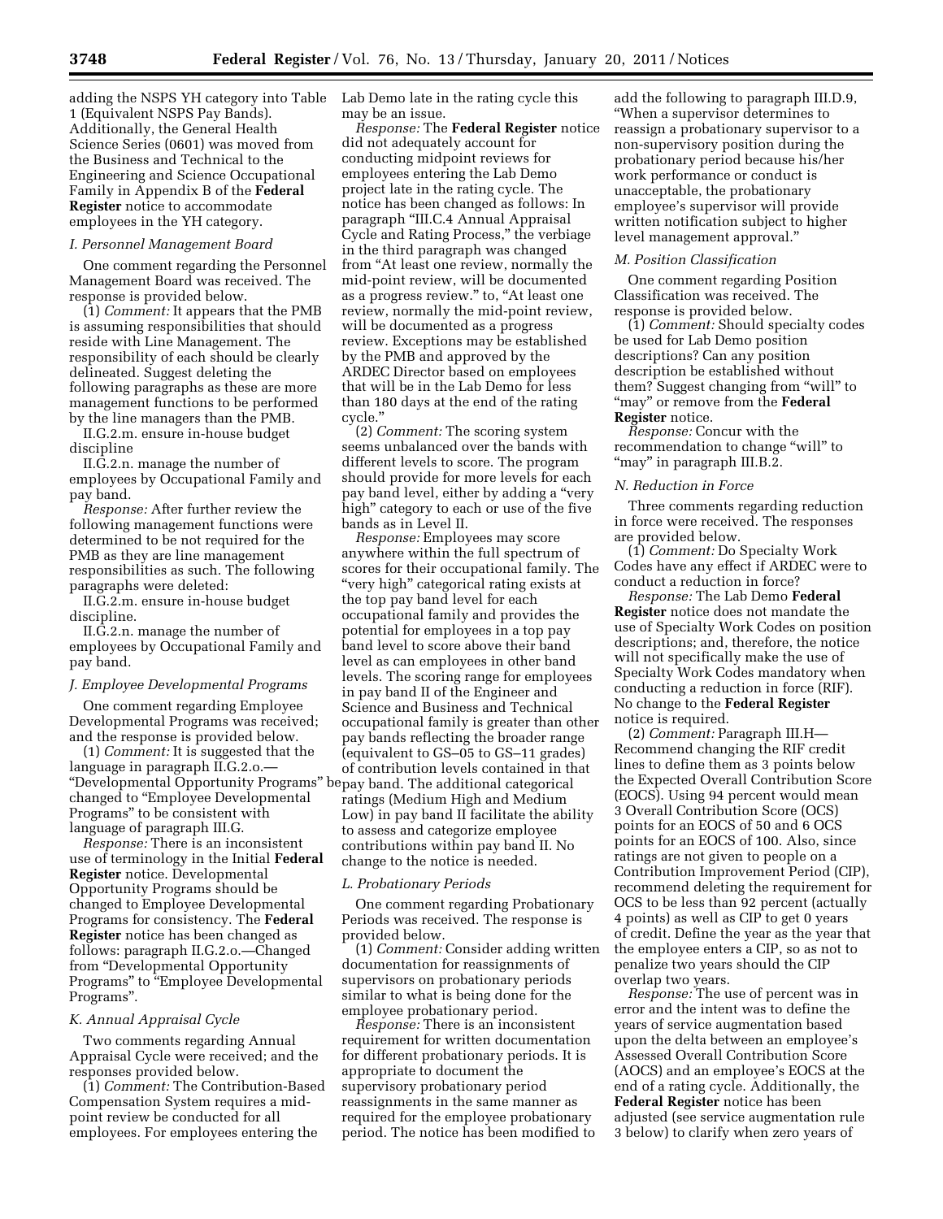adding the NSPS YH category into Table 1 (Equivalent NSPS Pay Bands). Additionally, the General Health Science Series (0601) was moved from the Business and Technical to the Engineering and Science Occupational Family in Appendix B of the **Federal Register** notice to accommodate employees in the YH category.

*I. Personnel Management Board*

One comment regarding the Personnel Management Board was received. The response is provided below.

(1) *Comment:* It appears that the PMB is assuming responsibilities that should reside with Line Management. The responsibility of each should be clearly delineated. Suggest deleting the following paragraphs as these are more management functions to be performed by the line managers than the PMB.

II.G.2.m. ensure in-house budget discipline

II.G.2.n. manage the number of employees by Occupational Family and pay band.

*Response:* After further review the following management functions were determined to be not required for the PMB as they are line management responsibilities as such. The following paragraphs were deleted:

II.G.2.m. ensure in-house budget discipline.

II.G.2.n. manage the number of employees by Occupational Family and pay band.

*J. Employee Developmental Programs*

One comment regarding Employee Developmental Programs was received; and the response is provided below.

(1) *Comment:* It is suggested that the language in paragraph II.G.2.o.—"Developmental Opportunity Programs" be changed to "Employee Developmental Programs" to be consistent with language of paragraph III.G.

*Response:* There is an inconsistent use of terminology in the Initial **Federal Register** notice. Developmental Opportunity Programs should be changed to Employee Developmental Programs for consistency. The **Federal Register** notice has been changed as follows: paragraph II.G.2.o.—Changed from "Developmental Opportunity Programs" to "Employee Developmental Programs".

*K. Annual Appraisal Cycle*

Two comments regarding Annual Appraisal Cycle were received; and the responses provided below.

(1) *Comment:* The Contribution-Based Compensation System requires a mid-point review be conducted for all employees. For employees entering the Lab Demo late in the rating cycle this may be an issue.

*Response:* The **Federal Register** notice did not adequately account for conducting midpoint reviews for employees entering the Lab Demo project late in the rating cycle. The notice has been changed as follows: In paragraph "III.C.4 Annual Appraisal Cycle and Rating Process," the verbiage in the third paragraph was changed from "At least one review, normally the mid-point review, will be documented as a progress review." to, "At least one review, normally the mid-point review, will be documented as a progress review. Exceptions may be established by the PMB and approved by the ARDEC Director based on employees that will be in the Lab Demo for less than 180 days at the end of the rating cycle."

(2) *Comment:* The scoring system seems unbalanced over the bands with different levels to score. The program should provide for more levels for each pay band level, either by adding a "very high" category to each or use of the five bands as in Level II.

*Response:* Employees may score anywhere within the full spectrum of scores for their occupational family. The "very high" categorical rating exists at the top pay band level for each occupational family and provides the potential for employees in a top pay band level to score above their band level as can employees in other band levels. The scoring range for employees in pay band II of the Engineer and Science and Business and Technical occupational family is greater than other pay bands reflecting the broader range (equivalent to GS–05 to GS–11 grades) of contribution levels contained in that pay band. The additional categorical ratings (Medium High and Medium Low) in pay band II facilitate the ability to assess and categorize employee contributions within pay band II. No change to the notice is needed.

*L. Probationary Periods*

One comment regarding Probationary Periods was received. The response is provided below.

(1) *Comment:* Consider adding written documentation for reassignments of supervisors on probationary periods similar to what is being done for the employee probationary period.

*Response:* There is an inconsistent requirement for written documentation for different probationary periods. It is appropriate to document the supervisory probationary period reassignments in the same manner as required for the employee probationary period. The notice has been modified to add the following to paragraph III.D.9, "When a supervisor determines to reassign a probationary supervisor to a non-supervisory position during the probationary period because his/her work performance or conduct is unacceptable, the probationary employee's supervisor will provide written notification subject to higher level management approval."

*M. Position Classification*

One comment regarding Position Classification was received. The response is provided below.

(1) *Comment:* Should specialty codes be used for Lab Demo position descriptions? Can any position description be established without them? Suggest changing from "will" to "may" or remove from the **Federal Register** notice.

*Response:* Concur with the recommendation to change "will" to "may" in paragraph III.B.2.

*N. Reduction in Force*

Three comments regarding reduction in force were received. The responses are provided below.

(1) *Comment:* Do Specialty Work Codes have any effect if ARDEC were to conduct a reduction in force?

*Response:* The Lab Demo **Federal Register** notice does not mandate the use of Specialty Work Codes on position descriptions; and, therefore, the notice will not specifically make the use of Specialty Work Codes mandatory when conducting a reduction in force (RIF). No change to the **Federal Register** notice is required.

(2) *Comment:* Paragraph III.H—Recommend changing the RIF credit lines to define them as 3 points below the Expected Overall Contribution Score (EOCS). Using 94 percent would mean 3 Overall Contribution Score (OCS) points for an EOCS of 50 and 6 OCS points for an EOCS of 100. Also, since ratings are not given to people on a Contribution Improvement Period (CIP), recommend deleting the requirement for OCS to be less than 92 percent (actually 4 points) as well as CIP to get 0 years of credit. Define the year as the year that the employee enters a CIP, so as not to penalize two years should the CIP overlap two years.

*Response:* The use of percent was in error and the intent was to define the years of service augmentation based upon the delta between an employee's Assessed Overall Contribution Score (AOCS) and an employee's EOCS at the end of a rating cycle. Additionally, the **Federal Register** notice has been adjusted (see service augmentation rule 3 below) to clarify when zero years of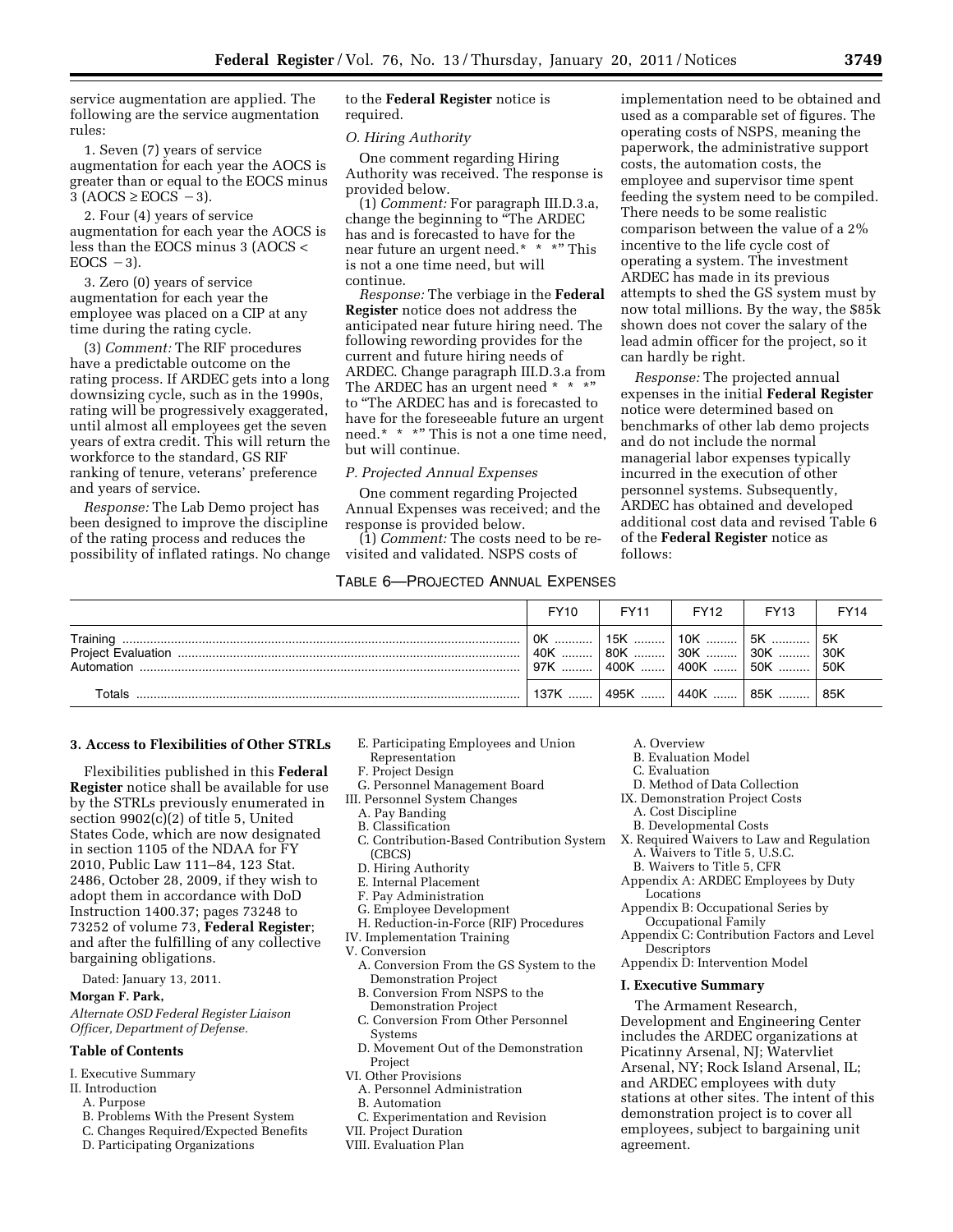service augmentation are applied. The following are the service augmentation rules:

1. Seven (7) years of service augmentation for each year the AOCS is greater than or equal to the EOCS minus 3 (AOCS ≥ EOCS − 3).

2. Four (4) years of service augmentation for each year the AOCS is less than the EOCS minus 3 (AOCS < EOCS − 3).

3. Zero (0) years of service augmentation for each year the employee was placed on a CIP at any time during the rating cycle.

(3) *Comment:* The RIF procedures have a predictable outcome on the rating process. If ARDEC gets into a long downsizing cycle, such as in the 1990s, rating will be progressively exaggerated, until almost all employees get the seven years of extra credit. This will return the workforce to the standard, GS RIF ranking of tenure, veterans' preference and years of service.

*Response:* The Lab Demo project has been designed to improve the discipline of the rating process and reduces the possibility of inflated ratings. No change to the **Federal Register** notice is required.

*O. Hiring Authority*

One comment regarding Hiring Authority was received. The response is provided below.

(1) *Comment:* For paragraph III.D.3.a, change the beginning to "The ARDEC has and is forecasted to have for the near future an urgent need.* * *" This is not a one time need, but will continue.

*Response:* The verbiage in the **Federal Register** notice does not address the anticipated near future hiring need. The following rewording provides for the current and future hiring needs of ARDEC. Change paragraph III.D.3.a from The ARDEC has an urgent need * * *" to "The ARDEC has and is forecasted to have for the foreseeable future an urgent need.* * *" This is not a one time need, but will continue.

*P. Projected Annual Expenses*

One comment regarding Projected Annual Expenses was received; and the response is provided below.

(1) *Comment:* The costs need to be re-visited and validated. NSPS costs of implementation need to be obtained and used as a comparable set of figures. The operating costs of NSPS, meaning the paperwork, the administrative support costs, the automation costs, the employee and supervisor time spent feeding the system need to be compiled. There needs to be some realistic comparison between the value of a 2% incentive to the life cycle cost of operating a system. The investment ARDEC has made in its previous attempts to shed the GS system must by now total millions. By the way, the $85k shown does not cover the salary of the lead admin officer for the project, so it can hardly be right.

*Response:* The projected annual expenses in the initial **Federal Register** notice were determined based on benchmarks of other lab demo projects and do not include the normal managerial labor expenses typically incurred in the execution of other personnel systems. Subsequently, ARDEC has obtained and developed additional cost data and revised Table 6 of the **Federal Register** notice as follows:

TABLE 6—PROJECTED ANNUAL EXPENSES

| | FY10 | FY11 | FY12 | FY13 | FY14 |
|---|---|---|---|---|---|
| Training | 0K | 15K | 10K | 5K | 5K |
| Project Evaluation | 40K | 80K | 30K | 30K | 30K |
| Automation | 97K | 400K | 400K | 50K | 50K |
| Totals | 137K | 495K | 440K | 85K | 85K |

**3. Access to Flexibilities of Other STRLs**

Flexibilities published in this **Federal Register** notice shall be available for use by the STRLs previously enumerated in section 9902(c)(2) of title 5, United States Code, which are now designated in section 1105 of the NDAA for FY 2010, Public Law 111–84, 123 Stat. 2486, October 28, 2009, if they wish to adopt them in accordance with DoD Instruction 1400.37; pages 73248 to 73252 of volume 73, **Federal Register**; and after the fulfilling of any collective bargaining obligations.

Dated: January 13, 2011.

**Morgan F. Park,**

*Alternate OSD Federal Register Liaison Officer, Department of Defense.*

**Table of Contents**

- I. Executive Summary
- II. Introduction
  - A. Purpose
  - B. Problems With the Present System
  - C. Changes Required/Expected Benefits
  - D. Participating Organizations
  - E. Participating Employees and Union Representation
  - F. Project Design
  - G. Personnel Management Board
- III. Personnel System Changes
  - A. Pay Banding
  - B. Classification
  - C. Contribution-Based Contribution System (CBCS)
  - D. Hiring Authority
  - E. Internal Placement
  - F. Pay Administration
  - G. Employee Development
  - H. Reduction-in-Force (RIF) Procedures
- IV. Implementation Training
- V. Conversion
  - A. Conversion From the GS System to the Demonstration Project
  - B. Conversion From NSPS to the Demonstration Project
  - C. Conversion From Other Personnel Systems
  - D. Movement Out of the Demonstration Project
- VI. Other Provisions
  - A. Personnel Administration
  - B. Automation
  - C. Experimentation and Revision
- VII. Project Duration
- VIII. Evaluation Plan
  - A. Overview
  - B. Evaluation Model
  - C. Evaluation
  - D. Method of Data Collection
- IX. Demonstration Project Costs
  - A. Cost Discipline
  - B. Developmental Costs
- X. Required Waivers to Law and Regulation
  - A. Waivers to Title 5, U.S.C.
  - B. Waivers to Title 5, CFR
- Appendix A: ARDEC Employees by Duty Locations
- Appendix B: Occupational Series by Occupational Family
- Appendix C: Contribution Factors and Level Descriptors
- Appendix D: Intervention Model

**I. Executive Summary**

The Armament Research, Development and Engineering Center includes the ARDEC organizations at Picatinny Arsenal, NJ; Watervliet Arsenal, NY; Rock Island Arsenal, IL; and ARDEC employees with duty stations at other sites. The intent of this demonstration project is to cover all employees, subject to bargaining unit agreement.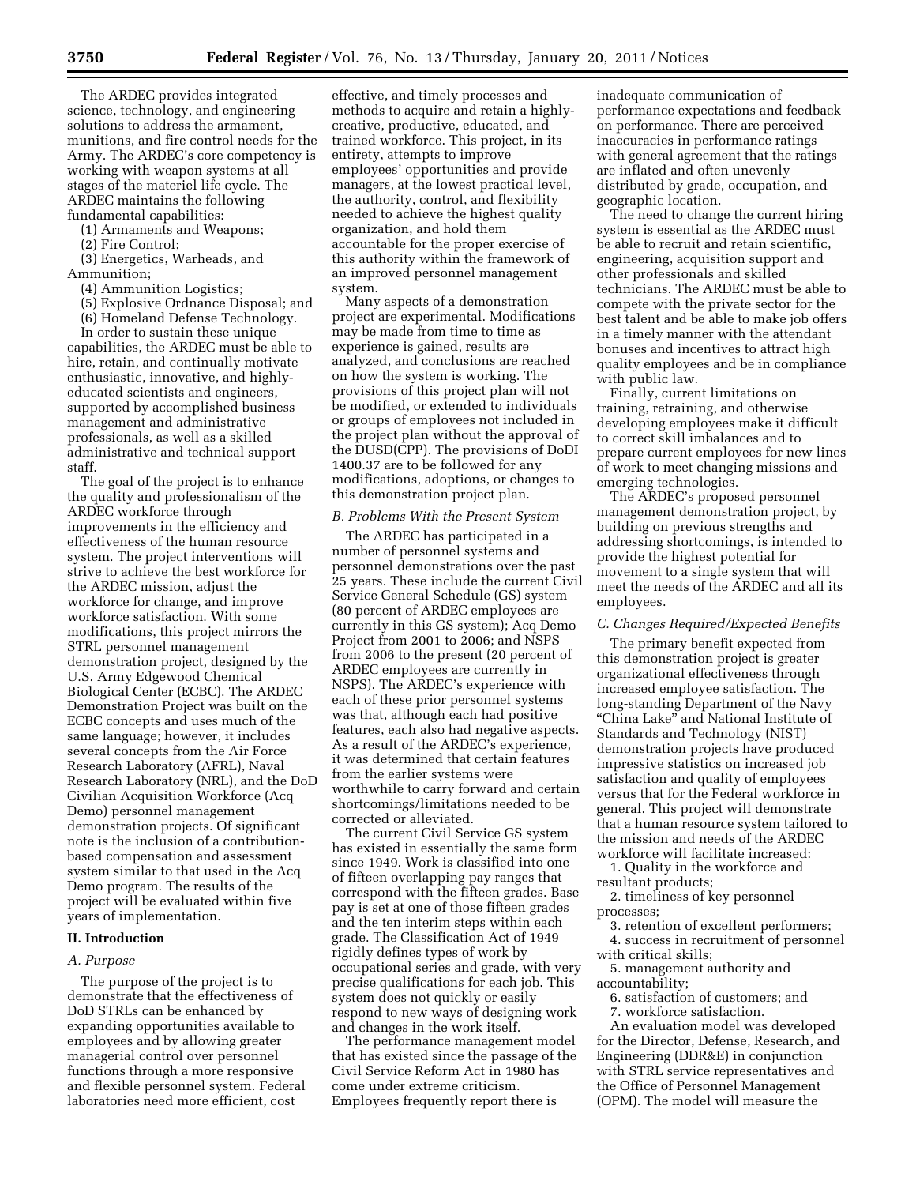The ARDEC provides integrated science, technology, and engineering solutions to address the armament, munitions, and fire control needs for the Army. The ARDEC's core competency is working with weapon systems at all stages of the materiel life cycle. The ARDEC maintains the following fundamental capabilities:

(1) Armaments and Weapons;

(2) Fire Control;

(3) Energetics, Warheads, and Ammunition;

(4) Ammunition Logistics;

(5) Explosive Ordnance Disposal; and

(6) Homeland Defense Technology.

In order to sustain these unique capabilities, the ARDEC must be able to hire, retain, and continually motivate enthusiastic, innovative, and highly-educated scientists and engineers, supported by accomplished business management and administrative professionals, as well as a skilled administrative and technical support staff.

The goal of the project is to enhance the quality and professionalism of the ARDEC workforce through improvements in the efficiency and effectiveness of the human resource system. The project interventions will strive to achieve the best workforce for the ARDEC mission, adjust the workforce for change, and improve workforce satisfaction. With some modifications, this project mirrors the STRL personnel management demonstration project, designed by the U.S. Army Edgewood Chemical Biological Center (ECBC). The ARDEC Demonstration Project was built on the ECBC concepts and uses much of the same language; however, it includes several concepts from the Air Force Research Laboratory (AFRL), Naval Research Laboratory (NRL), and the DoD Civilian Acquisition Workforce (Acq Demo) personnel management demonstration projects. Of significant note is the inclusion of a contribution-based compensation and assessment system similar to that used in the Acq Demo program. The results of the project will be evaluated within five years of implementation.

## II. Introduction

### A. Purpose

The purpose of the project is to demonstrate that the effectiveness of DoD STRLs can be enhanced by expanding opportunities available to employees and by allowing greater managerial control over personnel functions through a more responsive and flexible personnel system. Federal laboratories need more efficient, cost effective, and timely processes and methods to acquire and retain a highly-creative, productive, educated, and trained workforce. This project, in its entirety, attempts to improve employees' opportunities and provide managers, at the lowest practical level, the authority, control, and flexibility needed to achieve the highest quality organization, and hold them accountable for the proper exercise of this authority within the framework of an improved personnel management system.

Many aspects of a demonstration project are experimental. Modifications may be made from time to time as experience is gained, results are analyzed, and conclusions are reached on how the system is working. The provisions of this project plan will not be modified, or extended to individuals or groups of employees not included in the project plan without the approval of the DUSD(CPP). The provisions of DoDI 1400.37 are to be followed for any modifications, adoptions, or changes to this demonstration project plan.

### B. Problems With the Present System

The ARDEC has participated in a number of personnel systems and personnel demonstrations over the past 25 years. These include the current Civil Service General Schedule (GS) system (80 percent of ARDEC employees are currently in this GS system); Acq Demo Project from 2001 to 2006; and NSPS from 2006 to the present (20 percent of ARDEC employees are currently in NSPS). The ARDEC's experience with each of these prior personnel systems was that, although each had positive features, each also had negative aspects. As a result of the ARDEC's experience, it was determined that certain features from the earlier systems were worthwhile to carry forward and certain shortcomings/limitations needed to be corrected or alleviated.

The current Civil Service GS system has existed in essentially the same form since 1949. Work is classified into one of fifteen overlapping pay ranges that correspond with the fifteen grades. Base pay is set at one of those fifteen grades and the ten interim steps within each grade. The Classification Act of 1949 rigidly defines types of work by occupational series and grade, with very precise qualifications for each job. This system does not quickly or easily respond to new ways of designing work and changes in the work itself.

The performance management model that has existed since the passage of the Civil Service Reform Act in 1980 has come under extreme criticism. Employees frequently report there is inadequate communication of performance expectations and feedback on performance. There are perceived inaccuracies in performance ratings with general agreement that the ratings are inflated and often unevenly distributed by grade, occupation, and geographic location.

The need to change the current hiring system is essential as the ARDEC must be able to recruit and retain scientific, engineering, acquisition support and other professionals and skilled technicians. The ARDEC must be able to compete with the private sector for the best talent and be able to make job offers in a timely manner with the attendant bonuses and incentives to attract high quality employees and be in compliance with public law.

Finally, current limitations on training, retraining, and otherwise developing employees make it difficult to correct skill imbalances and to prepare current employees for new lines of work to meet changing missions and emerging technologies.

The ARDEC's proposed personnel management demonstration project, by building on previous strengths and addressing shortcomings, is intended to provide the highest potential for movement to a single system that will meet the needs of the ARDEC and all its employees.

### C. Changes Required/Expected Benefits

The primary benefit expected from this demonstration project is greater organizational effectiveness through increased employee satisfaction. The long-standing Department of the Navy "China Lake" and National Institute of Standards and Technology (NIST) demonstration projects have produced impressive statistics on increased job satisfaction and quality of employees versus that for the Federal workforce in general. This project will demonstrate that a human resource system tailored to the mission and needs of the ARDEC workforce will facilitate increased:

1. Quality in the workforce and resultant products;
2. timeliness of key personnel processes;
3. retention of excellent performers;
4. success in recruitment of personnel with critical skills;
5. management authority and accountability;
6. satisfaction of customers; and
7. workforce satisfaction.

An evaluation model was developed for the Director, Defense, Research, and Engineering (DDR&E) in conjunction with STRL service representatives and the Office of Personnel Management (OPM). The model will measure the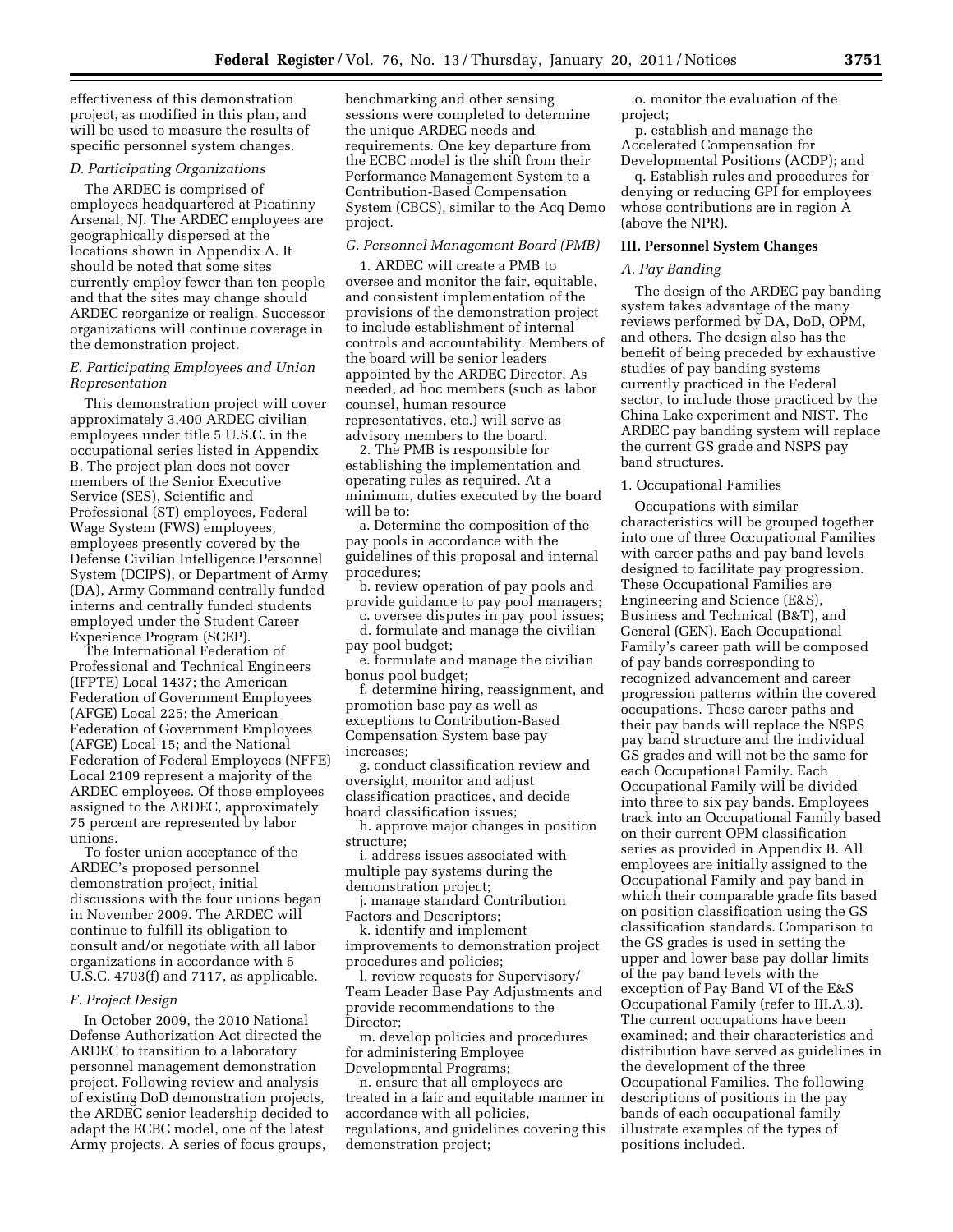effectiveness of this demonstration project, as modified in this plan, and will be used to measure the results of specific personnel system changes.

### D. Participating Organizations

The ARDEC is comprised of employees headquartered at Picatinny Arsenal, NJ. The ARDEC employees are geographically dispersed at the locations shown in Appendix A. It should be noted that some sites currently employ fewer than ten people and that the sites may change should ARDEC reorganize or realign. Successor organizations will continue coverage in the demonstration project.

### E. Participating Employees and Union Representation

This demonstration project will cover approximately 3,400 ARDEC civilian employees under title 5 U.S.C. in the occupational series listed in Appendix B. The project plan does not cover members of the Senior Executive Service (SES), Scientific and Professional (ST) employees, Federal Wage System (FWS) employees, employees presently covered by the Defense Civilian Intelligence Personnel System (DCIPS), or Department of Army (DA), Army Command centrally funded interns and centrally funded students employed under the Student Career Experience Program (SCEP).

The International Federation of Professional and Technical Engineers (IFPTE) Local 1437; the American Federation of Government Employees (AFGE) Local 225; the American Federation of Government Employees (AFGE) Local 15; and the National Federation of Federal Employees (NFFE) Local 2109 represent a majority of the ARDEC employees. Of those employees assigned to the ARDEC, approximately 75 percent are represented by labor unions.

To foster union acceptance of the ARDEC's proposed personnel demonstration project, initial discussions with the four unions began in November 2009. The ARDEC will continue to fulfill its obligation to consult and/or negotiate with all labor organizations in accordance with 5 U.S.C. 4703(f) and 7117, as applicable.

### F. Project Design

In October 2009, the 2010 National Defense Authorization Act directed the ARDEC to transition to a laboratory personnel management demonstration project. Following review and analysis of existing DoD demonstration projects, the ARDEC senior leadership decided to adapt the ECBC model, one of the latest Army projects. A series of focus groups, benchmarking and other sensing sessions were completed to determine the unique ARDEC needs and requirements. One key departure from the ECBC model is the shift from their Performance Management System to a Contribution-Based Compensation System (CBCS), similar to the Acq Demo project.

### G. Personnel Management Board (PMB)

1. ARDEC will create a PMB to oversee and monitor the fair, equitable, and consistent implementation of the provisions of the demonstration project to include establishment of internal controls and accountability. Members of the board will be senior leaders appointed by the ARDEC Director. As needed, ad hoc members (such as labor counsel, human resource representatives, etc.) will serve as advisory members to the board.

2. The PMB is responsible for establishing the implementation and operating rules as required. At a minimum, duties executed by the board will be to:

a. Determine the composition of the pay pools in accordance with the guidelines of this proposal and internal procedures;

b. review operation of pay pools and provide guidance to pay pool managers;

c. oversee disputes in pay pool issues;

d. formulate and manage the civilian pay pool budget;

e. formulate and manage the civilian bonus pool budget;

f. determine hiring, reassignment, and promotion base pay as well as exceptions to Contribution-Based Compensation System base pay increases;

g. conduct classification review and oversight, monitor and adjust classification practices, and decide board classification issues;

h. approve major changes in position structure;

i. address issues associated with multiple pay systems during the demonstration project;

j. manage standard Contribution Factors and Descriptors;

k. identify and implement improvements to demonstration project procedures and policies;

l. review requests for Supervisory/Team Leader Base Pay Adjustments and provide recommendations to the Director;

m. develop policies and procedures for administering Employee Developmental Programs;

n. ensure that all employees are treated in a fair and equitable manner in accordance with all policies, regulations, and guidelines covering this demonstration project;

o. monitor the evaluation of the project;

p. establish and manage the Accelerated Compensation for Developmental Positions (ACDP); and

q. Establish rules and procedures for denying or reducing GPI for employees whose contributions are in region A (above the NPR).

## III. Personnel System Changes

### A. Pay Banding

The design of the ARDEC pay banding system takes advantage of the many reviews performed by DA, DoD, OPM, and others. The design also has the benefit of being preceded by exhaustive studies of pay banding systems currently practiced in the Federal sector, to include those practiced by the China Lake experiment and NIST. The ARDEC pay banding system will replace the current GS grade and NSPS pay band structures.

1. Occupational Families

Occupations with similar characteristics will be grouped together into one of three Occupational Families with career paths and pay band levels designed to facilitate pay progression. These Occupational Families are Engineering and Science (E&S), Business and Technical (B&T), and General (GEN). Each Occupational Family's career path will be composed of pay bands corresponding to recognized advancement and career progression patterns within the covered occupations. These career paths and their pay bands will replace the NSPS pay band structure and the individual GS grades and will not be the same for each Occupational Family. Each Occupational Family will be divided into three to six pay bands. Employees track into an Occupational Family based on their current OPM classification series as provided in Appendix B. All employees are initially assigned to the Occupational Family and pay band in which their comparable grade fits based on position classification using the GS classification standards. Comparison to the GS grades is used in setting the upper and lower base pay dollar limits of the pay band levels with the exception of Pay Band VI of the E&S Occupational Family (refer to III.A.3). The current occupations have been examined; and their characteristics and distribution have served as guidelines in the development of the three Occupational Families. The following descriptions of positions in the pay bands of each occupational family illustrate examples of the types of positions included.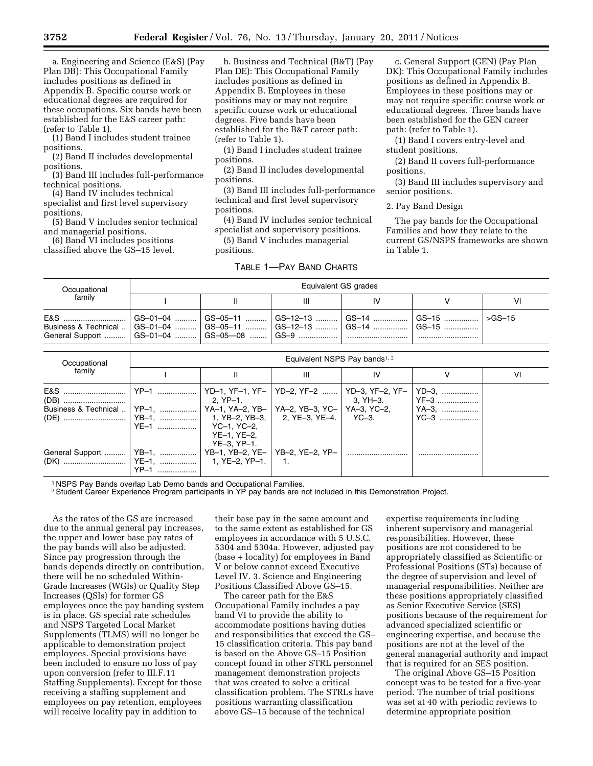a. Engineering and Science (E&S) (Pay Plan DB): This Occupational Family includes positions as defined in Appendix B. Specific course work or educational degrees are required for these occupations. Six bands have been established for the E&S career path: (refer to Table 1).

(1) Band I includes student trainee positions.

(2) Band II includes developmental positions.

(3) Band III includes full-performance technical positions.

(4) Band IV includes technical specialist and first level supervisory positions.

(5) Band V includes senior technical and managerial positions.

(6) Band VI includes positions classified above the GS–15 level.

b. Business and Technical (B&T) (Pay Plan DE): This Occupational Family includes positions as defined in Appendix B. Employees in these positions may or may not require specific course work or educational degrees. Five bands have been established for the B&T career path: (refer to Table 1).

(1) Band I includes student trainee positions.

(2) Band II includes developmental positions.

(3) Band III includes full-performance technical and first level supervisory positions.

(4) Band IV includes senior technical specialist and supervisory positions.

(5) Band V includes managerial positions.

c. General Support (GEN) (Pay Plan DK): This Occupational Family includes positions as defined in Appendix B. Employees in these positions may or may not require specific course work or educational degrees. Three bands have been established for the GEN career path: (refer to Table 1).

(1) Band I covers entry-level and student positions.

(2) Band II covers full-performance positions.

(3) Band III includes supervisory and senior positions.

2. Pay Band Design

The pay bands for the Occupational Families and how they relate to the current GS/NSPS frameworks are shown in Table 1.

TABLE 1—PAY BAND CHARTS

| Occupational family | Equivalent GS grades | | | | | |
|---|---|---|---|---|---|---|
| | I | II | III | IV | V | VI |
| E&S | GS–01–04 | GS–05–11 | GS–12–13 | GS–14 | GS–15 | >GS–15 |
| Business & Technical | GS–01–04 | GS–05–11 | GS–12–13 | GS–14 | GS–15 | |
| General Support | GS–01–04 | GS–05—08 | GS–9 | | | |

| Occupational family | Equivalent NSPS Pay bands[1, 2] | | | | | |
|---|---|---|---|---|---|---|
| | I | II | III | IV | V | VI |
| E&S (DB) | YP–1 | YD–1, YF–1, YF–2, YP–1. | YD–2, YF–2 | YD–3, YF–2, YF–3, YH–3. | YD–3, YF–3 | |
| Business & Technical (DE) | YP–1, YB–1, YE–1 | YA–1, YA–2, YB–1, YB–2, YB–3, YC–1, YC–2, YE–1, YE–2, YE–3, YP–1. | YA–2, YB–3, YC–2, YE–3, YE–4. | YA–3, YC–2, YC–3. | YA–3, YC–3 | |
| General Support (DK) | YB–1, YE–1, YP–1 | YB–1, YB–2, YE–1, YE–2, YP–1. | YB–2, YE–2, YP–1. | | | |

[1] NSPS Pay Bands overlap Lab Demo bands and Occupational Families.
[2] Student Career Experience Program participants in YP pay bands are not included in this Demonstration Project.

As the rates of the GS are increased due to the annual general pay increases, the upper and lower base pay rates of the pay bands will also be adjusted. Since pay progression through the bands depends directly on contribution, there will be no scheduled Within-Grade Increases (WGIs) or Quality Step Increases (QSIs) for former GS employees once the pay banding system is in place. GS special rate schedules and NSPS Targeted Local Market Supplements (TLMS) will no longer be applicable to demonstration project employees. Special provisions have been included to ensure no loss of pay upon conversion (refer to III.F.11 Staffing Supplements). Except for those receiving a staffing supplement and employees on pay retention, employees will receive locality pay in addition to their base pay in the same amount and to the same extent as established for GS employees in accordance with 5 U.S.C. 5304 and 5304a. However, adjusted pay (base + locality) for employees in Band V or below cannot exceed Executive Level IV. 3. Science and Engineering Positions Classified Above GS–15.

The career path for the E&S Occupational Family includes a pay band VI to provide the ability to accommodate positions having duties and responsibilities that exceed the GS–15 classification criteria. This pay band is based on the Above GS–15 Position concept found in other STRL personnel management demonstration projects that was created to solve a critical classification problem. The STRLs have positions warranting classification above GS–15 because of the technical expertise requirements including inherent supervisory and managerial responsibilities. However, these positions are not considered to be appropriately classified as Scientific or Professional Positions (STs) because of the degree of supervision and level of managerial responsibilities. Neither are these positions appropriately classified as Senior Executive Service (SES) positions because of the requirement for advanced specialized scientific or engineering expertise, and because the positions are not at the level of the general managerial authority and impact that is required for an SES position.

The original Above GS–15 Position concept was to be tested for a five-year period. The number of trial positions was set at 40 with periodic reviews to determine appropriate position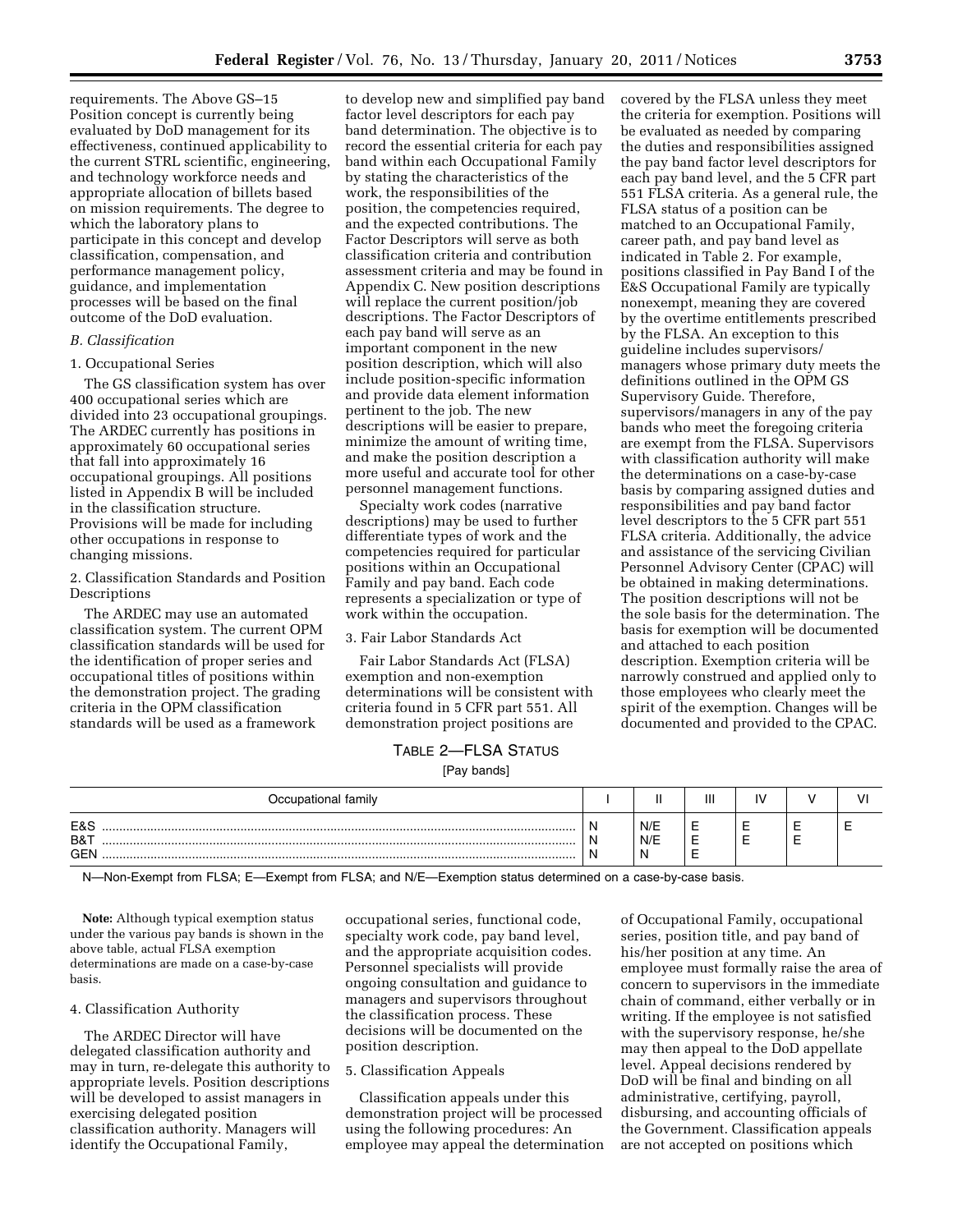requirements. The Above GS–15 Position concept is currently being evaluated by DoD management for its effectiveness, continued applicability to the current STRL scientific, engineering, and technology workforce needs and appropriate allocation of billets based on mission requirements. The degree to which the laboratory plans to participate in this concept and develop classification, compensation, and performance management policy, guidance, and implementation processes will be based on the final outcome of the DoD evaluation.

### *B. Classification*

#### 1. Occupational Series

The GS classification system has over 400 occupational series which are divided into 23 occupational groupings. The ARDEC currently has positions in approximately 60 occupational series that fall into approximately 16 occupational groupings. All positions listed in Appendix B will be included in the classification structure. Provisions will be made for including other occupations in response to changing missions.

#### 2. Classification Standards and Position Descriptions

The ARDEC may use an automated classification system. The current OPM classification standards will be used for the identification of proper series and occupational titles of positions within the demonstration project. The grading criteria in the OPM classification standards will be used as a framework to develop new and simplified pay band factor level descriptors for each pay band determination. The objective is to record the essential criteria for each pay band within each Occupational Family by stating the characteristics of the work, the responsibilities of the position, the competencies required, and the expected contributions. The Factor Descriptors will serve as both classification criteria and contribution assessment criteria and may be found in Appendix C. New position descriptions will replace the current position/job descriptions. The Factor Descriptors of each pay band will serve as an important component in the new position description, which will also include position-specific information and provide data element information pertinent to the job. The new descriptions will be easier to prepare, minimize the amount of writing time, and make the position description a more useful and accurate tool for other personnel management functions.

Specialty work codes (narrative descriptions) may be used to further differentiate types of work and the competencies required for particular positions within an Occupational Family and pay band. Each code represents a specialization or type of work within the occupation.

#### 3. Fair Labor Standards Act

Fair Labor Standards Act (FLSA) exemption and non-exemption determinations will be consistent with criteria found in 5 CFR part 551. All demonstration project positions are covered by the FLSA unless they meet the criteria for exemption. Positions will be evaluated as needed by comparing the duties and responsibilities assigned the pay band factor level descriptors for each pay band level, and the 5 CFR part 551 FLSA criteria. As a general rule, the FLSA status of a position can be matched to an Occupational Family, career path, and pay band level as indicated in Table 2. For example, positions classified in Pay Band I of the E&S Occupational Family are typically nonexempt, meaning they are covered by the overtime entitlements prescribed by the FLSA. An exception to this guideline includes supervisors/managers whose primary duty meets the definitions outlined in the OPM GS Supervisory Guide. Therefore, supervisors/managers in any of the pay bands who meet the foregoing criteria are exempt from the FLSA. Supervisors with classification authority will make the determinations on a case-by-case basis by comparing assigned duties and responsibilities and pay band factor level descriptors to the 5 CFR part 551 FLSA criteria. Additionally, the advice and assistance of the servicing Civilian Personnel Advisory Center (CPAC) will be obtained in making determinations. The position descriptions will not be the sole basis for the determination. The basis for exemption will be documented and attached to each position description. Exemption criteria will be narrowly construed and applied only to those employees who clearly meet the spirit of the exemption. Changes will be documented and provided to the CPAC.

TABLE 2—FLSA STATUS

[Pay bands]

| Occupational family | I | II | III | IV | V | VI |
|---|---|---|---|---|---|---|
| E&S | N | N/E | E | E | E | E |
| B&T | N | N/E | E | E | E | |
| GEN | N | N | E | | | |

N—Non-Exempt from FLSA; E—Exempt from FLSA; and N/E—Exemption status determined on a case-by-case basis.

**Note:** Although typical exemption status under the various pay bands is shown in the above table, actual FLSA exemption determinations are made on a case-by-case basis.

#### 4. Classification Authority

The ARDEC Director will have delegated classification authority and may in turn, re-delegate this authority to appropriate levels. Position descriptions will be developed to assist managers in exercising delegated position classification authority. Managers will identify the Occupational Family, occupational series, functional code, specialty work code, pay band level, and the appropriate acquisition codes. Personnel specialists will provide ongoing consultation and guidance to managers and supervisors throughout the classification process. These decisions will be documented on the position description.

#### 5. Classification Appeals

Classification appeals under this demonstration project will be processed using the following procedures: An employee may appeal the determination of Occupational Family, occupational series, position title, and pay band of his/her position at any time. An employee must formally raise the area of concern to supervisors in the immediate chain of command, either verbally or in writing. If the employee is not satisfied with the supervisory response, he/she may then appeal to the DoD appellate level. Appeal decisions rendered by DoD will be final and binding on all administrative, certifying, payroll, disbursing, and accounting officials of the Government. Classification appeals are not accepted on positions which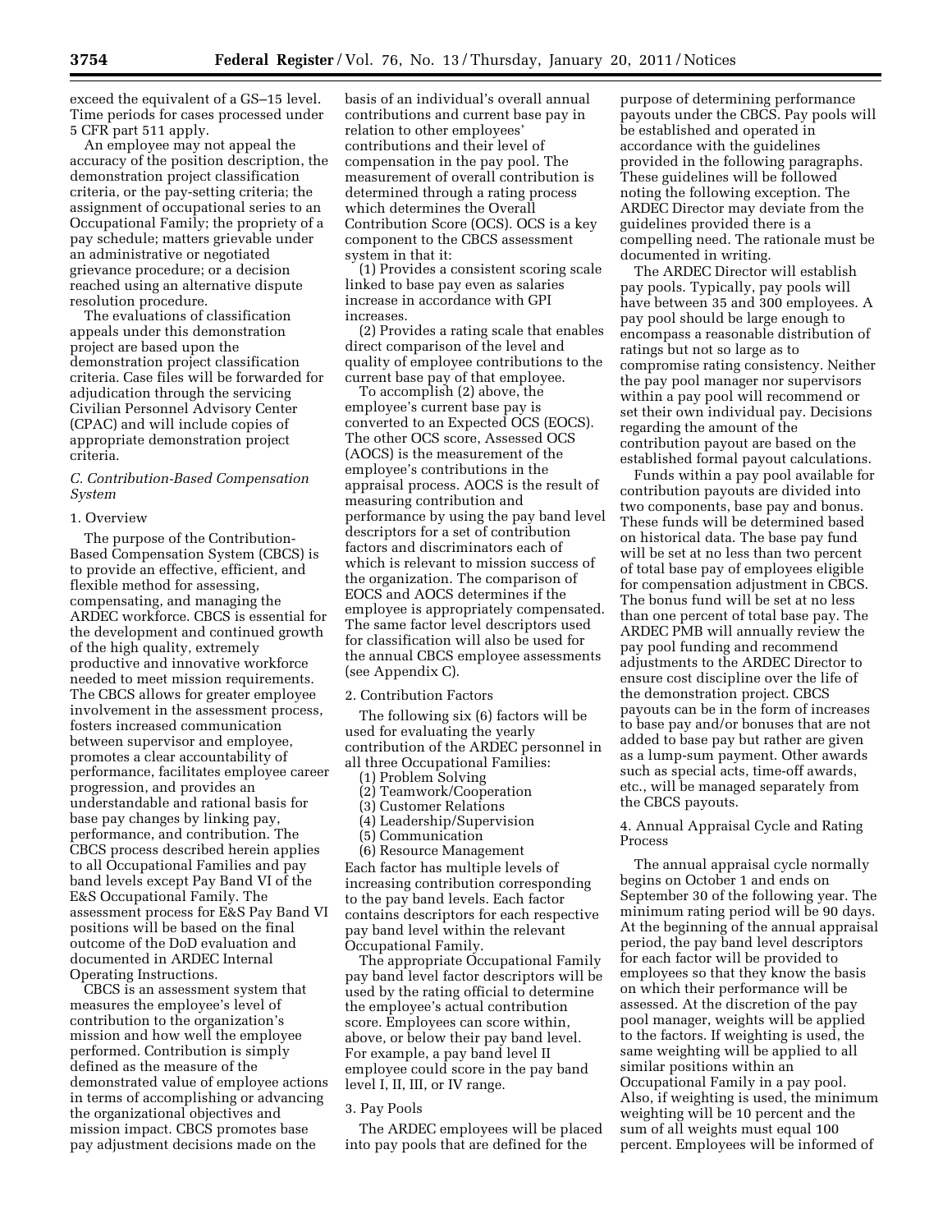exceed the equivalent of a GS–15 level. Time periods for cases processed under 5 CFR part 511 apply.

An employee may not appeal the accuracy of the position description, the demonstration project classification criteria, or the pay-setting criteria; the assignment of occupational series to an Occupational Family; the propriety of a pay schedule; matters grievable under an administrative or negotiated grievance procedure; or a decision reached using an alternative dispute resolution procedure.

The evaluations of classification appeals under this demonstration project are based upon the demonstration project classification criteria. Case files will be forwarded for adjudication through the servicing Civilian Personnel Advisory Center (CPAC) and will include copies of appropriate demonstration project criteria.

### *C. Contribution-Based Compensation System*

#### 1. Overview

The purpose of the Contribution-Based Compensation System (CBCS) is to provide an effective, efficient, and flexible method for assessing, compensating, and managing the ARDEC workforce. CBCS is essential for the development and continued growth of the high quality, extremely productive and innovative workforce needed to meet mission requirements. The CBCS allows for greater employee involvement in the assessment process, fosters increased communication between supervisor and employee, promotes a clear accountability of performance, facilitates employee career progression, and provides an understandable and rational basis for base pay changes by linking pay, performance, and contribution. The CBCS process described herein applies to all Occupational Families and pay band levels except Pay Band VI of the E&S Occupational Family. The assessment process for E&S Pay Band VI positions will be based on the final outcome of the DoD evaluation and documented in ARDEC Internal Operating Instructions.

CBCS is an assessment system that measures the employee's level of contribution to the organization's mission and how well the employee performed. Contribution is simply defined as the measure of the demonstrated value of employee actions in terms of accomplishing or advancing the organizational objectives and mission impact. CBCS promotes base pay adjustment decisions made on the basis of an individual's overall annual contributions and current base pay in relation to other employees' contributions and their level of compensation in the pay pool. The measurement of overall contribution is determined through a rating process which determines the Overall Contribution Score (OCS). OCS is a key component to the CBCS assessment system in that it:

(1) Provides a consistent scoring scale linked to base pay even as salaries increase in accordance with GPI increases.

(2) Provides a rating scale that enables direct comparison of the level and quality of employee contributions to the current base pay of that employee.

To accomplish (2) above, the employee's current base pay is converted to an Expected OCS (EOCS). The other OCS score, Assessed OCS (AOCS) is the measurement of the employee's contributions in the appraisal process. AOCS is the result of measuring contribution and performance by using the pay band level descriptors for a set of contribution factors and discriminators each of which is relevant to mission success of the organization. The comparison of EOCS and AOCS determines if the employee is appropriately compensated. The same factor level descriptors used for classification will also be used for the annual CBCS employee assessments (see Appendix C).

#### 2. Contribution Factors

The following six (6) factors will be used for evaluating the yearly contribution of the ARDEC personnel in all three Occupational Families:

(1) Problem Solving
(2) Teamwork/Cooperation
(3) Customer Relations
(4) Leadership/Supervision
(5) Communication
(6) Resource Management

Each factor has multiple levels of increasing contribution corresponding to the pay band levels. Each factor contains descriptors for each respective pay band level within the relevant Occupational Family.

The appropriate Occupational Family pay band level factor descriptors will be used by the rating official to determine the employee's actual contribution score. Employees can score within, above, or below their pay band level. For example, a pay band level II employee could score in the pay band level I, II, III, or IV range.

#### 3. Pay Pools

The ARDEC employees will be placed into pay pools that are defined for the purpose of determining performance payouts under the CBCS. Pay pools will be established and operated in accordance with the guidelines provided in the following paragraphs. These guidelines will be followed noting the following exception. The ARDEC Director may deviate from the guidelines provided there is a compelling need. The rationale must be documented in writing.

The ARDEC Director will establish pay pools. Typically, pay pools will have between 35 and 300 employees. A pay pool should be large enough to encompass a reasonable distribution of ratings but not so large as to compromise rating consistency. Neither the pay pool manager nor supervisors within a pay pool will recommend or set their own individual pay. Decisions regarding the amount of the contribution payout are based on the established formal payout calculations.

Funds within a pay pool available for contribution payouts are divided into two components, base pay and bonus. These funds will be determined based on historical data. The base pay fund will be set at no less than two percent of total base pay of employees eligible for compensation adjustment in CBCS. The bonus fund will be set at no less than one percent of total base pay. The ARDEC PMB will annually review the pay pool funding and recommend adjustments to the ARDEC Director to ensure cost discipline over the life of the demonstration project. CBCS payouts can be in the form of increases to base pay and/or bonuses that are not added to base pay but rather are given as a lump-sum payment. Other awards such as special acts, time-off awards, etc., will be managed separately from the CBCS payouts.

#### 4. Annual Appraisal Cycle and Rating Process

The annual appraisal cycle normally begins on October 1 and ends on September 30 of the following year. The minimum rating period will be 90 days. At the beginning of the annual appraisal period, the pay band level descriptors for each factor will be provided to employees so that they know the basis on which their performance will be assessed. At the discretion of the pay pool manager, weights will be applied to the factors. If weighting is used, the same weighting will be applied to all similar positions within an Occupational Family in a pay pool. Also, if weighting is used, the minimum weighting will be 10 percent and the sum of all weights must equal 100 percent. Employees will be informed of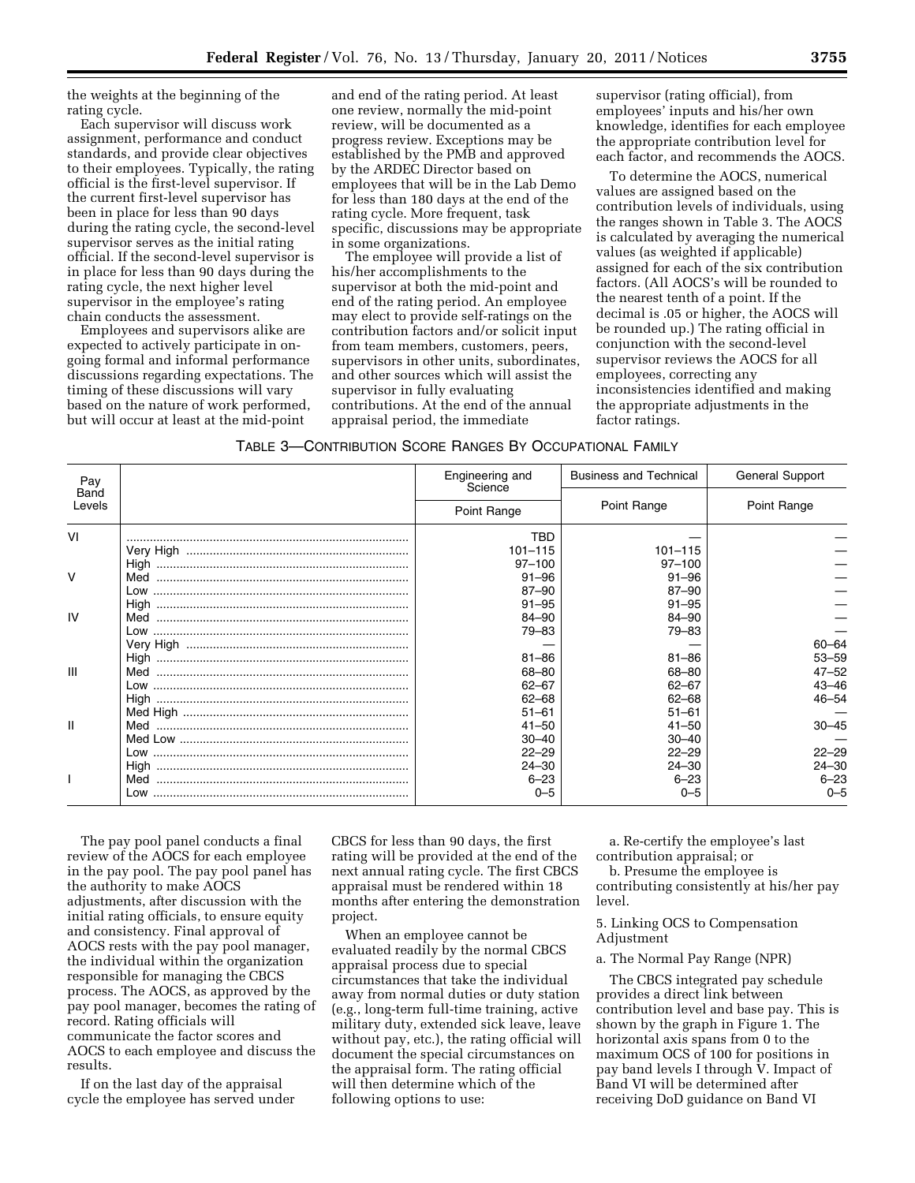the weights at the beginning of the rating cycle.

Each supervisor will discuss work assignment, performance and conduct standards, and provide clear objectives to their employees. Typically, the rating official is the first-level supervisor. If the current first-level supervisor has been in place for less than 90 days during the rating cycle, the second-level supervisor serves as the initial rating official. If the second-level supervisor is in place for less than 90 days during the rating cycle, the next higher level supervisor in the employee's rating chain conducts the assessment.

Employees and supervisors alike are expected to actively participate in on-going formal and informal performance discussions regarding expectations. The timing of these discussions will vary based on the nature of work performed, but will occur at least at the mid-point and end of the rating period. At least one review, normally the mid-point review, will be documented as a progress review. Exceptions may be established by the PMB and approved by the ARDEC Director based on employees that will be in the Lab Demo for less than 180 days at the end of the rating cycle. More frequent, task specific, discussions may be appropriate in some organizations.

The employee will provide a list of his/her accomplishments to the supervisor at both the mid-point and end of the rating period. An employee may elect to provide self-ratings on the contribution factors and/or solicit input from team members, customers, peers, supervisors in other units, subordinates, and other sources which will assist the supervisor in fully evaluating contributions. At the end of the annual appraisal period, the immediate supervisor (rating official), from employees' inputs and his/her own knowledge, identifies for each employee the appropriate contribution level for each factor, and recommends the AOCS.

To determine the AOCS, numerical values are assigned based on the contribution levels of individuals, using the ranges shown in Table 3. The AOCS is calculated by averaging the numerical values (as weighted if applicable) assigned for each of the six contribution factors. (All AOCS's will be rounded to the nearest tenth of a point. If the decimal is .05 or higher, the AOCS will be rounded up.) The rating official in conjunction with the second-level supervisor reviews the AOCS for all employees, correcting any inconsistencies identified and making the appropriate adjustments in the factor ratings.

TABLE 3—CONTRIBUTION SCORE RANGES BY OCCUPATIONAL FAMILY

| Pay Band Levels | | Engineering and Science | Business and Technical | General Support |
|---|---|---|---|---|
| | | Point Range | Point Range | Point Range |
| VI | | TBD | — | — |
| | Very High | 101–115 | 101–115 | — |
| | High | 97–100 | 97–100 | — |
| V | Med | 91–96 | 91–96 | — |
| | Low | 87–90 | 87–90 | — |
| | High | 91–95 | 91–95 | — |
| IV | Med | 84–90 | 84–90 | — |
| | Low | 79–83 | 79–83 | — |
| | Very High | — | — | 60–64 |
| | High | 81–86 | 81–86 | 53–59 |
| III | Med | 68–80 | 68–80 | 47–52 |
| | Low | 62–67 | 62–67 | 43–46 |
| | High | 62–68 | 62–68 | 46–54 |
| | Med High | 51–61 | 51–61 | — |
| II | Med | 41–50 | 41–50 | 30–45 |
| | Med Low | 30–40 | 30–40 | — |
| | Low | 22–29 | 22–29 | 22–29 |
| | High | 24–30 | 24–30 | 24–30 |
| I | Med | 6–23 | 6–23 | 6–23 |
| | Low | 0–5 | 0–5 | 0–5 |

The pay pool panel conducts a final review of the AOCS for each employee in the pay pool. The pay pool panel has the authority to make AOCS adjustments, after discussion with the initial rating officials, to ensure equity and consistency. Final approval of AOCS rests with the pay pool manager, the individual within the organization responsible for managing the CBCS process. The AOCS, as approved by the pay pool manager, becomes the rating of record. Rating officials will communicate the factor scores and AOCS to each employee and discuss the results.

If on the last day of the appraisal cycle the employee has served under CBCS for less than 90 days, the first rating will be provided at the end of the next annual rating cycle. The first CBCS appraisal must be rendered within 18 months after entering the demonstration project.

When an employee cannot be evaluated readily by the normal CBCS appraisal process due to special circumstances that take the individual away from normal duties or duty station (e.g., long-term full-time training, active military duty, extended sick leave, leave without pay, etc.), the rating official will document the special circumstances on the appraisal form. The rating official will then determine which of the following options to use:

a. Re-certify the employee's last contribution appraisal; or

b. Presume the employee is contributing consistently at his/her pay level.

5. Linking OCS to Compensation Adjustment

a. The Normal Pay Range (NPR)

The CBCS integrated pay schedule provides a direct link between contribution level and base pay. This is shown by the graph in Figure 1. The horizontal axis spans from 0 to the maximum OCS of 100 for positions in pay band levels I through V. Impact of Band VI will be determined after receiving DoD guidance on Band VI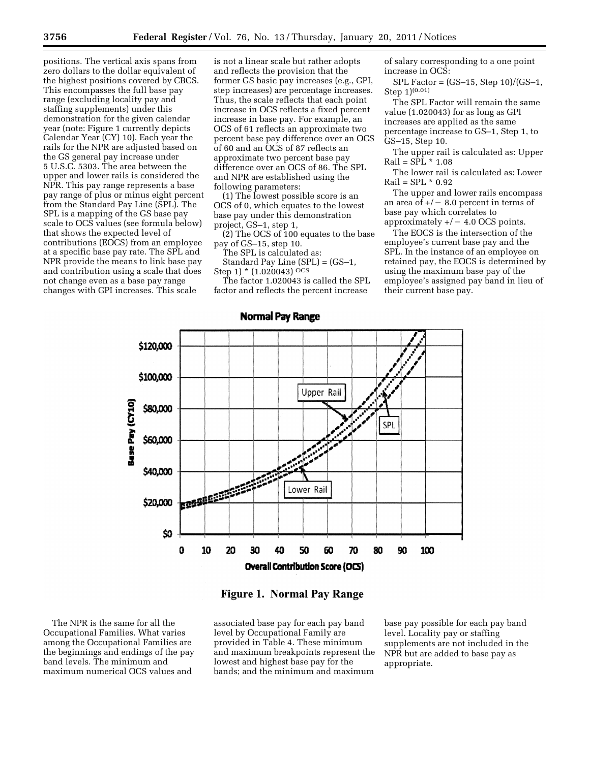positions. The vertical axis spans from zero dollars to the dollar equivalent of the highest positions covered by CBCS. This encompasses the full base pay range (excluding locality pay and staffing supplements) under this demonstration for the given calendar year (note: Figure 1 currently depicts Calendar Year (CY) 10). Each year the rails for the NPR are adjusted based on the GS general pay increase under 5 U.S.C. 5303. The area between the upper and lower rails is considered the NPR. This pay range represents a base pay range of plus or minus eight percent from the Standard Pay Line (SPL). The SPL is a mapping of the GS base pay scale to OCS values (see formula below) that shows the expected level of contributions (EOCS) from an employee at a specific base pay rate. The SPL and NPR provide the means to link base pay and contribution using a scale that does not change even as a base pay range changes with GPI increases. This scale is not a linear scale but rather adopts and reflects the provision that the former GS basic pay increases (e.g., GPI, step increases) are percentage increases. Thus, the scale reflects that each point increase in OCS reflects a fixed percent increase in base pay. For example, an OCS of 61 reflects an approximate two percent base pay difference over an OCS of 60 and an OCS of 87 reflects an approximate two percent base pay difference over an OCS of 86. The SPL and NPR are established using the following parameters:

(1) The lowest possible score is an OCS of 0, which equates to the lowest base pay under this demonstration project, GS–1, step 1,

(2) The OCS of 100 equates to the base pay of GS–15, step 10.

The SPL is calculated as:

Standard Pay Line (SPL) = (GS–1, Step 1) * $(1.020043)^{OCS}$

The factor 1.020043 is called the SPL factor and reflects the percent increase of salary corresponding to a one point increase in OCS:

SPL Factor = (GS–15, Step 10)/(GS–1, Step 1)$^{(0.01)}$

The SPL Factor will remain the same value (1.020043) for as long as GPI increases are applied as the same percentage increase to GS–1, Step 1, to GS–15, Step 10.

The upper rail is calculated as: Upper Rail = SPL * 1.08

The lower rail is calculated as: Lower Rail = SPL * 0.92

The upper and lower rails encompass an area of +/− 8.0 percent in terms of base pay which correlates to approximately +/− 4.0 OCS points.

The EOCS is the intersection of the employee's current base pay and the SPL. In the instance of an employee on retained pay, the EOCS is determined by using the maximum base pay of the employee's assigned pay band in lieu of their current base pay.

**Figure 1. Normal Pay Range**

The NPR is the same for all the Occupational Families. What varies among the Occupational Families are the beginnings and endings of the pay band levels. The minimum and maximum numerical OCS values and associated base pay for each pay band level by Occupational Family are provided in Table 4. These minimum and maximum breakpoints represent the lowest and highest base pay for the bands; and the minimum and maximum base pay possible for each pay band level. Locality pay or staffing supplements are not included in the NPR but are added to base pay as appropriate.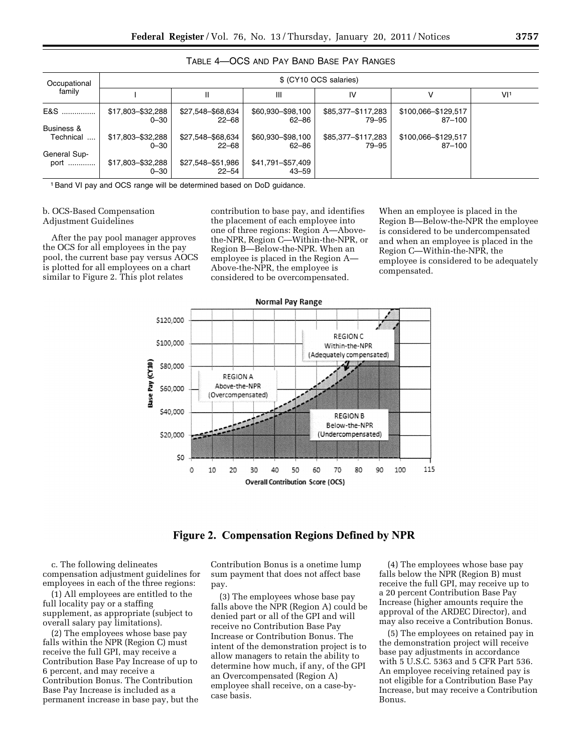TABLE 4—OCS AND PAY BAND BASE PAY RANGES

| Occupational family | $ (CY10 OCS salaries) | | | | | |
|---|---|---|---|---|---|---|
| | I | II | III | IV | V | VI[1] |
| E&S | $17,803–$32,288 0–30 | $27,548–$68,634 22–68 | $60,930–$98,100 62–86 | $85,377–$117,283 79–95 | $100,066–$129,517 87–100 | |
| Business & Technical | $17,803–$32,288 0–30 | $27,548–$68,634 22–68 | $60,930–$98,100 62–86 | $85,377–$117,283 79–95 | $100,066–$129,517 87–100 | |
| General Support | $17,803–$32,288 0–30 | $27,548–$51,986 22–54 | $41,791–$57,409 43–59 | | | |

[1] Band VI pay and OCS range will be determined based on DoD guidance.

b. OCS-Based Compensation Adjustment Guidelines

After the pay pool manager approves the OCS for all employees in the pay pool, the current base pay versus AOCS is plotted for all employees on a chart similar to Figure 2. This plot relates contribution to base pay, and identifies the placement of each employee into one of three regions: Region A—Above-the-NPR, Region C—Within-the-NPR, or Region B—Below-the-NPR. When an employee is placed in the Region A—Above-the-NPR, the employee is considered to be overcompensated. When an employee is placed in the Region B—Below-the-NPR the employee is considered to be undercompensated and when an employee is placed in the Region C—Within-the-NPR, the employee is considered to be adequately compensated.

**Figure 2. Compensation Regions Defined by NPR**

c. The following delineates compensation adjustment guidelines for employees in each of the three regions:

(1) All employees are entitled to the full locality pay or a staffing supplement, as appropriate (subject to overall salary pay limitations).

(2) The employees whose base pay falls within the NPR (Region C) must receive the full GPI, may receive a Contribution Base Pay Increase of up to 6 percent, and may receive a Contribution Bonus. The Contribution Base Pay Increase is included as a permanent increase in base pay, but the Contribution Bonus is a onetime lump sum payment that does not affect base pay.

(3) The employees whose base pay falls above the NPR (Region A) could be denied part or all of the GPI and will receive no Contribution Base Pay Increase or Contribution Bonus. The intent of the demonstration project is to allow managers to retain the ability to determine how much, if any, of the GPI an Overcompensated (Region A) employee shall receive, on a case-by-case basis.

(4) The employees whose base pay falls below the NPR (Region B) must receive the full GPI, may receive up to a 20 percent Contribution Base Pay Increase (higher amounts require the approval of the ARDEC Director), and may also receive a Contribution Bonus.

(5) The employees on retained pay in the demonstration project will receive base pay adjustments in accordance with 5 U.S.C. 5363 and 5 CFR Part 536. An employee receiving retained pay is not eligible for a Contribution Base Pay Increase, but may receive a Contribution Bonus.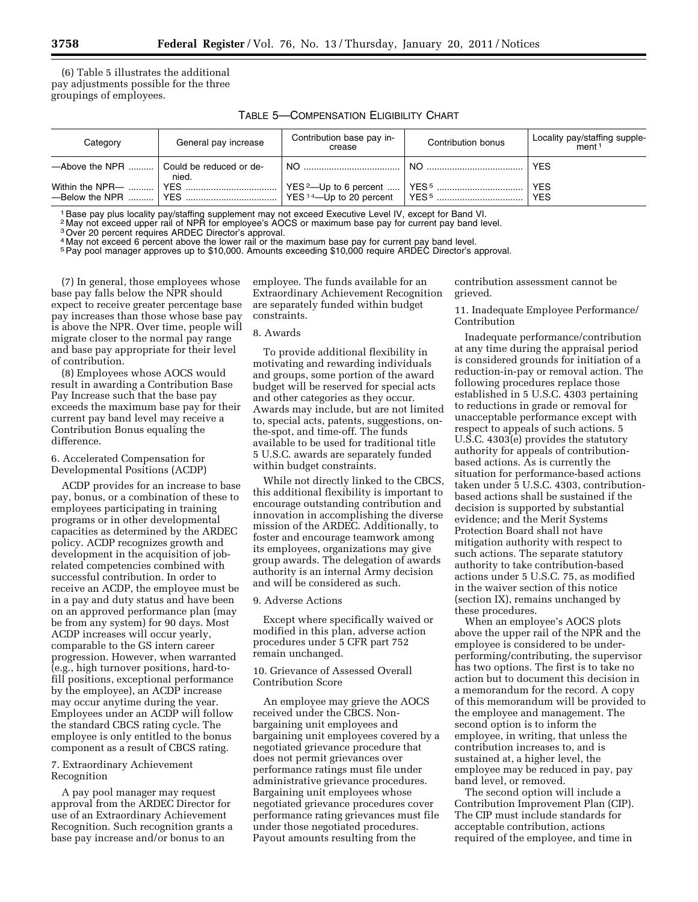(6) Table 5 illustrates the additional pay adjustments possible for the three groupings of employees.

TABLE 5—COMPENSATION ELIGIBILITY CHART

| Category | General pay increase | Contribution base pay increase | Contribution bonus | Locality pay/staffing supplement [1] |
|---|---|---|---|---|
| —Above the NPR | Could be reduced or denied. | NO | NO | YES |
| Within the NPR— | YES | YES [2]—Up to 6 percent | YES [5] | YES |
| —Below the NPR | YES | YES [3] [4]—Up to 20 percent | YES [5] | YES |

[1] Base pay plus locality pay/staffing supplement may not exceed Executive Level IV, except for Band VI.
[2] May not exceed upper rail of NPR for employee's AOCS or maximum base pay for current pay band level.
[3] Over 20 percent requires ARDEC Director's approval.
[4] May not exceed 6 percent above the lower rail or the maximum base pay for current pay band level.
[5] Pay pool manager approves up to $10,000. Amounts exceeding $10,000 require ARDEC Director's approval.

(7) In general, those employees whose base pay falls below the NPR should expect to receive greater percentage base pay increases than those whose base pay is above the NPR. Over time, people will migrate closer to the normal pay range and base pay appropriate for their level of contribution.

(8) Employees whose AOCS would result in awarding a Contribution Base Pay Increase such that the base pay exceeds the maximum base pay for their current pay band level may receive a Contribution Bonus equaling the difference.

6. Accelerated Compensation for Developmental Positions (ACDP)

ACDP provides for an increase to base pay, bonus, or a combination of these to employees participating in training programs or in other developmental capacities as determined by the ARDEC policy. ACDP recognizes growth and development in the acquisition of job-related competencies combined with successful contribution. In order to receive an ACDP, the employee must be in a pay and duty status and have been on an approved performance plan (may be from any system) for 90 days. Most ACDP increases will occur yearly, comparable to the GS intern career progression. However, when warranted (e.g., high turnover positions, hard-to-fill positions, exceptional performance by the employee), an ACDP increase may occur anytime during the year. Employees under an ACDP will follow the standard CBCS rating cycle. The employee is only entitled to the bonus component as a result of CBCS rating.

7. Extraordinary Achievement Recognition

A pay pool manager may request approval from the ARDEC Director for use of an Extraordinary Achievement Recognition. Such recognition grants a base pay increase and/or bonus to an employee. The funds available for an Extraordinary Achievement Recognition are separately funded within budget constraints.

8. Awards

To provide additional flexibility in motivating and rewarding individuals and groups, some portion of the award budget will be reserved for special acts and other categories as they occur. Awards may include, but are not limited to, special acts, patents, suggestions, on-the-spot, and time-off. The funds available to be used for traditional title 5 U.S.C. awards are separately funded within budget constraints.

While not directly linked to the CBCS, this additional flexibility is important to encourage outstanding contribution and innovation in accomplishing the diverse mission of the ARDEC. Additionally, to foster and encourage teamwork among its employees, organizations may give group awards. The delegation of awards authority is an internal Army decision and will be considered as such.

9. Adverse Actions

Except where specifically waived or modified in this plan, adverse action procedures under 5 CFR part 752 remain unchanged.

10. Grievance of Assessed Overall Contribution Score

An employee may grieve the AOCS received under the CBCS. Non-bargaining unit employees and bargaining unit employees covered by a negotiated grievance procedure that does not permit grievances over performance ratings must file under administrative grievance procedures. Bargaining unit employees whose negotiated grievance procedures cover performance rating grievances must file under those negotiated procedures. Payout amounts resulting from the contribution assessment cannot be grieved.

11. Inadequate Employee Performance/Contribution

Inadequate performance/contribution at any time during the appraisal period is considered grounds for initiation of a reduction-in-pay or removal action. The following procedures replace those established in 5 U.S.C. 4303 pertaining to reductions in grade or removal for unacceptable performance except with respect to appeals of such actions. 5 U.S.C. 4303(e) provides the statutory authority for appeals of contribution-based actions. As is currently the situation for performance-based actions taken under 5 U.S.C. 4303, contribution-based actions shall be sustained if the decision is supported by substantial evidence; and the Merit Systems Protection Board shall not have mitigation authority with respect to such actions. The separate statutory authority to take contribution-based actions under 5 U.S.C. 75, as modified in the waiver section of this notice (section IX), remains unchanged by these procedures.

When an employee's AOCS plots above the upper rail of the NPR and the employee is considered to be under-performing/contributing, the supervisor has two options. The first is to take no action but to document this decision in a memorandum for the record. A copy of this memorandum will be provided to the employee and management. The second option is to inform the employee, in writing, that unless the contribution increases to, and is sustained at, a higher level, the employee may be reduced in pay, pay band level, or removed.

The second option will include a Contribution Improvement Plan (CIP). The CIP must include standards for acceptable contribution, actions required of the employee, and time in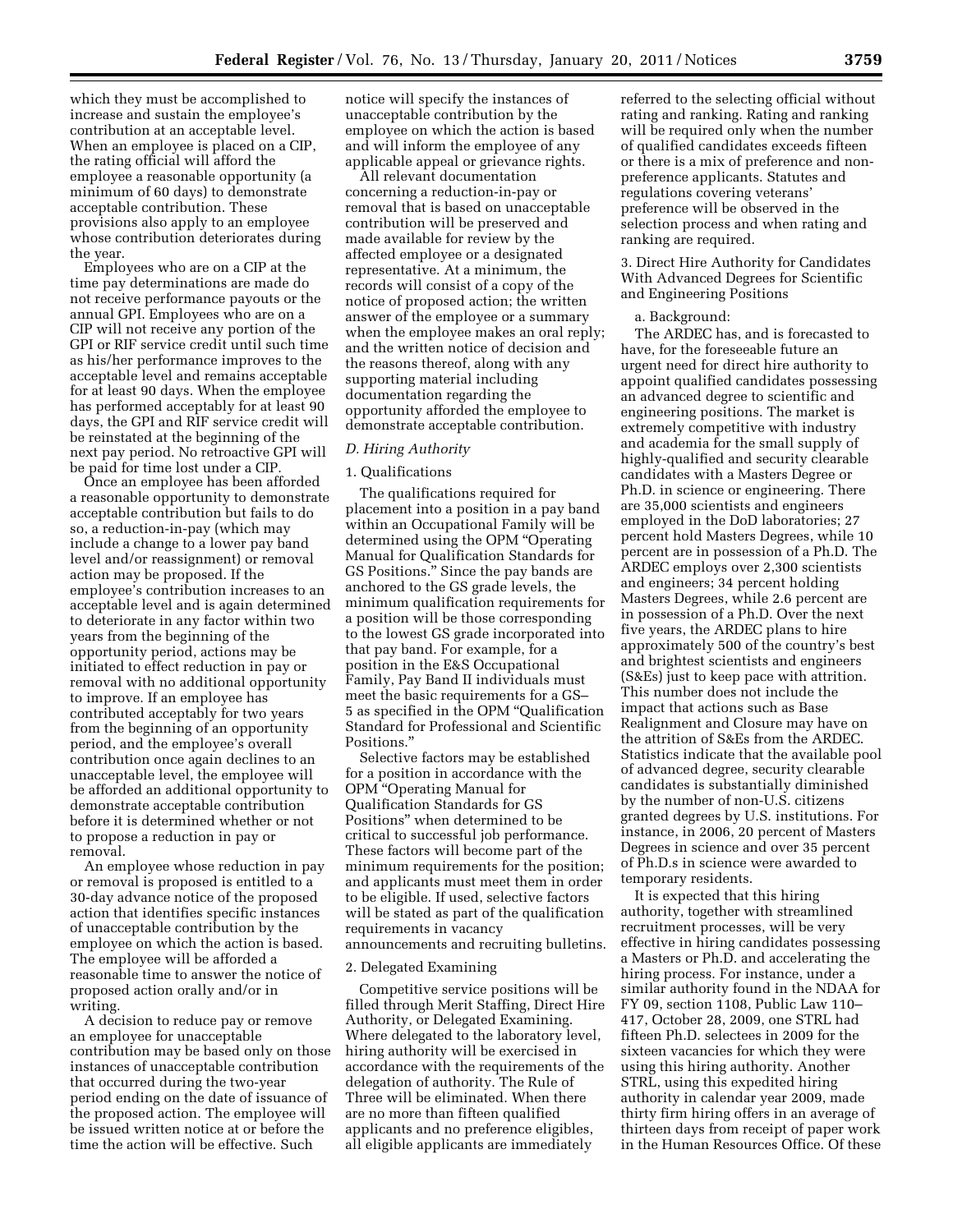which they must be accomplished to increase and sustain the employee's contribution at an acceptable level. When an employee is placed on a CIP, the rating official will afford the employee a reasonable opportunity (a minimum of 60 days) to demonstrate acceptable contribution. These provisions also apply to an employee whose contribution deteriorates during the year.

Employees who are on a CIP at the time pay determinations are made do not receive performance payouts or the annual GPI. Employees who are on a CIP will not receive any portion of the GPI or RIF service credit until such time as his/her performance improves to the acceptable level and remains acceptable for at least 90 days. When the employee has performed acceptably for at least 90 days, the GPI and RIF service credit will be reinstated at the beginning of the next pay period. No retroactive GPI will be paid for time lost under a CIP.

Once an employee has been afforded a reasonable opportunity to demonstrate acceptable contribution but fails to do so, a reduction-in-pay (which may include a change to a lower pay band level and/or reassignment) or removal action may be proposed. If the employee's contribution increases to an acceptable level and is again determined to deteriorate in any factor within two years from the beginning of the opportunity period, actions may be initiated to effect reduction in pay or removal with no additional opportunity to improve. If an employee has contributed acceptably for two years from the beginning of an opportunity period, and the employee's overall contribution once again declines to an unacceptable level, the employee will be afforded an additional opportunity to demonstrate acceptable contribution before it is determined whether or not to propose a reduction in pay or removal.

An employee whose reduction in pay or removal is proposed is entitled to a 30-day advance notice of the proposed action that identifies specific instances of unacceptable contribution by the employee on which the action is based. The employee will be afforded a reasonable time to answer the notice of proposed action orally and/or in writing.

A decision to reduce pay or remove an employee for unacceptable contribution may be based only on those instances of unacceptable contribution that occurred during the two-year period ending on the date of issuance of the proposed action. The employee will be issued written notice at or before the time the action will be effective. Such notice will specify the instances of unacceptable contribution by the employee on which the action is based and will inform the employee of any applicable appeal or grievance rights.

All relevant documentation concerning a reduction-in-pay or removal that is based on unacceptable contribution will be preserved and made available for review by the affected employee or a designated representative. At a minimum, the records will consist of a copy of the notice of proposed action; the written answer of the employee or a summary when the employee makes an oral reply; and the written notice of decision and the reasons thereof, along with any supporting material including documentation regarding the opportunity afforded the employee to demonstrate acceptable contribution.

### *D. Hiring Authority*

1. Qualifications

The qualifications required for placement into a position in a pay band within an Occupational Family will be determined using the OPM "Operating Manual for Qualification Standards for GS Positions." Since the pay bands are anchored to the GS grade levels, the minimum qualification requirements for a position will be those corresponding to the lowest GS grade incorporated into that pay band. For example, for a position in the E&S Occupational Family, Pay Band II individuals must meet the basic requirements for a GS–5 as specified in the OPM "Qualification Standard for Professional and Scientific Positions."

Selective factors may be established for a position in accordance with the OPM "Operating Manual for Qualification Standards for GS Positions" when determined to be critical to successful job performance. These factors will become part of the minimum requirements for the position; and applicants must meet them in order to be eligible. If used, selective factors will be stated as part of the qualification requirements in vacancy announcements and recruiting bulletins.

2. Delegated Examining

Competitive service positions will be filled through Merit Staffing, Direct Hire Authority, or Delegated Examining. Where delegated to the laboratory level, hiring authority will be exercised in accordance with the requirements of the delegation of authority. The Rule of Three will be eliminated. When there are no more than fifteen qualified applicants and no preference eligibles, all eligible applicants are immediately referred to the selecting official without rating and ranking. Rating and ranking will be required only when the number of qualified candidates exceeds fifteen or there is a mix of preference and non-preference applicants. Statutes and regulations covering veterans' preference will be observed in the selection process and when rating and ranking are required.

3. Direct Hire Authority for Candidates With Advanced Degrees for Scientific and Engineering Positions

a. Background:

The ARDEC has, and is forecasted to have, for the foreseeable future an urgent need for direct hire authority to appoint qualified candidates possessing an advanced degree to scientific and engineering positions. The market is extremely competitive with industry and academia for the small supply of highly-qualified and security clearable candidates with a Masters Degree or Ph.D. in science or engineering. There are 35,000 scientists and engineers employed in the DoD laboratories; 27 percent hold Masters Degrees, while 10 percent are in possession of a Ph.D. The ARDEC employs over 2,300 scientists and engineers; 34 percent holding Masters Degrees, while 2.6 percent are in possession of a Ph.D. Over the next five years, the ARDEC plans to hire approximately 500 of the country's best and brightest scientists and engineers (S&Es) just to keep pace with attrition. This number does not include the impact that actions such as Base Realignment and Closure may have on the attrition of S&Es from the ARDEC. Statistics indicate that the available pool of advanced degree, security clearable candidates is substantially diminished by the number of non-U.S. citizens granted degrees by U.S. institutions. For instance, in 2006, 20 percent of Masters Degrees in science and over 35 percent of Ph.D.s in science were awarded to temporary residents.

It is expected that this hiring authority, together with streamlined recruitment processes, will be very effective in hiring candidates possessing a Masters or Ph.D. and accelerating the hiring process. For instance, under a similar authority found in the NDAA for FY 09, section 1108, Public Law 110–417, October 28, 2009, one STRL had fifteen Ph.D. selectees in 2009 for the sixteen vacancies for which they were using this hiring authority. Another STRL, using this expedited hiring authority in calendar year 2009, made thirty firm hiring offers in an average of thirteen days from receipt of paper work in the Human Resources Office. Of these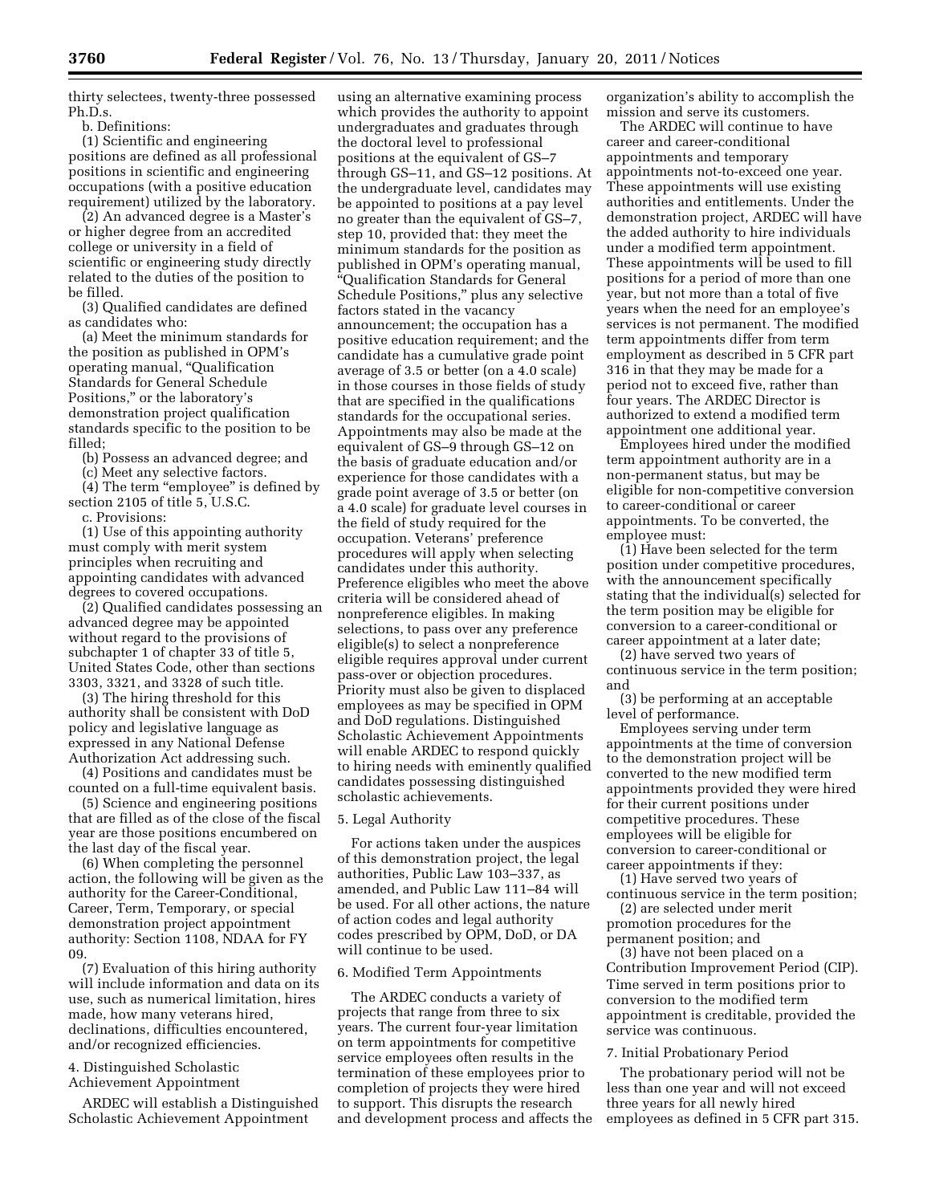thirty selectees, twenty-three possessed Ph.D.s.

b. Definitions:

(1) Scientific and engineering positions are defined as all professional positions in scientific and engineering occupations (with a positive education requirement) utilized by the laboratory.

(2) An advanced degree is a Master's or higher degree from an accredited college or university in a field of scientific or engineering study directly related to the duties of the position to be filled.

(3) Qualified candidates are defined as candidates who:

(a) Meet the minimum standards for the position as published in OPM's operating manual, "Qualification Standards for General Schedule Positions," or the laboratory's demonstration project qualification standards specific to the position to be filled;

(b) Possess an advanced degree; and

(c) Meet any selective factors.

(4) The term "employee" is defined by section 2105 of title 5, U.S.C.

c. Provisions:

(1) Use of this appointing authority must comply with merit system principles when recruiting and appointing candidates with advanced degrees to covered occupations.

(2) Qualified candidates possessing an advanced degree may be appointed without regard to the provisions of subchapter 1 of chapter 33 of title 5, United States Code, other than sections 3303, 3321, and 3328 of such title.

(3) The hiring threshold for this authority shall be consistent with DoD policy and legislative language as expressed in any National Defense Authorization Act addressing such.

(4) Positions and candidates must be counted on a full-time equivalent basis.

(5) Science and engineering positions that are filled as of the close of the fiscal year are those positions encumbered on the last day of the fiscal year.

(6) When completing the personnel action, the following will be given as the authority for the Career-Conditional, Career, Term, Temporary, or special demonstration project appointment authority: Section 1108, NDAA for FY 09.

(7) Evaluation of this hiring authority will include information and data on its use, such as numerical limitation, hires made, how many veterans hired, declinations, difficulties encountered, and/or recognized efficiencies.

4. Distinguished Scholastic Achievement Appointment

ARDEC will establish a Distinguished Scholastic Achievement Appointment using an alternative examining process which provides the authority to appoint undergraduates and graduates through the doctoral level to professional positions at the equivalent of GS–7 through GS–11, and GS–12 positions. At the undergraduate level, candidates may be appointed to positions at a pay level no greater than the equivalent of GS–7, step 10, provided that: they meet the minimum standards for the position as published in OPM's operating manual, "Qualification Standards for General Schedule Positions," plus any selective factors stated in the vacancy announcement; the occupation has a positive education requirement; and the candidate has a cumulative grade point average of 3.5 or better (on a 4.0 scale) in those courses in those fields of study that are specified in the qualifications standards for the occupational series. Appointments may also be made at the equivalent of GS–9 through GS–12 on the basis of graduate education and/or experience for those candidates with a grade point average of 3.5 or better (on a 4.0 scale) for graduate level courses in the field of study required for the occupation. Veterans' preference procedures will apply when selecting candidates under this authority. Preference eligibles who meet the above criteria will be considered ahead of nonpreference eligibles. In making selections, to pass over any preference eligible(s) to select a nonpreference eligible requires approval under current pass-over or objection procedures. Priority must also be given to displaced employees as may be specified in OPM and DoD regulations. Distinguished Scholastic Achievement Appointments will enable ARDEC to respond quickly to hiring needs with eminently qualified candidates possessing distinguished scholastic achievements.

5. Legal Authority

For actions taken under the auspices of this demonstration project, the legal authorities, Public Law 103–337, as amended, and Public Law 111–84 will be used. For all other actions, the nature of action codes and legal authority codes prescribed by OPM, DoD, or DA will continue to be used.

6. Modified Term Appointments

The ARDEC conducts a variety of projects that range from three to six years. The current four-year limitation on term appointments for competitive service employees often results in the termination of these employees prior to completion of projects they were hired to support. This disrupts the research and development process and affects the organization's ability to accomplish the mission and serve its customers.

The ARDEC will continue to have career and career-conditional appointments and temporary appointments not-to-exceed one year. These appointments will use existing authorities and entitlements. Under the demonstration project, ARDEC will have the added authority to hire individuals under a modified term appointment. These appointments will be used to fill positions for a period of more than one year, but not more than a total of five years when the need for an employee's services is not permanent. The modified term appointments differ from term employment as described in 5 CFR part 316 in that they may be made for a period not to exceed five, rather than four years. The ARDEC Director is authorized to extend a modified term appointment one additional year.

Employees hired under the modified term appointment authority are in a non-permanent status, but may be eligible for non-competitive conversion to career-conditional or career appointments. To be converted, the employee must:

(1) Have been selected for the term position under competitive procedures, with the announcement specifically stating that the individual(s) selected for the term position may be eligible for conversion to a career-conditional or career appointment at a later date;

(2) have served two years of continuous service in the term position; and

(3) be performing at an acceptable level of performance.

Employees serving under term appointments at the time of conversion to the demonstration project will be converted to the new modified term appointments provided they were hired for their current positions under competitive procedures. These employees will be eligible for conversion to career-conditional or career appointments if they:

(1) Have served two years of continuous service in the term position;

(2) are selected under merit promotion procedures for the permanent position; and

(3) have not been placed on a Contribution Improvement Period (CIP).

Time served in term positions prior to conversion to the modified term appointment is creditable, provided the service was continuous.

7. Initial Probationary Period

The probationary period will not be less than one year and will not exceed three years for all newly hired employees as defined in 5 CFR part 315.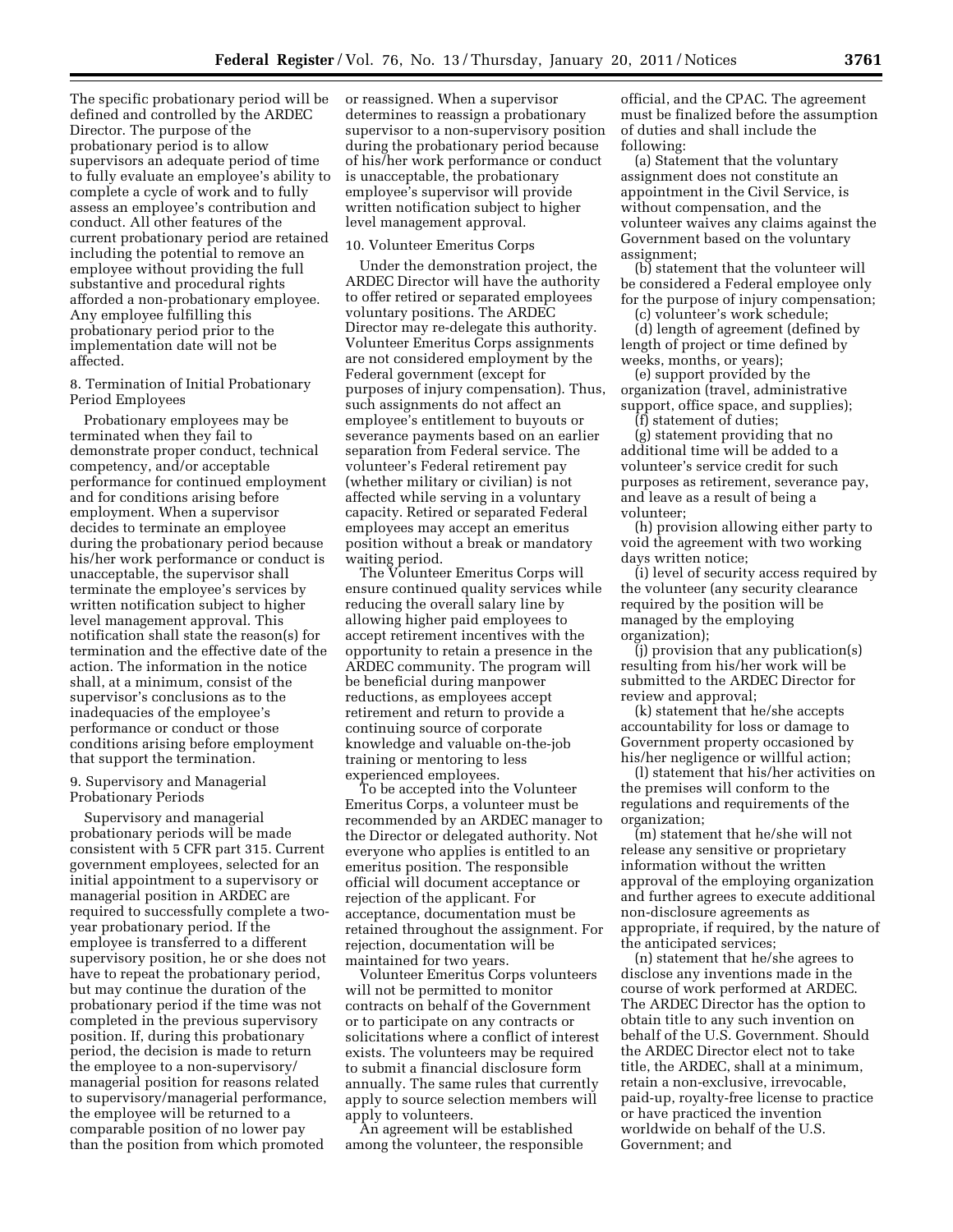The specific probationary period will be defined and controlled by the ARDEC Director. The purpose of the probationary period is to allow supervisors an adequate period of time to fully evaluate an employee's ability to complete a cycle of work and to fully assess an employee's contribution and conduct. All other features of the current probationary period are retained including the potential to remove an employee without providing the full substantive and procedural rights afforded a non-probationary employee. Any employee fulfilling this probationary period prior to the implementation date will not be affected.

8. Termination of Initial Probationary Period Employees

Probationary employees may be terminated when they fail to demonstrate proper conduct, technical competency, and/or acceptable performance for continued employment and for conditions arising before employment. When a supervisor decides to terminate an employee during the probationary period because his/her work performance or conduct is unacceptable, the supervisor shall terminate the employee's services by written notification subject to higher level management approval. This notification shall state the reason(s) for termination and the effective date of the action. The information in the notice shall, at a minimum, consist of the supervisor's conclusions as to the inadequacies of the employee's performance or conduct or those conditions arising before employment that support the termination.

9. Supervisory and Managerial Probationary Periods

Supervisory and managerial probationary periods will be made consistent with 5 CFR part 315. Current government employees, selected for an initial appointment to a supervisory or managerial position in ARDEC are required to successfully complete a two-year probationary period. If the employee is transferred to a different supervisory position, he or she does not have to repeat the probationary period, but may continue the duration of the probationary period if the time was not completed in the previous supervisory position. If, during this probationary period, the decision is made to return the employee to a non-supervisory/managerial position for reasons related to supervisory/managerial performance, the employee will be returned to a comparable position of no lower pay than the position from which promoted or reassigned. When a supervisor determines to reassign a probationary supervisor to a non-supervisory position during the probationary period because of his/her work performance or conduct is unacceptable, the probationary employee's supervisor will provide written notification subject to higher level management approval.

10. Volunteer Emeritus Corps

Under the demonstration project, the ARDEC Director will have the authority to offer retired or separated employees voluntary positions. The ARDEC Director may re-delegate this authority. Volunteer Emeritus Corps assignments are not considered employment by the Federal government (except for purposes of injury compensation). Thus, such assignments do not affect an employee's entitlement to buyouts or severance payments based on an earlier separation from Federal service. The volunteer's Federal retirement pay (whether military or civilian) is not affected while serving in a voluntary capacity. Retired or separated Federal employees may accept an emeritus position without a break or mandatory waiting period.

The Volunteer Emeritus Corps will ensure continued quality services while reducing the overall salary line by allowing higher paid employees to accept retirement incentives with the opportunity to retain a presence in the ARDEC community. The program will be beneficial during manpower reductions, as employees accept retirement and return to provide a continuing source of corporate knowledge and valuable on-the-job training or mentoring to less experienced employees.

To be accepted into the Volunteer Emeritus Corps, a volunteer must be recommended by an ARDEC manager to the Director or delegated authority. Not everyone who applies is entitled to an emeritus position. The responsible official will document acceptance or rejection of the applicant. For acceptance, documentation must be retained throughout the assignment. For rejection, documentation will be maintained for two years.

Volunteer Emeritus Corps volunteers will not be permitted to monitor contracts on behalf of the Government or to participate on any contracts or solicitations where a conflict of interest exists. The volunteers may be required to submit a financial disclosure form annually. The same rules that currently apply to source selection members will apply to volunteers.

An agreement will be established among the volunteer, the responsible official, and the CPAC. The agreement must be finalized before the assumption of duties and shall include the following:

(a) Statement that the voluntary assignment does not constitute an appointment in the Civil Service, is without compensation, and the volunteer waives any claims against the Government based on the voluntary assignment;

(b) statement that the volunteer will be considered a Federal employee only for the purpose of injury compensation;

(c) volunteer's work schedule;

(d) length of agreement (defined by length of project or time defined by weeks, months, or years);

(e) support provided by the organization (travel, administrative support, office space, and supplies);

(f) statement of duties;

(g) statement providing that no additional time will be added to a volunteer's service credit for such purposes as retirement, severance pay, and leave as a result of being a volunteer;

(h) provision allowing either party to void the agreement with two working days written notice;

(i) level of security access required by the volunteer (any security clearance required by the position will be managed by the employing organization);

(j) provision that any publication(s) resulting from his/her work will be submitted to the ARDEC Director for review and approval;

(k) statement that he/she accepts accountability for loss or damage to Government property occasioned by his/her negligence or willful action;

(l) statement that his/her activities on the premises will conform to the regulations and requirements of the organization;

(m) statement that he/she will not release any sensitive or proprietary information without the written approval of the employing organization and further agrees to execute additional non-disclosure agreements as appropriate, if required, by the nature of the anticipated services;

(n) statement that he/she agrees to disclose any inventions made in the course of work performed at ARDEC. The ARDEC Director has the option to obtain title to any such invention on behalf of the U.S. Government. Should the ARDEC Director elect not to take title, the ARDEC, shall at a minimum, retain a non-exclusive, irrevocable, paid-up, royalty-free license to practice or have practiced the invention worldwide on behalf of the U.S. Government; and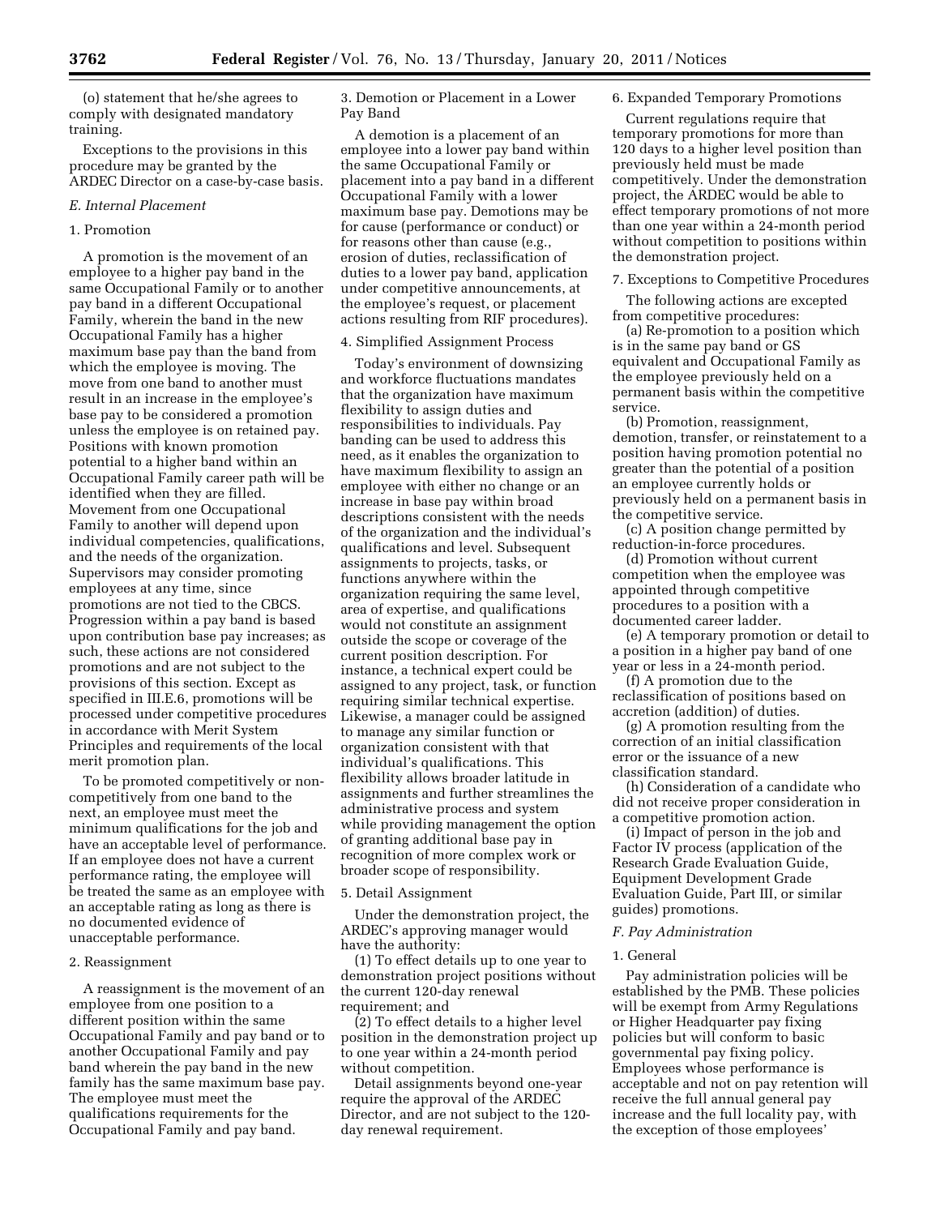(o) statement that he/she agrees to comply with designated mandatory training.

Exceptions to the provisions in this procedure may be granted by the ARDEC Director on a case-by-case basis.

### *E. Internal Placement*

#### 1. Promotion

A promotion is the movement of an employee to a higher pay band in the same Occupational Family or to another pay band in a different Occupational Family, wherein the band in the new Occupational Family has a higher maximum base pay than the band from which the employee is moving. The move from one band to another must result in an increase in the employee's base pay to be considered a promotion unless the employee is on retained pay. Positions with known promotion potential to a higher band within an Occupational Family career path will be identified when they are filled. Movement from one Occupational Family to another will depend upon individual competencies, qualifications, and the needs of the organization. Supervisors may consider promoting employees at any time, since promotions are not tied to the CBCS. Progression within a pay band is based upon contribution base pay increases; as such, these actions are not considered promotions and are not subject to the provisions of this section. Except as specified in III.E.6, promotions will be processed under competitive procedures in accordance with Merit System Principles and requirements of the local merit promotion plan.

To be promoted competitively or non-competitively from one band to the next, an employee must meet the minimum qualifications for the job and have an acceptable level of performance. If an employee does not have a current performance rating, the employee will be treated the same as an employee with an acceptable rating as long as there is no documented evidence of unacceptable performance.

#### 2. Reassignment

A reassignment is the movement of an employee from one position to a different position within the same Occupational Family and pay band or to another Occupational Family and pay band wherein the pay band in the new family has the same maximum base pay. The employee must meet the qualifications requirements for the Occupational Family and pay band.

#### 3. Demotion or Placement in a Lower Pay Band

A demotion is a placement of an employee into a lower pay band within the same Occupational Family or placement into a pay band in a different Occupational Family with a lower maximum base pay. Demotions may be for cause (performance or conduct) or for reasons other than cause (e.g., erosion of duties, reclassification of duties to a lower pay band, application under competitive announcements, at the employee's request, or placement actions resulting from RIF procedures).

#### 4. Simplified Assignment Process

Today's environment of downsizing and workforce fluctuations mandates that the organization have maximum flexibility to assign duties and responsibilities to individuals. Pay banding can be used to address this need, as it enables the organization to have maximum flexibility to assign an employee with either no change or an increase in base pay within broad descriptions consistent with the needs of the organization and the individual's qualifications and level. Subsequent assignments to projects, tasks, or functions anywhere within the organization requiring the same level, area of expertise, and qualifications would not constitute an assignment outside the scope or coverage of the current position description. For instance, a technical expert could be assigned to any project, task, or function requiring similar technical expertise. Likewise, a manager could be assigned to manage any similar function or organization consistent with that individual's qualifications. This flexibility allows broader latitude in assignments and further streamlines the administrative process and system while providing management the option of granting additional base pay in recognition of more complex work or broader scope of responsibility.

#### 5. Detail Assignment

Under the demonstration project, the ARDEC's approving manager would have the authority:

(1) To effect details up to one year to demonstration project positions without the current 120-day renewal requirement; and

(2) To effect details to a higher level position in the demonstration project up to one year within a 24-month period without competition.

Detail assignments beyond one-year require the approval of the ARDEC Director, and are not subject to the 120-day renewal requirement.

#### 6. Expanded Temporary Promotions

Current regulations require that temporary promotions for more than 120 days to a higher level position than previously held must be made competitively. Under the demonstration project, the ARDEC would be able to effect temporary promotions of not more than one year within a 24-month period without competition to positions within the demonstration project.

#### 7. Exceptions to Competitive Procedures

The following actions are excepted from competitive procedures:

(a) Re-promotion to a position which is in the same pay band or GS equivalent and Occupational Family as the employee previously held on a permanent basis within the competitive service.

(b) Promotion, reassignment, demotion, transfer, or reinstatement to a position having promotion potential no greater than the potential of a position an employee currently holds or previously held on a permanent basis in the competitive service.

(c) A position change permitted by reduction-in-force procedures.

(d) Promotion without current competition when the employee was appointed through competitive procedures to a position with a documented career ladder.

(e) A temporary promotion or detail to a position in a higher pay band of one year or less in a 24-month period.

(f) A promotion due to the reclassification of positions based on accretion (addition) of duties.

(g) A promotion resulting from the correction of an initial classification error or the issuance of a new classification standard.

(h) Consideration of a candidate who did not receive proper consideration in a competitive promotion action.

(i) Impact of person in the job and Factor IV process (application of the Research Grade Evaluation Guide, Equipment Development Grade Evaluation Guide, Part III, or similar guides) promotions.

### *F. Pay Administration*

#### 1. General

Pay administration policies will be established by the PMB. These policies will be exempt from Army Regulations or Higher Headquarter pay fixing policies but will conform to basic governmental pay fixing policy. Employees whose performance is acceptable and not on pay retention will receive the full annual general pay increase and the full locality pay, with the exception of those employees'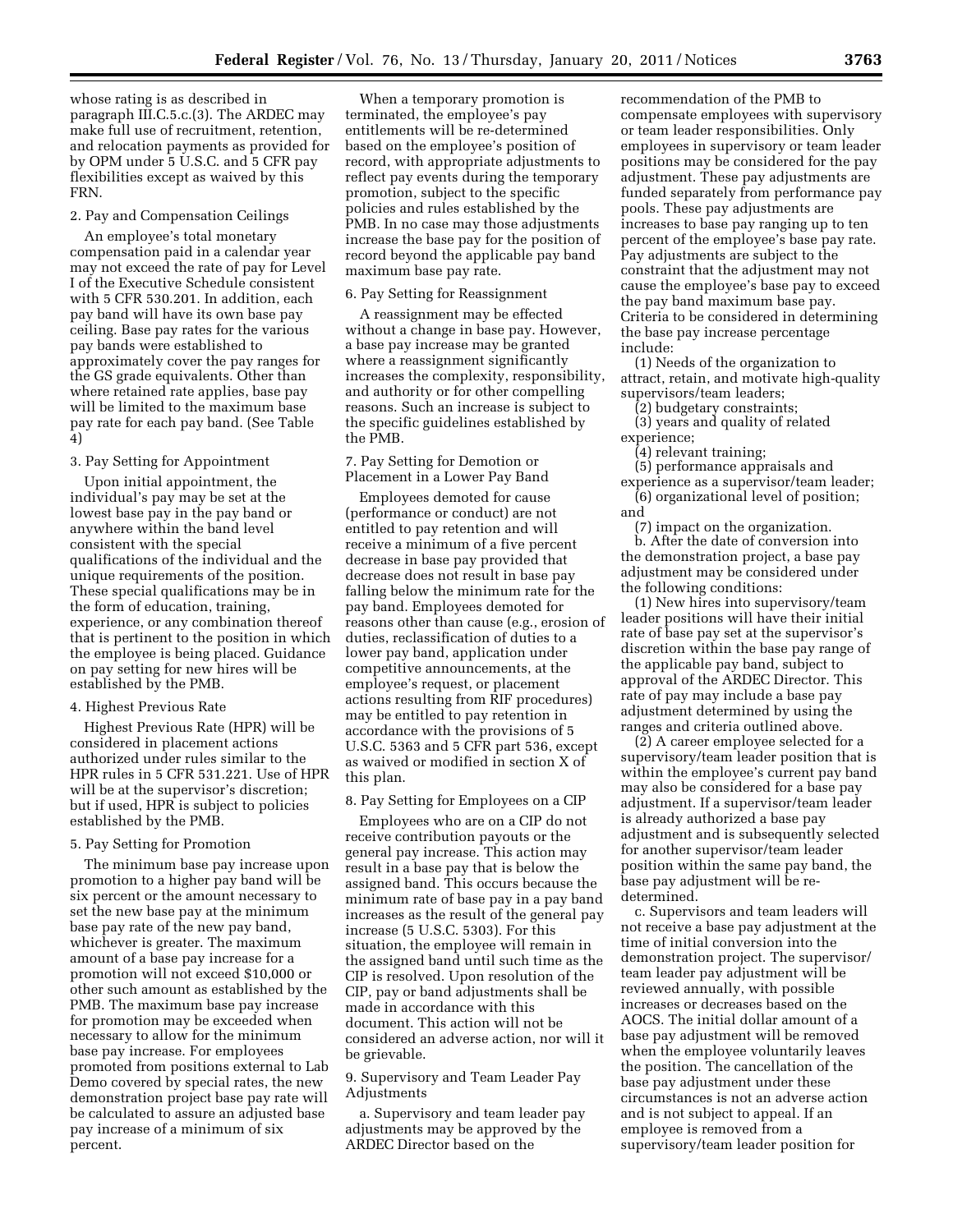whose rating is as described in paragraph III.C.5.c.(3). The ARDEC may make full use of recruitment, retention, and relocation payments as provided for by OPM under 5 U.S.C. and 5 CFR pay flexibilities except as waived by this FRN.

2. Pay and Compensation Ceilings

An employee's total monetary compensation paid in a calendar year may not exceed the rate of pay for Level I of the Executive Schedule consistent with 5 CFR 530.201. In addition, each pay band will have its own base pay ceiling. Base pay rates for the various pay bands were established to approximately cover the pay ranges for the GS grade equivalents. Other than where retained rate applies, base pay will be limited to the maximum base pay rate for each pay band. (See Table 4)

3. Pay Setting for Appointment

Upon initial appointment, the individual's pay may be set at the lowest base pay in the pay band or anywhere within the band level consistent with the special qualifications of the individual and the unique requirements of the position. These special qualifications may be in the form of education, training, experience, or any combination thereof that is pertinent to the position in which the employee is being placed. Guidance on pay setting for new hires will be established by the PMB.

4. Highest Previous Rate

Highest Previous Rate (HPR) will be considered in placement actions authorized under rules similar to the HPR rules in 5 CFR 531.221. Use of HPR will be at the supervisor's discretion; but if used, HPR is subject to policies established by the PMB.

5. Pay Setting for Promotion

The minimum base pay increase upon promotion to a higher pay band will be six percent or the amount necessary to set the new base pay at the minimum base pay rate of the new pay band, whichever is greater. The maximum amount of a base pay increase for a promotion will not exceed $10,000 or other such amount as established by the PMB. The maximum base pay increase for promotion may be exceeded when necessary to allow for the minimum base pay increase. For employees promoted from positions external to Lab Demo covered by special rates, the new demonstration project base pay rate will be calculated to assure an adjusted base pay increase of a minimum of six percent.

When a temporary promotion is terminated, the employee's pay entitlements will be re-determined based on the employee's position of record, with appropriate adjustments to reflect pay events during the temporary promotion, subject to the specific policies and rules established by the PMB. In no case may those adjustments increase the base pay for the position of record beyond the applicable pay band maximum base pay rate.

6. Pay Setting for Reassignment

A reassignment may be effected without a change in base pay. However, a base pay increase may be granted where a reassignment significantly increases the complexity, responsibility, and authority or for other compelling reasons. Such an increase is subject to the specific guidelines established by the PMB.

7. Pay Setting for Demotion or Placement in a Lower Pay Band

Employees demoted for cause (performance or conduct) are not entitled to pay retention and will receive a minimum of a five percent decrease in base pay provided that decrease does not result in base pay falling below the minimum rate for the pay band. Employees demoted for reasons other than cause (e.g., erosion of duties, reclassification of duties to a lower pay band, application under competitive announcements, at the employee's request, or placement actions resulting from RIF procedures) may be entitled to pay retention in accordance with the provisions of 5 U.S.C. 5363 and 5 CFR part 536, except as waived or modified in section X of this plan.

8. Pay Setting for Employees on a CIP

Employees who are on a CIP do not receive contribution payouts or the general pay increase. This action may result in a base pay that is below the assigned band. This occurs because the minimum rate of base pay in a pay band increases as the result of the general pay increase (5 U.S.C. 5303). For this situation, the employee will remain in the assigned band until such time as the CIP is resolved. Upon resolution of the CIP, pay or band adjustments shall be made in accordance with this document. This action will not be considered an adverse action, nor will it be grievable.

9. Supervisory and Team Leader Pay Adjustments

a. Supervisory and team leader pay adjustments may be approved by the ARDEC Director based on the recommendation of the PMB to compensate employees with supervisory or team leader responsibilities. Only employees in supervisory or team leader positions may be considered for the pay adjustment. These pay adjustments are funded separately from performance pay pools. These pay adjustments are increases to base pay ranging up to ten percent of the employee's base pay rate. Pay adjustments are subject to the constraint that the adjustment may not cause the employee's base pay to exceed the pay band maximum base pay. Criteria to be considered in determining the base pay increase percentage include:

(1) Needs of the organization to attract, retain, and motivate high-quality supervisors/team leaders;

(2) budgetary constraints;

(3) years and quality of related experience;

(4) relevant training;

(5) performance appraisals and experience as a supervisor/team leader;

(6) organizational level of position; and

(7) impact on the organization.

b. After the date of conversion into the demonstration project, a base pay adjustment may be considered under the following conditions:

(1) New hires into supervisory/team leader positions will have their initial rate of base pay set at the supervisor's discretion within the base pay range of the applicable pay band, subject to approval of the ARDEC Director. This rate of pay may include a base pay adjustment determined by using the ranges and criteria outlined above.

(2) A career employee selected for a supervisory/team leader position that is within the employee's current pay band may also be considered for a base pay adjustment. If a supervisor/team leader is already authorized a base pay adjustment and is subsequently selected for another supervisor/team leader position within the same pay band, the base pay adjustment will be re-determined.

c. Supervisors and team leaders will not receive a base pay adjustment at the time of initial conversion into the demonstration project. The supervisor/team leader pay adjustment will be reviewed annually, with possible increases or decreases based on the AOCS. The initial dollar amount of a base pay adjustment will be removed when the employee voluntarily leaves the position. The cancellation of the base pay adjustment under these circumstances is not an adverse action and is not subject to appeal. If an employee is removed from a supervisory/team leader position for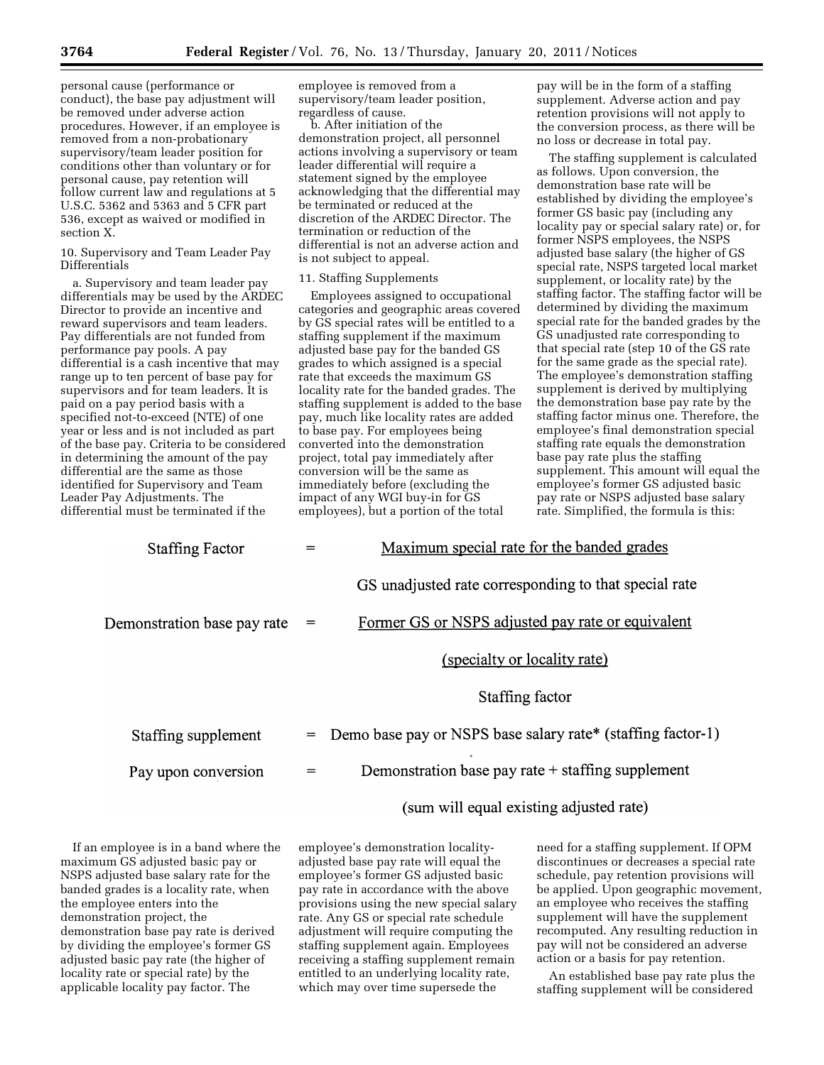personal cause (performance or conduct), the base pay adjustment will be removed under adverse action procedures. However, if an employee is removed from a non-probationary supervisory/team leader position for conditions other than voluntary or for personal cause, pay retention will follow current law and regulations at 5 U.S.C. 5362 and 5363 and 5 CFR part 536, except as waived or modified in section X.

10. Supervisory and Team Leader Pay Differentials

a. Supervisory and team leader pay differentials may be used by the ARDEC Director to provide an incentive and reward supervisors and team leaders. Pay differentials are not funded from performance pay pools. A pay differential is a cash incentive that may range up to ten percent of base pay for supervisors and for team leaders. It is paid on a pay period basis with a specified not-to-exceed (NTE) of one year or less and is not included as part of the base pay. Criteria to be considered in determining the amount of the pay differential are the same as those identified for Supervisory and Team Leader Pay Adjustments. The differential must be terminated if the employee is removed from a supervisory/team leader position, regardless of cause.

b. After initiation of the demonstration project, all personnel actions involving a supervisory or team leader differential will require a statement signed by the employee acknowledging that the differential may be terminated or reduced at the discretion of the ARDEC Director. The termination or reduction of the differential is not an adverse action and is not subject to appeal.

11. Staffing Supplements

Employees assigned to occupational categories and geographic areas covered by GS special rates will be entitled to a staffing supplement if the maximum adjusted base pay for the banded GS grades to which assigned is a special rate that exceeds the maximum GS locality rate for the banded grades. The staffing supplement is added to the base pay, much like locality rates are added to base pay. For employees being converted into the demonstration project, total pay immediately after conversion will be the same as immediately before (excluding the impact of any WGI buy-in for GS employees), but a portion of the total pay will be in the form of a staffing supplement. Adverse action and pay retention provisions will not apply to the conversion process, as there will be no loss or decrease in total pay.

The staffing supplement is calculated as follows. Upon conversion, the demonstration base rate will be established by dividing the employee's former GS basic pay (including any locality pay or special salary rate) or, for former NSPS employees, the NSPS adjusted base salary (the higher of GS special rate, NSPS targeted local market supplement, or locality rate) by the staffing factor. The staffing factor will be determined by dividing the maximum special rate for the banded grades by the GS unadjusted rate corresponding to that special rate (step 10 of the GS rate for the same grade as the special rate). The employee's demonstration staffing supplement is derived by multiplying the demonstration base pay rate by the staffing factor minus one. Therefore, the employee's final demonstration special staffing rate equals the demonstration base pay rate plus the staffing supplement. This amount will equal the employee's former GS adjusted basic pay rate or NSPS adjusted base salary rate. Simplified, the formula is this:

$$\text{Staffing Factor} = \frac{\text{Maximum special rate for the banded grades}}{\text{GS unadjusted rate corresponding to that special rate}}$$

$$\text{Demonstration base pay rate} = \frac{\text{Former GS or NSPS adjusted pay rate or equivalent (specialty or locality rate)}}{\text{Staffing factor}}$$

$$\text{Staffing supplement} = \text{Demo base pay or NSPS base salary rate* (staffing factor-1)}$$

$$\text{Pay upon conversion} = \text{Demonstration base pay rate + staffing supplement}$$

(sum will equal existing adjusted rate)

If an employee is in a band where the maximum GS adjusted basic pay or NSPS adjusted base salary rate for the banded grades is a locality rate, when the employee enters into the demonstration project, the demonstration base pay rate is derived by dividing the employee's former GS adjusted basic pay rate (the higher of locality rate or special rate) by the applicable locality pay factor. The employee's demonstration locality-adjusted base pay rate will equal the employee's former GS adjusted basic pay rate in accordance with the above provisions using the new special salary rate. Any GS or special rate schedule adjustment will require computing the staffing supplement again. Employees receiving a staffing supplement remain entitled to an underlying locality rate, which may over time supersede the need for a staffing supplement. If OPM discontinues or decreases a special rate schedule, pay retention provisions will be applied. Upon geographic movement, an employee who receives the staffing supplement will have the supplement recomputed. Any resulting reduction in pay will not be considered an adverse action or a basis for pay retention.

An established base pay rate plus the staffing supplement will be considered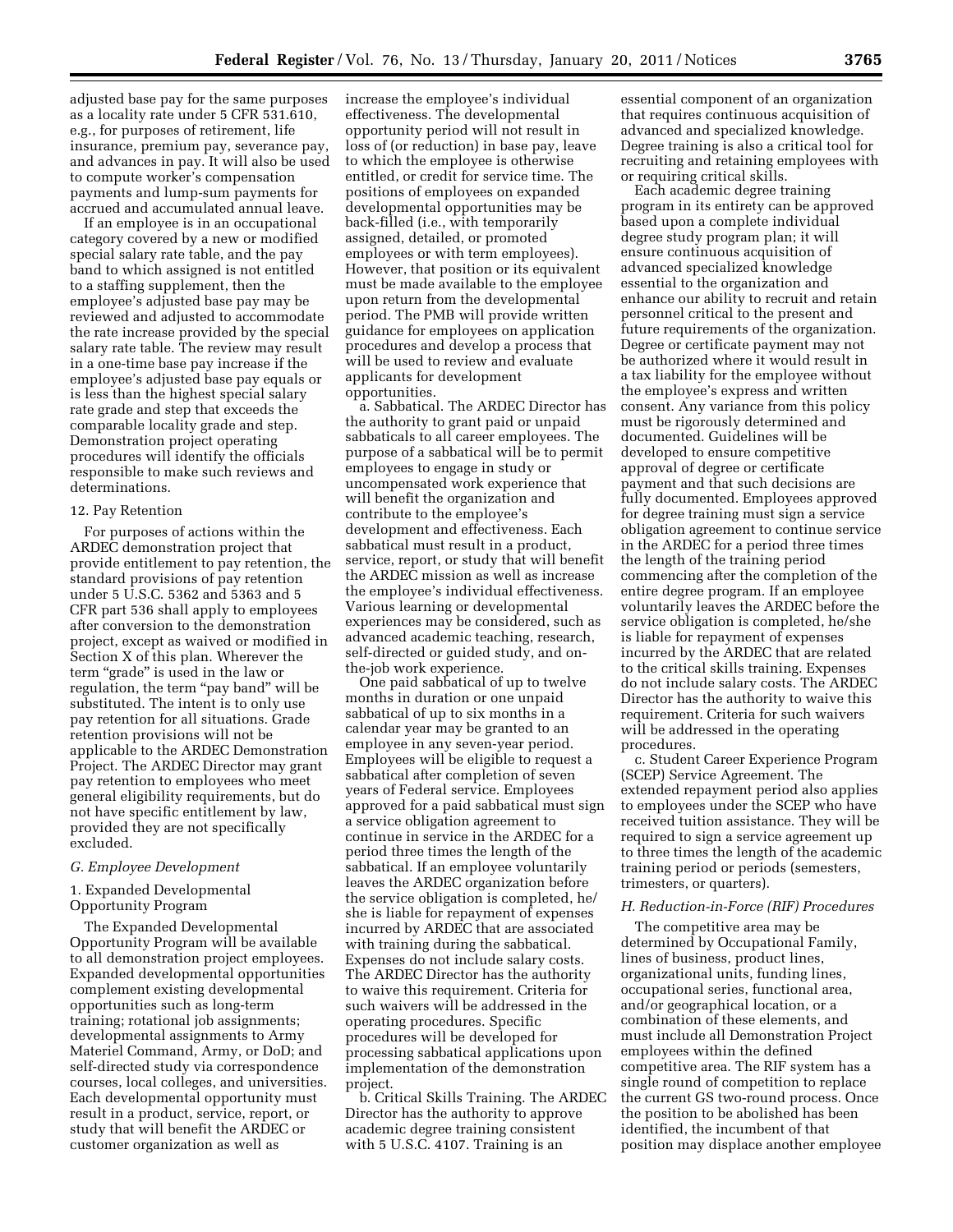adjusted base pay for the same purposes as a locality rate under 5 CFR 531.610, e.g., for purposes of retirement, life insurance, premium pay, severance pay, and advances in pay. It will also be used to compute worker's compensation payments and lump-sum payments for accrued and accumulated annual leave.

If an employee is in an occupational category covered by a new or modified special salary rate table, and the pay band to which assigned is not entitled to a staffing supplement, then the employee's adjusted base pay may be reviewed and adjusted to accommodate the rate increase provided by the special salary rate table. The review may result in a one-time base pay increase if the employee's adjusted base pay equals or is less than the highest special salary rate grade and step that exceeds the comparable locality grade and step. Demonstration project operating procedures will identify the officials responsible to make such reviews and determinations.

12. Pay Retention

For purposes of actions within the ARDEC demonstration project that provide entitlement to pay retention, the standard provisions of pay retention under 5 U.S.C. 5362 and 5363 and 5 CFR part 536 shall apply to employees after conversion to the demonstration project, except as waived or modified in Section X of this plan. Wherever the term "grade" is used in the law or regulation, the term "pay band" will be substituted. The intent is to only use pay retention for all situations. Grade retention provisions will not be applicable to the ARDEC Demonstration Project. The ARDEC Director may grant pay retention to employees who meet general eligibility requirements, but do not have specific entitlement by law, provided they are not specifically excluded.

*G. Employee Development*

1. Expanded Developmental Opportunity Program

The Expanded Developmental Opportunity Program will be available to all demonstration project employees. Expanded developmental opportunities complement existing developmental opportunities such as long-term training; rotational job assignments; developmental assignments to Army Materiel Command, Army, or DoD; and self-directed study via correspondence courses, local colleges, and universities. Each developmental opportunity must result in a product, service, report, or study that will benefit the ARDEC or customer organization as well as increase the employee's individual effectiveness. The developmental opportunity period will not result in loss of (or reduction) in base pay, leave to which the employee is otherwise entitled, or credit for service time. The positions of employees on expanded developmental opportunities may be back-filled (i.e., with temporarily assigned, detailed, or promoted employees or with term employees). However, that position or its equivalent must be made available to the employee upon return from the developmental period. The PMB will provide written guidance for employees on application procedures and develop a process that will be used to review and evaluate applicants for development opportunities.

a. Sabbatical. The ARDEC Director has the authority to grant paid or unpaid sabbaticals to all career employees. The purpose of a sabbatical will be to permit employees to engage in study or uncompensated work experience that will benefit the organization and contribute to the employee's development and effectiveness. Each sabbatical must result in a product, service, report, or study that will benefit the ARDEC mission as well as increase the employee's individual effectiveness. Various learning or developmental experiences may be considered, such as advanced academic teaching, research, self-directed or guided study, and on-the-job work experience.

One paid sabbatical of up to twelve months in duration or one unpaid sabbatical of up to six months in a calendar year may be granted to an employee in any seven-year period. Employees will be eligible to request a sabbatical after completion of seven years of Federal service. Employees approved for a paid sabbatical must sign a service obligation agreement to continue in service in the ARDEC for a period three times the length of the sabbatical. If an employee voluntarily leaves the ARDEC organization before the service obligation is completed, he/she is liable for repayment of expenses incurred by ARDEC that are associated with training during the sabbatical. Expenses do not include salary costs. The ARDEC Director has the authority to waive this requirement. Criteria for such waivers will be addressed in the operating procedures. Specific procedures will be developed for processing sabbatical applications upon implementation of the demonstration project.

b. Critical Skills Training. The ARDEC Director has the authority to approve academic degree training consistent with 5 U.S.C. 4107. Training is an essential component of an organization that requires continuous acquisition of advanced and specialized knowledge. Degree training is also a critical tool for recruiting and retaining employees with or requiring critical skills.

Each academic degree training program in its entirety can be approved based upon a complete individual degree study program plan; it will ensure continuous acquisition of advanced specialized knowledge essential to the organization and enhance our ability to recruit and retain personnel critical to the present and future requirements of the organization. Degree or certificate payment may not be authorized where it would result in a tax liability for the employee without the employee's express and written consent. Any variance from this policy must be rigorously determined and documented. Guidelines will be developed to ensure competitive approval of degree or certificate payment and that such decisions are fully documented. Employees approved for degree training must sign a service obligation agreement to continue service in the ARDEC for a period three times the length of the training period commencing after the completion of the entire degree program. If an employee voluntarily leaves the ARDEC before the service obligation is completed, he/she is liable for repayment of expenses incurred by the ARDEC that are related to the critical skills training. Expenses do not include salary costs. The ARDEC Director has the authority to waive this requirement. Criteria for such waivers will be addressed in the operating procedures.

c. Student Career Experience Program (SCEP) Service Agreement. The extended repayment period also applies to employees under the SCEP who have received tuition assistance. They will be required to sign a service agreement up to three times the length of the academic training period or periods (semesters, trimesters, or quarters).

*H. Reduction-in-Force (RIF) Procedures*

The competitive area may be determined by Occupational Family, lines of business, product lines, organizational units, funding lines, occupational series, functional area, and/or geographical location, or a combination of these elements, and must include all Demonstration Project employees within the defined competitive area. The RIF system has a single round of competition to replace the current GS two-round process. Once the position to be abolished has been identified, the incumbent of that position may displace another employee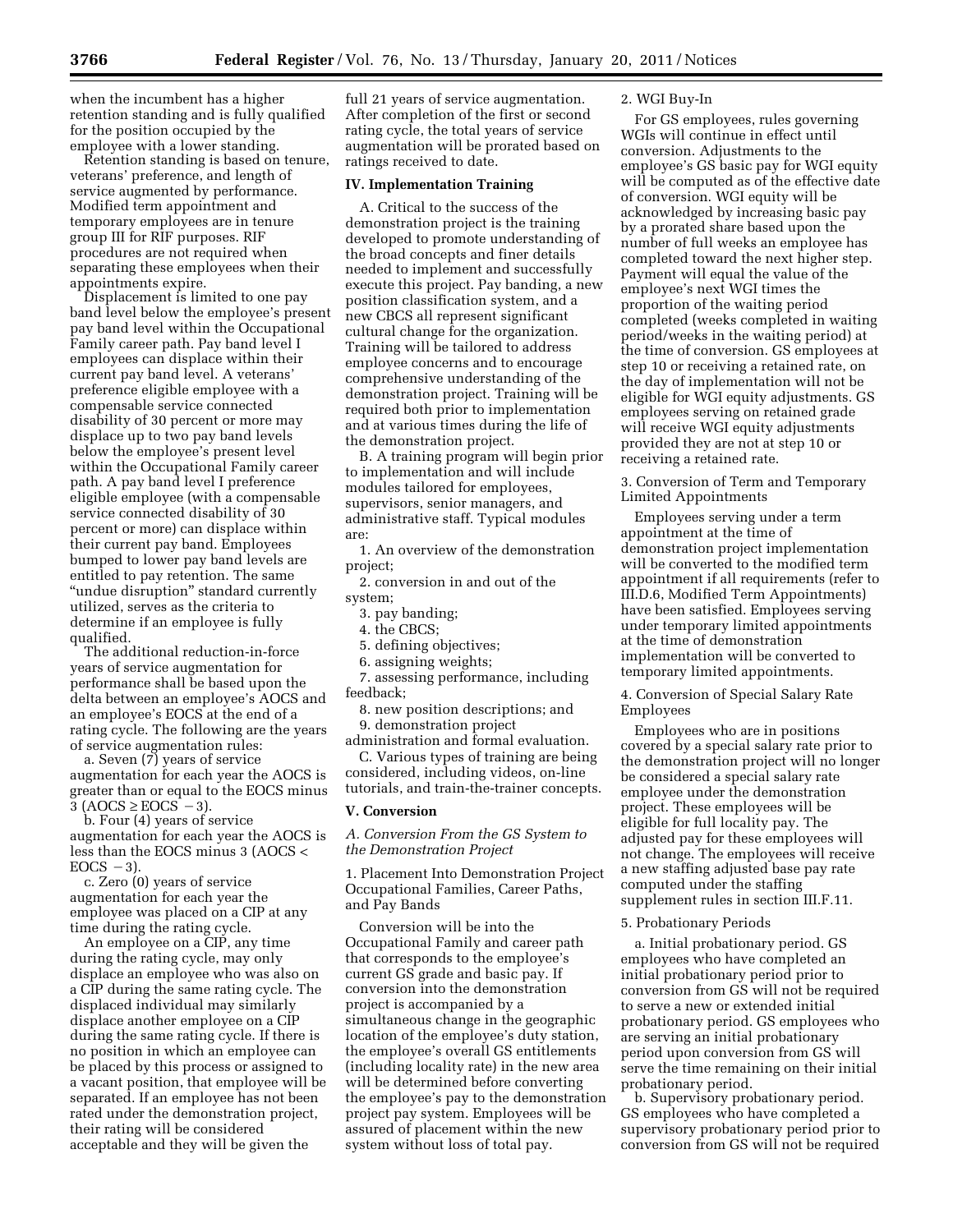when the incumbent has a higher retention standing and is fully qualified for the position occupied by the employee with a lower standing.

Retention standing is based on tenure, veterans' preference, and length of service augmented by performance. Modified term appointment and temporary employees are in tenure group III for RIF purposes. RIF procedures are not required when separating these employees when their appointments expire.

Displacement is limited to one pay band level below the employee's present pay band level within the Occupational Family career path. Pay band level I employees can displace within their current pay band level. A veterans' preference eligible employee with a compensable service connected disability of 30 percent or more may displace up to two pay band levels below the employee's present level within the Occupational Family career path. A pay band level I preference eligible employee (with a compensable service connected disability of 30 percent or more) can displace within their current pay band. Employees bumped to lower pay band levels are entitled to pay retention. The same "undue disruption" standard currently utilized, serves as the criteria to determine if an employee is fully qualified.

The additional reduction-in-force years of service augmentation for performance shall be based upon the delta between an employee's AOCS and an employee's EOCS at the end of a rating cycle. The following are the years of service augmentation rules:

a. Seven (7) years of service augmentation for each year the AOCS is greater than or equal to the EOCS minus 3 (AOCS ≥ EOCS − 3).

b. Four (4) years of service augmentation for each year the AOCS is less than the EOCS minus 3 (AOCS < EOCS − 3).

c. Zero (0) years of service augmentation for each year the employee was placed on a CIP at any time during the rating cycle.

An employee on a CIP, any time during the rating cycle, may only displace an employee who was also on a CIP during the same rating cycle. The displaced individual may similarly displace another employee on a CIP during the same rating cycle. If there is no position in which an employee can be placed by this process or assigned to a vacant position, that employee will be separated. If an employee has not been rated under the demonstration project, their rating will be considered acceptable and they will be given the full 21 years of service augmentation. After completion of the first or second rating cycle, the total years of service augmentation will be prorated based on ratings received to date.

## IV. Implementation Training

A. Critical to the success of the demonstration project is the training developed to promote understanding of the broad concepts and finer details needed to implement and successfully execute this project. Pay banding, a new position classification system, and a new CBCS all represent significant cultural change for the organization. Training will be tailored to address employee concerns and to encourage comprehensive understanding of the demonstration project. Training will be required both prior to implementation and at various times during the life of the demonstration project.

B. A training program will begin prior to implementation and will include modules tailored for employees, supervisors, senior managers, and administrative staff. Typical modules are:

1. An overview of the demonstration project;
2. conversion in and out of the system;
3. pay banding;
4. the CBCS;
5. defining objectives;
6. assigning weights;
7. assessing performance, including feedback;
8. new position descriptions; and
9. demonstration project administration and formal evaluation.

C. Various types of training are being considered, including videos, on-line tutorials, and train-the-trainer concepts.

## V. Conversion

### *A. Conversion From the GS System to the Demonstration Project*

1. Placement Into Demonstration Project Occupational Families, Career Paths, and Pay Bands

Conversion will be into the Occupational Family and career path that corresponds to the employee's current GS grade and basic pay. If conversion into the demonstration project is accompanied by a simultaneous change in the geographic location of the employee's duty station, the employee's overall GS entitlements (including locality rate) in the new area will be determined before converting the employee's pay to the demonstration project pay system. Employees will be assured of placement within the new system without loss of total pay.

2. WGI Buy-In

For GS employees, rules governing WGIs will continue in effect until conversion. Adjustments to the employee's GS basic pay for WGI equity will be computed as of the effective date of conversion. WGI equity will be acknowledged by increasing basic pay by a prorated share based upon the number of full weeks an employee has completed toward the next higher step. Payment will equal the value of the employee's next WGI times the proportion of the waiting period completed (weeks completed in waiting period/weeks in the waiting period) at the time of conversion. GS employees at step 10 or receiving a retained rate, on the day of implementation will not be eligible for WGI equity adjustments. GS employees serving on retained grade will receive WGI equity adjustments provided they are not at step 10 or receiving a retained rate.

3. Conversion of Term and Temporary Limited Appointments

Employees serving under a term appointment at the time of demonstration project implementation will be converted to the modified term appointment if all requirements (refer to III.D.6, Modified Term Appointments) have been satisfied. Employees serving under temporary limited appointments at the time of demonstration implementation will be converted to temporary limited appointments.

4. Conversion of Special Salary Rate Employees

Employees who are in positions covered by a special salary rate prior to the demonstration project will no longer be considered a special salary rate employee under the demonstration project. These employees will be eligible for full locality pay. The adjusted pay for these employees will not change. The employees will receive a new staffing adjusted base pay rate computed under the staffing supplement rules in section III.F.11.

5. Probationary Periods

a. Initial probationary period. GS employees who have completed an initial probationary period prior to conversion from GS will not be required to serve a new or extended initial probationary period. GS employees who are serving an initial probationary period upon conversion from GS will serve the time remaining on their initial probationary period.

b. Supervisory probationary period. GS employees who have completed a supervisory probationary period prior to conversion from GS will not be required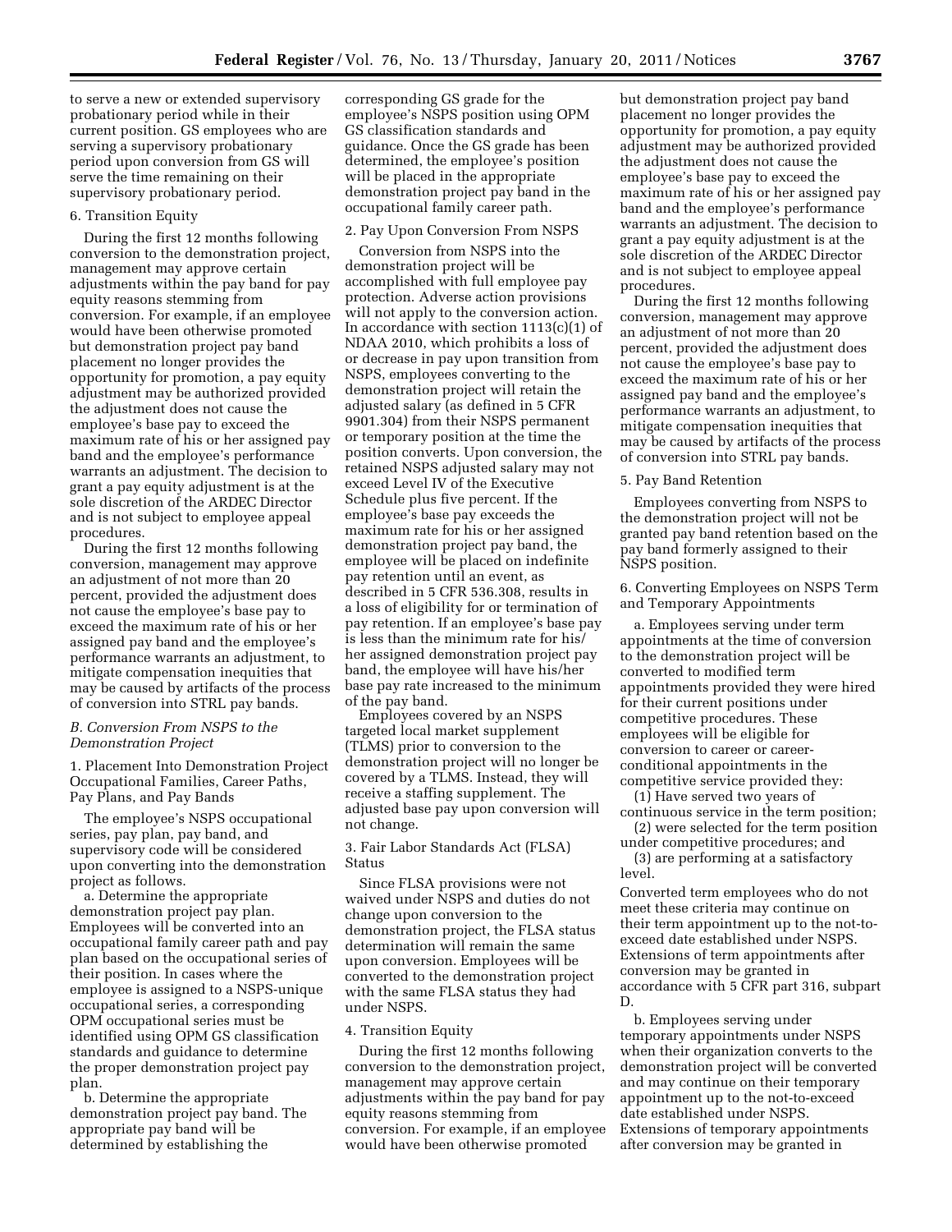to serve a new or extended supervisory probationary period while in their current position. GS employees who are serving a supervisory probationary period upon conversion from GS will serve the time remaining on their supervisory probationary period.

6. Transition Equity

During the first 12 months following conversion to the demonstration project, management may approve certain adjustments within the pay band for pay equity reasons stemming from conversion. For example, if an employee would have been otherwise promoted but demonstration project pay band placement no longer provides the opportunity for promotion, a pay equity adjustment may be authorized provided the adjustment does not cause the employee's base pay to exceed the maximum rate of his or her assigned pay band and the employee's performance warrants an adjustment. The decision to grant a pay equity adjustment is at the sole discretion of the ARDEC Director and is not subject to employee appeal procedures.

During the first 12 months following conversion, management may approve an adjustment of not more than 20 percent, provided the adjustment does not cause the employee's base pay to exceed the maximum rate of his or her assigned pay band and the employee's performance warrants an adjustment, to mitigate compensation inequities that may be caused by artifacts of the process of conversion into STRL pay bands.

### *B. Conversion From NSPS to the Demonstration Project*

1. Placement Into Demonstration Project Occupational Families, Career Paths, Pay Plans, and Pay Bands

The employee's NSPS occupational series, pay plan, pay band, and supervisory code will be considered upon converting into the demonstration project as follows.

a. Determine the appropriate demonstration project pay plan. Employees will be converted into an occupational family career path and pay plan based on the occupational series of their position. In cases where the employee is assigned to a NSPS-unique occupational series, a corresponding OPM occupational series must be identified using OPM GS classification standards and guidance to determine the proper demonstration project pay plan.

b. Determine the appropriate demonstration project pay band. The appropriate pay band will be determined by establishing the corresponding GS grade for the employee's NSPS position using OPM GS classification standards and guidance. Once the GS grade has been determined, the employee's position will be placed in the appropriate demonstration project pay band in the occupational family career path.

2. Pay Upon Conversion From NSPS

Conversion from NSPS into the demonstration project will be accomplished with full employee pay protection. Adverse action provisions will not apply to the conversion action. In accordance with section 1113(c)(1) of NDAA 2010, which prohibits a loss of or decrease in pay upon transition from NSPS, employees converting to the demonstration project will retain the adjusted salary (as defined in 5 CFR 9901.304) from their NSPS permanent or temporary position at the time the position converts. Upon conversion, the retained NSPS adjusted salary may not exceed Level IV of the Executive Schedule plus five percent. If the employee's base pay exceeds the maximum rate for his or her assigned demonstration project pay band, the employee will be placed on indefinite pay retention until an event, as described in 5 CFR 536.308, results in a loss of eligibility for or termination of pay retention. If an employee's base pay is less than the minimum rate for his/her assigned demonstration project pay band, the employee will have his/her base pay rate increased to the minimum of the pay band.

Employees covered by an NSPS targeted local market supplement (TLMS) prior to conversion to the demonstration project will no longer be covered by a TLMS. Instead, they will receive a staffing supplement. The adjusted base pay upon conversion will not change.

3. Fair Labor Standards Act (FLSA) Status

Since FLSA provisions were not waived under NSPS and duties do not change upon conversion to the demonstration project, the FLSA status determination will remain the same upon conversion. Employees will be converted to the demonstration project with the same FLSA status they had under NSPS.

4. Transition Equity

During the first 12 months following conversion to the demonstration project, management may approve certain adjustments within the pay band for pay equity reasons stemming from conversion. For example, if an employee would have been otherwise promoted but demonstration project pay band placement no longer provides the opportunity for promotion, a pay equity adjustment may be authorized provided the adjustment does not cause the employee's base pay to exceed the maximum rate of his or her assigned pay band and the employee's performance warrants an adjustment. The decision to grant a pay equity adjustment is at the sole discretion of the ARDEC Director and is not subject to employee appeal procedures.

During the first 12 months following conversion, management may approve an adjustment of not more than 20 percent, provided the adjustment does not cause the employee's base pay to exceed the maximum rate of his or her assigned pay band and the employee's performance warrants an adjustment, to mitigate compensation inequities that may be caused by artifacts of the process of conversion into STRL pay bands.

5. Pay Band Retention

Employees converting from NSPS to the demonstration project will not be granted pay band retention based on the pay band formerly assigned to their NSPS position.

6. Converting Employees on NSPS Term and Temporary Appointments

a. Employees serving under term appointments at the time of conversion to the demonstration project will be converted to modified term appointments provided they were hired for their current positions under competitive procedures. These employees will be eligible for conversion to career or career-conditional appointments in the competitive service provided they:

(1) Have served two years of continuous service in the term position;
(2) were selected for the term position under competitive procedures; and
(3) are performing at a satisfactory level.

Converted term employees who do not meet these criteria may continue on their term appointment up to the not-to-exceed date established under NSPS. Extensions of term appointments after conversion may be granted in accordance with 5 CFR part 316, subpart D.

b. Employees serving under temporary appointments under NSPS when their organization converts to the demonstration project will be converted and may continue on their temporary appointment up to the not-to-exceed date established under NSPS. Extensions of temporary appointments after conversion may be granted in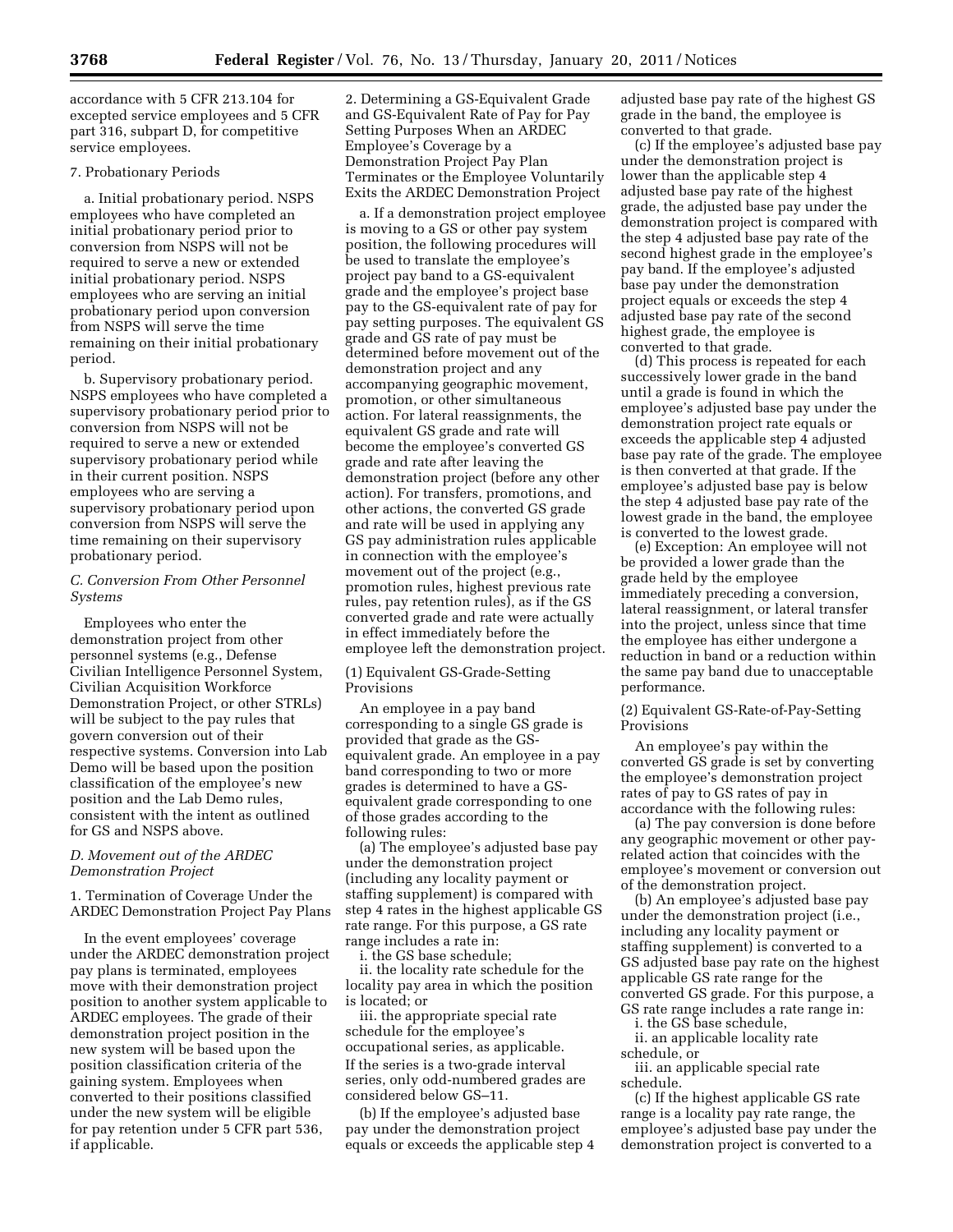accordance with 5 CFR 213.104 for excepted service employees and 5 CFR part 316, subpart D, for competitive service employees.

7. Probationary Periods

a. Initial probationary period. NSPS employees who have completed an initial probationary period prior to conversion from NSPS will not be required to serve a new or extended initial probationary period. NSPS employees who are serving an initial probationary period upon conversion from NSPS will serve the time remaining on their initial probationary period.

b. Supervisory probationary period. NSPS employees who have completed a supervisory probationary period prior to conversion from NSPS will not be required to serve a new or extended supervisory probationary period while in their current position. NSPS employees who are serving a supervisory probationary period upon conversion from NSPS will serve the time remaining on their supervisory probationary period.

### *C. Conversion From Other Personnel Systems*

Employees who enter the demonstration project from other personnel systems (e.g., Defense Civilian Intelligence Personnel System, Civilian Acquisition Workforce Demonstration Project, or other STRLs) will be subject to the pay rules that govern conversion out of their respective systems. Conversion into Lab Demo will be based upon the position classification of the employee's new position and the Lab Demo rules, consistent with the intent as outlined for GS and NSPS above.

### *D. Movement out of the ARDEC Demonstration Project*

1. Termination of Coverage Under the ARDEC Demonstration Project Pay Plans

In the event employees' coverage under the ARDEC demonstration project pay plans is terminated, employees move with their demonstration project position to another system applicable to ARDEC employees. The grade of their demonstration project position in the new system will be based upon the position classification criteria of the gaining system. Employees when converted to their positions classified under the new system will be eligible for pay retention under 5 CFR part 536, if applicable.

2. Determining a GS-Equivalent Grade and GS-Equivalent Rate of Pay for Pay Setting Purposes When an ARDEC Employee's Coverage by a Demonstration Project Pay Plan Terminates or the Employee Voluntarily Exits the ARDEC Demonstration Project

a. If a demonstration project employee is moving to a GS or other pay system position, the following procedures will be used to translate the employee's project pay band to a GS-equivalent grade and the employee's project base pay to the GS-equivalent rate of pay for pay setting purposes. The equivalent GS grade and GS rate of pay must be determined before movement out of the demonstration project and any accompanying geographic movement, promotion, or other simultaneous action. For lateral reassignments, the equivalent GS grade and rate will become the employee's converted GS grade and rate after leaving the demonstration project (before any other action). For transfers, promotions, and other actions, the converted GS grade and rate will be used in applying any GS pay administration rules applicable in connection with the employee's movement out of the project (e.g., promotion rules, highest previous rate rules, pay retention rules), as if the GS converted grade and rate were actually in effect immediately before the employee left the demonstration project.

(1) Equivalent GS-Grade-Setting Provisions

An employee in a pay band corresponding to a single GS grade is provided that grade as the GS-equivalent grade. An employee in a pay band corresponding to two or more grades is determined to have a GS-equivalent grade corresponding to one of those grades according to the following rules:

(a) The employee's adjusted base pay under the demonstration project (including any locality payment or staffing supplement) is compared with step 4 rates in the highest applicable GS rate range. For this purpose, a GS rate range includes a rate in:

i. the GS base schedule;

ii. the locality rate schedule for the locality pay area in which the position is located; or

iii. the appropriate special rate schedule for the employee's occupational series, as applicable.

If the series is a two-grade interval series, only odd-numbered grades are considered below GS–11.

(b) If the employee's adjusted base pay under the demonstration project equals or exceeds the applicable step 4 adjusted base pay rate of the highest GS grade in the band, the employee is converted to that grade.

(c) If the employee's adjusted base pay under the demonstration project is lower than the applicable step 4 adjusted base pay rate of the highest grade, the adjusted base pay under the demonstration project is compared with the step 4 adjusted base pay rate of the second highest grade in the employee's pay band. If the employee's adjusted base pay under the demonstration project equals or exceeds the step 4 adjusted base pay rate of the second highest grade, the employee is converted to that grade.

(d) This process is repeated for each successively lower grade in the band until a grade is found in which the employee's adjusted base pay under the demonstration project rate equals or exceeds the applicable step 4 adjusted base pay rate of the grade. The employee is then converted at that grade. If the employee's adjusted base pay is below the step 4 adjusted base pay rate of the lowest grade in the band, the employee is converted to the lowest grade.

(e) Exception: An employee will not be provided a lower grade than the grade held by the employee immediately preceding a conversion, lateral reassignment, or lateral transfer into the project, unless since that time the employee has either undergone a reduction in band or a reduction within the same pay band due to unacceptable performance.

(2) Equivalent GS-Rate-of-Pay-Setting Provisions

An employee's pay within the converted GS grade is set by converting the employee's demonstration project rates of pay to GS rates of pay in accordance with the following rules:

(a) The pay conversion is done before any geographic movement or other pay-related action that coincides with the employee's movement or conversion out of the demonstration project.

(b) An employee's adjusted base pay under the demonstration project (i.e., including any locality payment or staffing supplement) is converted to a GS adjusted base pay rate on the highest applicable GS rate range for the converted GS grade. For this purpose, a GS rate range includes a rate range in:

i. the GS base schedule,

ii. an applicable locality rate schedule, or

iii. an applicable special rate schedule.

(c) If the highest applicable GS rate range is a locality pay rate range, the employee's adjusted base pay under the demonstration project is converted to a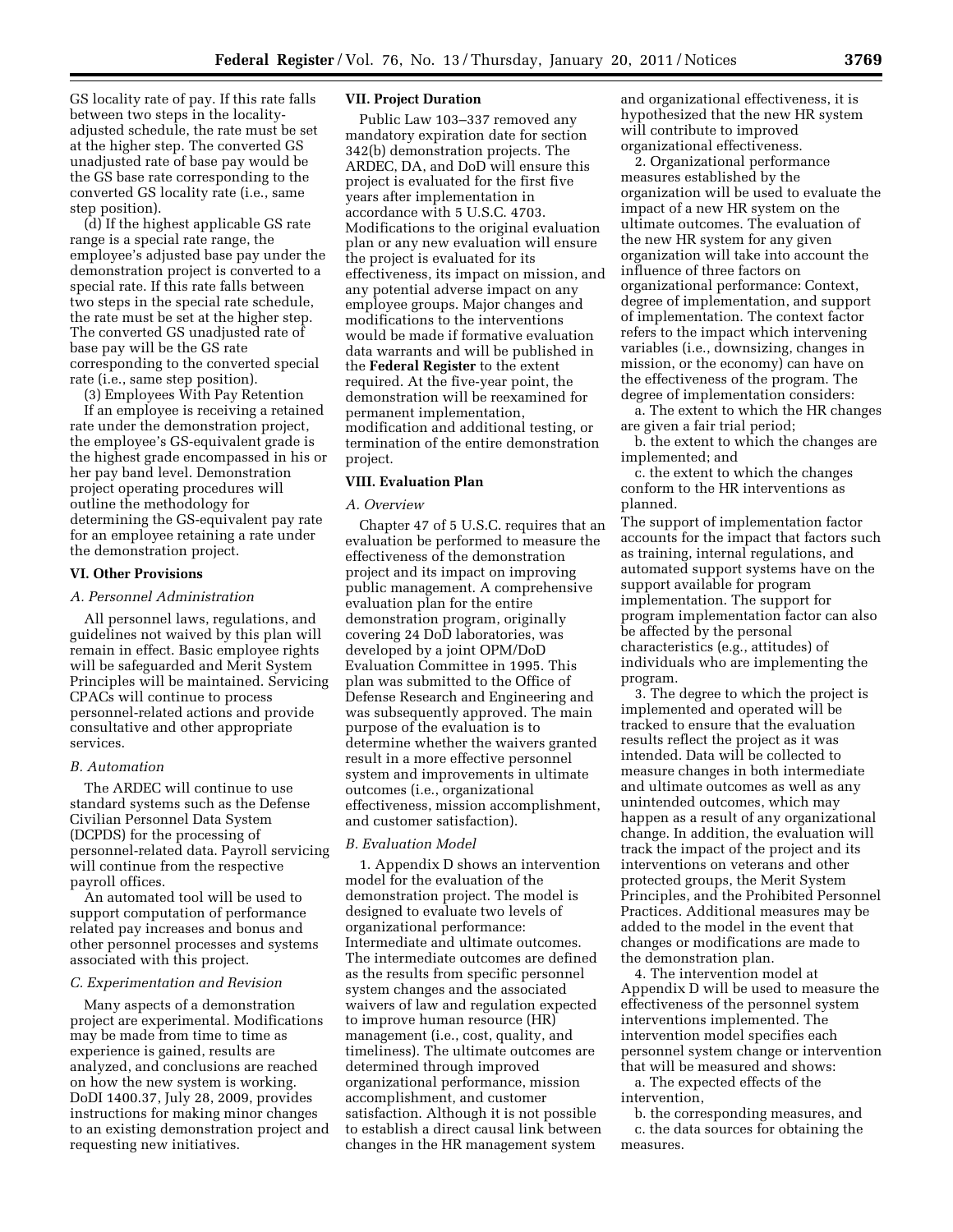GS locality rate of pay. If this rate falls between two steps in the locality-adjusted schedule, the rate must be set at the higher step. The converted GS unadjusted rate of base pay would be the GS base rate corresponding to the converted GS locality rate (i.e., same step position).

(d) If the highest applicable GS rate range is a special rate range, the employee's adjusted base pay under the demonstration project is converted to a special rate. If this rate falls between two steps in the special rate schedule, the rate must be set at the higher step. The converted GS unadjusted rate of base pay will be the GS rate corresponding to the converted special rate (i.e., same step position).

(3) Employees With Pay Retention

If an employee is receiving a retained rate under the demonstration project, the employee's GS-equivalent grade is the highest grade encompassed in his or her pay band level. Demonstration project operating procedures will outline the methodology for determining the GS-equivalent pay rate for an employee retaining a rate under the demonstration project.

### VI. Other Provisions

#### *A. Personnel Administration*

All personnel laws, regulations, and guidelines not waived by this plan will remain in effect. Basic employee rights will be safeguarded and Merit System Principles will be maintained. Servicing CPACs will continue to process personnel-related actions and provide consultative and other appropriate services.

#### *B. Automation*

The ARDEC will continue to use standard systems such as the Defense Civilian Personnel Data System (DCPDS) for the processing of personnel-related data. Payroll servicing will continue from the respective payroll offices.

An automated tool will be used to support computation of performance related pay increases and bonus and other personnel processes and systems associated with this project.

#### *C. Experimentation and Revision*

Many aspects of a demonstration project are experimental. Modifications may be made from time to time as experience is gained, results are analyzed, and conclusions are reached on how the new system is working. DoDI 1400.37, July 28, 2009, provides instructions for making minor changes to an existing demonstration project and requesting new initiatives.

### VII. Project Duration

Public Law 103–337 removed any mandatory expiration date for section 342(b) demonstration projects. The ARDEC, DA, and DoD will ensure this project is evaluated for the first five years after implementation in accordance with 5 U.S.C. 4703. Modifications to the original evaluation plan or any new evaluation will ensure the project is evaluated for its effectiveness, its impact on mission, and any potential adverse impact on any employee groups. Major changes and modifications to the interventions would be made if formative evaluation data warrants and will be published in the **Federal Register** to the extent required. At the five-year point, the demonstration will be reexamined for permanent implementation, modification and additional testing, or termination of the entire demonstration project.

### VIII. Evaluation Plan

#### *A. Overview*

Chapter 47 of 5 U.S.C. requires that an evaluation be performed to measure the effectiveness of the demonstration project and its impact on improving public management. A comprehensive evaluation plan for the entire demonstration program, originally covering 24 DoD laboratories, was developed by a joint OPM/DoD Evaluation Committee in 1995. This plan was submitted to the Office of Defense Research and Engineering and was subsequently approved. The main purpose of the evaluation is to determine whether the waivers granted result in a more effective personnel system and improvements in ultimate outcomes (i.e., organizational effectiveness, mission accomplishment, and customer satisfaction).

#### *B. Evaluation Model*

1. Appendix D shows an intervention model for the evaluation of the demonstration project. The model is designed to evaluate two levels of organizational performance: Intermediate and ultimate outcomes. The intermediate outcomes are defined as the results from specific personnel system changes and the associated waivers of law and regulation expected to improve human resource (HR) management (i.e., cost, quality, and timeliness). The ultimate outcomes are determined through improved organizational performance, mission accomplishment, and customer satisfaction. Although it is not possible to establish a direct causal link between changes in the HR management system and organizational effectiveness, it is hypothesized that the new HR system will contribute to improved organizational effectiveness.

2. Organizational performance measures established by the organization will be used to evaluate the impact of a new HR system on the ultimate outcomes. The evaluation of the new HR system for any given organization will take into account the influence of three factors on organizational performance: Context, degree of implementation, and support of implementation. The context factor refers to the impact which intervening variables (i.e., downsizing, changes in mission, or the economy) can have on the effectiveness of the program. The degree of implementation considers:

a. The extent to which the HR changes are given a fair trial period;

b. the extent to which the changes are implemented; and

c. the extent to which the changes conform to the HR interventions as planned.

The support of implementation factor accounts for the impact that factors such as training, internal regulations, and automated support systems have on the support available for program implementation. The support for program implementation factor can also be affected by the personal characteristics (e.g., attitudes) of individuals who are implementing the program.

3. The degree to which the project is implemented and operated will be tracked to ensure that the evaluation results reflect the project as it was intended. Data will be collected to measure changes in both intermediate and ultimate outcomes as well as any unintended outcomes, which may happen as a result of any organizational change. In addition, the evaluation will track the impact of the project and its interventions on veterans and other protected groups, the Merit System Principles, and the Prohibited Personnel Practices. Additional measures may be added to the model in the event that changes or modifications are made to the demonstration plan.

4. The intervention model at Appendix D will be used to measure the effectiveness of the personnel system interventions implemented. The intervention model specifies each personnel system change or intervention that will be measured and shows:

a. The expected effects of the intervention,

b. the corresponding measures, and

c. the data sources for obtaining the measures.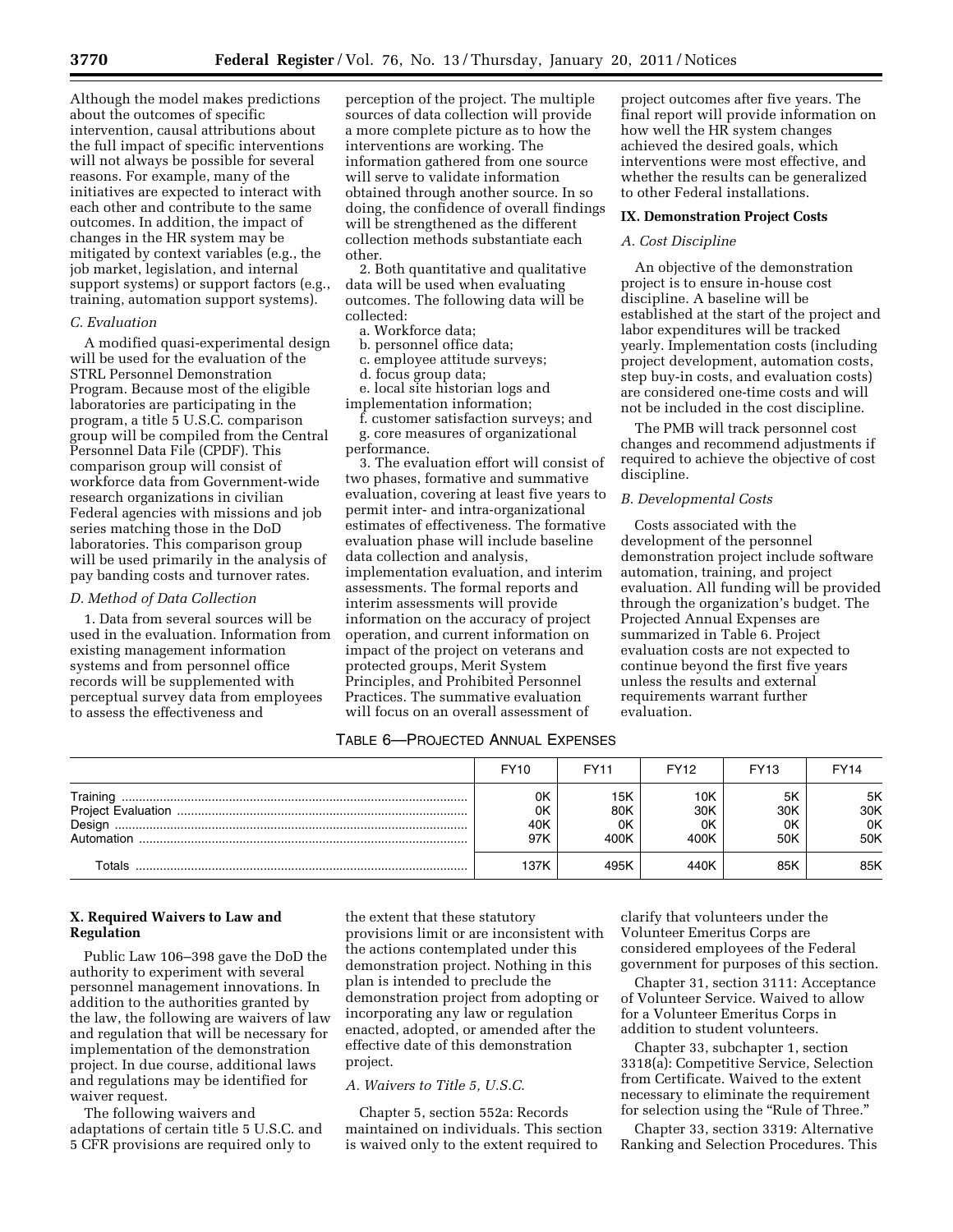Although the model makes predictions about the outcomes of specific intervention, causal attributions about the full impact of specific interventions will not always be possible for several reasons. For example, many of the initiatives are expected to interact with each other and contribute to the same outcomes. In addition, the impact of changes in the HR system may be mitigated by context variables (e.g., the job market, legislation, and internal support systems) or support factors (e.g., training, automation support systems).

### C. Evaluation

A modified quasi-experimental design will be used for the evaluation of the STRL Personnel Demonstration Program. Because most of the eligible laboratories are participating in the program, a title 5 U.S.C. comparison group will be compiled from the Central Personnel Data File (CPDF). This comparison group will consist of workforce data from Government-wide research organizations in civilian Federal agencies with missions and job series matching those in the DoD laboratories. This comparison group will be used primarily in the analysis of pay banding costs and turnover rates.

### D. Method of Data Collection

1. Data from several sources will be used in the evaluation. Information from existing management information systems and from personnel office records will be supplemented with perceptual survey data from employees to assess the effectiveness and perception of the project. The multiple sources of data collection will provide a more complete picture as to how the interventions are working. The information gathered from one source will serve to validate information obtained through another source. In so doing, the confidence of overall findings will be strengthened as the different collection methods substantiate each other.

2. Both quantitative and qualitative data will be used when evaluating outcomes. The following data will be collected:

a. Workforce data;

b. personnel office data;

c. employee attitude surveys;

d. focus group data;

e. local site historian logs and implementation information;

f. customer satisfaction surveys; and

g. core measures of organizational performance.

3. The evaluation effort will consist of two phases, formative and summative evaluation, covering at least five years to permit inter- and intra-organizational estimates of effectiveness. The formative evaluation phase will include baseline data collection and analysis, implementation evaluation, and interim assessments. The formal reports and interim assessments will provide information on the accuracy of project operation, and current information on impact of the project on veterans and protected groups, Merit System Principles, and Prohibited Personnel Practices. The summative evaluation will focus on an overall assessment of project outcomes after five years. The final report will provide information on how well the HR system changes achieved the desired goals, which interventions were most effective, and whether the results can be generalized to other Federal installations.

## IX. Demonstration Project Costs

### A. Cost Discipline

An objective of the demonstration project is to ensure in-house cost discipline. A baseline will be established at the start of the project and labor expenditures will be tracked yearly. Implementation costs (including project development, automation costs, step buy-in costs, and evaluation costs) are considered one-time costs and will not be included in the cost discipline.

The PMB will track personnel cost changes and recommend adjustments if required to achieve the objective of cost discipline.

### B. Developmental Costs

Costs associated with the development of the personnel demonstration project include software automation, training, and project evaluation. All funding will be provided through the organization's budget. The Projected Annual Expenses are summarized in Table 6. Project evaluation costs are not expected to continue beyond the first five years unless the results and external requirements warrant further evaluation.

TABLE 6—PROJECTED ANNUAL EXPENSES

| | FY10 | FY11 | FY12 | FY13 | FY14 |
|---|---|---|---|---|---|
| Training | 0K | 15K | 10K | 5K | 5K |
| Project Evaluation | 0K | 80K | 30K | 30K | 30K |
| Design | 40K | 0K | 0K | 0K | 0K |
| Automation | 97K | 400K | 400K | 50K | 50K |
| Totals | 137K | 495K | 440K | 85K | 85K |

## X. Required Waivers to Law and Regulation

Public Law 106–398 gave the DoD the authority to experiment with several personnel management innovations. In addition to the authorities granted by the law, the following are waivers of law and regulation that will be necessary for implementation of the demonstration project. In due course, additional laws and regulations may be identified for waiver request.

The following waivers and adaptations of certain title 5 U.S.C. and 5 CFR provisions are required only to the extent that these statutory provisions limit or are inconsistent with the actions contemplated under this demonstration project. Nothing in this plan is intended to preclude the demonstration project from adopting or incorporating any law or regulation enacted, adopted, or amended after the effective date of this demonstration project.

### A. Waivers to Title 5, U.S.C.

Chapter 5, section 552a: Records maintained on individuals. This section is waived only to the extent required to clarify that volunteers under the Volunteer Emeritus Corps are considered employees of the Federal government for purposes of this section.

Chapter 31, section 3111: Acceptance of Volunteer Service. Waived to allow for a Volunteer Emeritus Corps in addition to student volunteers.

Chapter 33, subchapter 1, section 3318(a): Competitive Service, Selection from Certificate. Waived to the extent necessary to eliminate the requirement for selection using the "Rule of Three."

Chapter 33, section 3319: Alternative Ranking and Selection Procedures. This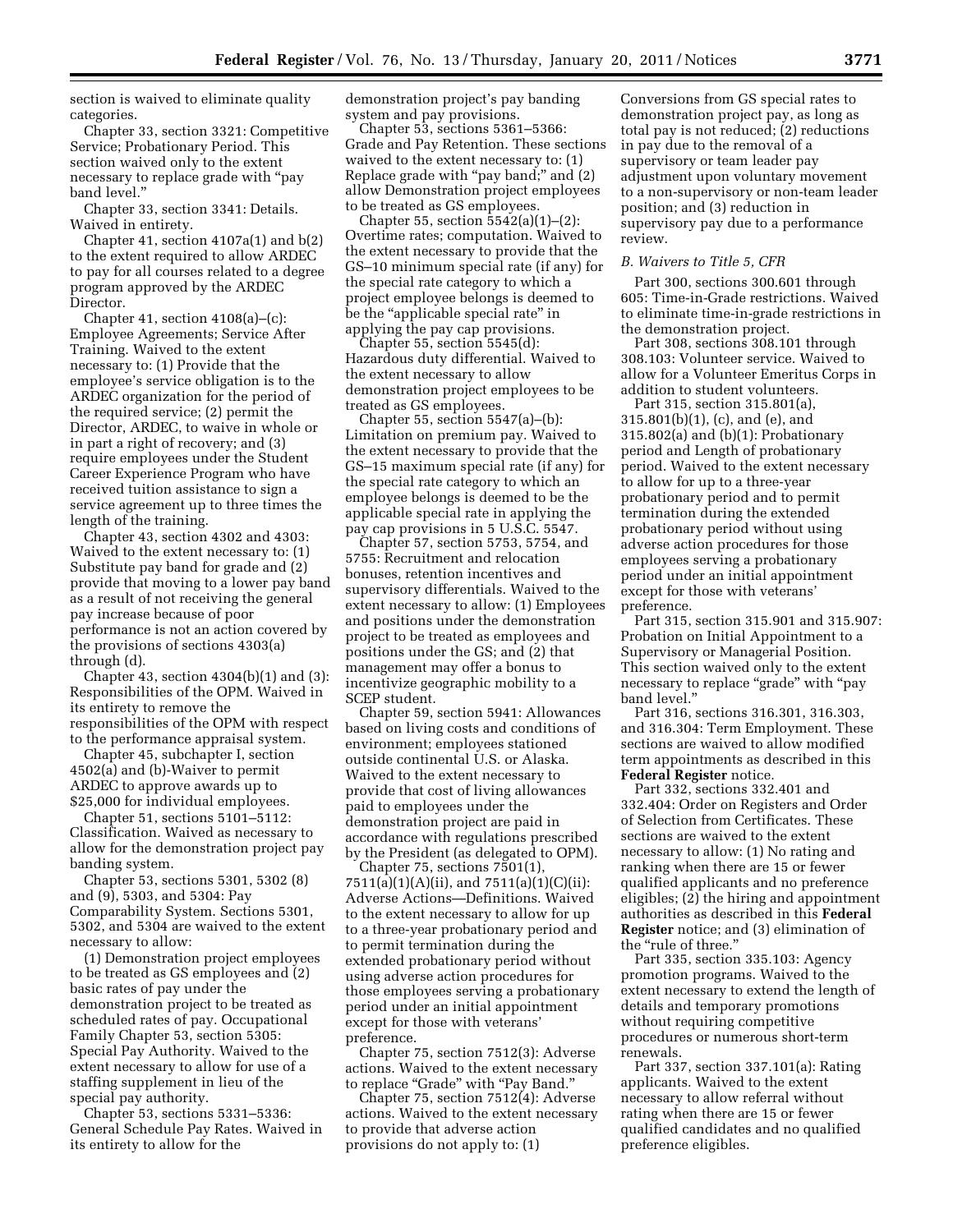section is waived to eliminate quality categories.

Chapter 33, section 3321: Competitive Service; Probationary Period. This section waived only to the extent necessary to replace grade with "pay band level."

Chapter 33, section 3341: Details. Waived in entirety.

Chapter 41, section 4107a(1) and b(2) to the extent required to allow ARDEC to pay for all courses related to a degree program approved by the ARDEC Director.

Chapter 41, section 4108(a)–(c): Employee Agreements; Service After Training. Waived to the extent necessary to: (1) Provide that the employee's service obligation is to the ARDEC organization for the period of the required service; (2) permit the Director, ARDEC, to waive in whole or in part a right of recovery; and (3) require employees under the Student Career Experience Program who have received tuition assistance to sign a service agreement up to three times the length of the training.

Chapter 43, section 4302 and 4303: Waived to the extent necessary to: (1) Substitute pay band for grade and (2) provide that moving to a lower pay band as a result of not receiving the general pay increase because of poor performance is not an action covered by the provisions of sections 4303(a) through (d).

Chapter 43, section 4304(b)(1) and (3): Responsibilities of the OPM. Waived in its entirety to remove the responsibilities of the OPM with respect to the performance appraisal system.

Chapter 45, subchapter I, section 4502(a) and (b)-Waiver to permit ARDEC to approve awards up to $25,000 for individual employees.

Chapter 51, sections 5101–5112: Classification. Waived as necessary to allow for the demonstration project pay banding system.

Chapter 53, sections 5301, 5302 (8) and (9), 5303, and 5304: Pay Comparability System. Sections 5301, 5302, and 5304 are waived to the extent necessary to allow:

(1) Demonstration project employees to be treated as GS employees and (2) basic rates of pay under the demonstration project to be treated as scheduled rates of pay. Occupational Family Chapter 53, section 5305: Special Pay Authority. Waived to the extent necessary to allow for use of a staffing supplement in lieu of the special pay authority.

Chapter 53, sections 5331–5336: General Schedule Pay Rates. Waived in its entirety to allow for the demonstration project's pay banding system and pay provisions.

Chapter 53, sections 5361–5366: Grade and Pay Retention. These sections waived to the extent necessary to: (1) Replace grade with "pay band;" and (2) allow Demonstration project employees to be treated as GS employees.

Chapter 55, section 5542(a)(1)–(2): Overtime rates; computation. Waived to the extent necessary to provide that the GS–10 minimum special rate (if any) for the special rate category to which a project employee belongs is deemed to be the "applicable special rate" in applying the pay cap provisions.

Chapter 55, section 5545(d): Hazardous duty differential. Waived to the extent necessary to allow demonstration project employees to be treated as GS employees.

Chapter 55, section 5547(a)–(b): Limitation on premium pay. Waived to the extent necessary to provide that the GS–15 maximum special rate (if any) for the special rate category to which an employee belongs is deemed to be the applicable special rate in applying the pay cap provisions in 5 U.S.C. 5547.

Chapter 57, section 5753, 5754, and 5755: Recruitment and relocation bonuses, retention incentives and supervisory differentials. Waived to the extent necessary to allow: (1) Employees and positions under the demonstration project to be treated as employees and positions under the GS; and (2) that management may offer a bonus to incentivize geographic mobility to a SCEP student.

Chapter 59, section 5941: Allowances based on living costs and conditions of environment; employees stationed outside continental U.S. or Alaska. Waived to the extent necessary to provide that cost of living allowances paid to employees under the demonstration project are paid in accordance with regulations prescribed by the President (as delegated to OPM).

Chapter 75, sections 7501(1), 7511(a)(1)(A)(ii), and 7511(a)(1)(C)(ii): Adverse Actions—Definitions. Waived to the extent necessary to allow for up to a three-year probationary period and to permit termination during the extended probationary period without using adverse action procedures for those employees serving a probationary period under an initial appointment except for those with veterans' preference.

Chapter 75, section 7512(3): Adverse actions. Waived to the extent necessary to replace "Grade" with "Pay Band."

Chapter 75, section 7512(4): Adverse actions. Waived to the extent necessary to provide that adverse action provisions do not apply to: (1) Conversions from GS special rates to demonstration project pay, as long as total pay is not reduced; (2) reductions in pay due to the removal of a supervisory or team leader pay adjustment upon voluntary movement to a non-supervisory or non-team leader position; and (3) reduction in supervisory pay due to a performance review.

*B. Waivers to Title 5, CFR*

Part 300, sections 300.601 through 605: Time-in-Grade restrictions. Waived to eliminate time-in-grade restrictions in the demonstration project.

Part 308, sections 308.101 through 308.103: Volunteer service. Waived to allow for a Volunteer Emeritus Corps in addition to student volunteers.

Part 315, section 315.801(a), 315.801(b)(1), (c), and (e), and 315.802(a) and (b)(1): Probationary period and Length of probationary period. Waived to the extent necessary to allow for up to a three-year probationary period and to permit termination during the extended probationary period without using adverse action procedures for those employees serving a probationary period under an initial appointment except for those with veterans' preference.

Part 315, section 315.901 and 315.907: Probation on Initial Appointment to a Supervisory or Managerial Position. This section waived only to the extent necessary to replace "grade" with "pay band level."

Part 316, sections 316.301, 316.303, and 316.304: Term Employment. These sections are waived to allow modified term appointments as described in this **Federal Register** notice.

Part 332, sections 332.401 and 332.404: Order on Registers and Order of Selection from Certificates. These sections are waived to the extent necessary to allow: (1) No rating and ranking when there are 15 or fewer qualified applicants and no preference eligibles; (2) the hiring and appointment authorities as described in this **Federal Register** notice; and (3) elimination of the "rule of three."

Part 335, section 335.103: Agency promotion programs. Waived to the extent necessary to extend the length of details and temporary promotions without requiring competitive procedures or numerous short-term renewals.

Part 337, section 337.101(a): Rating applicants. Waived to the extent necessary to allow referral without rating when there are 15 or fewer qualified candidates and no qualified preference eligibles.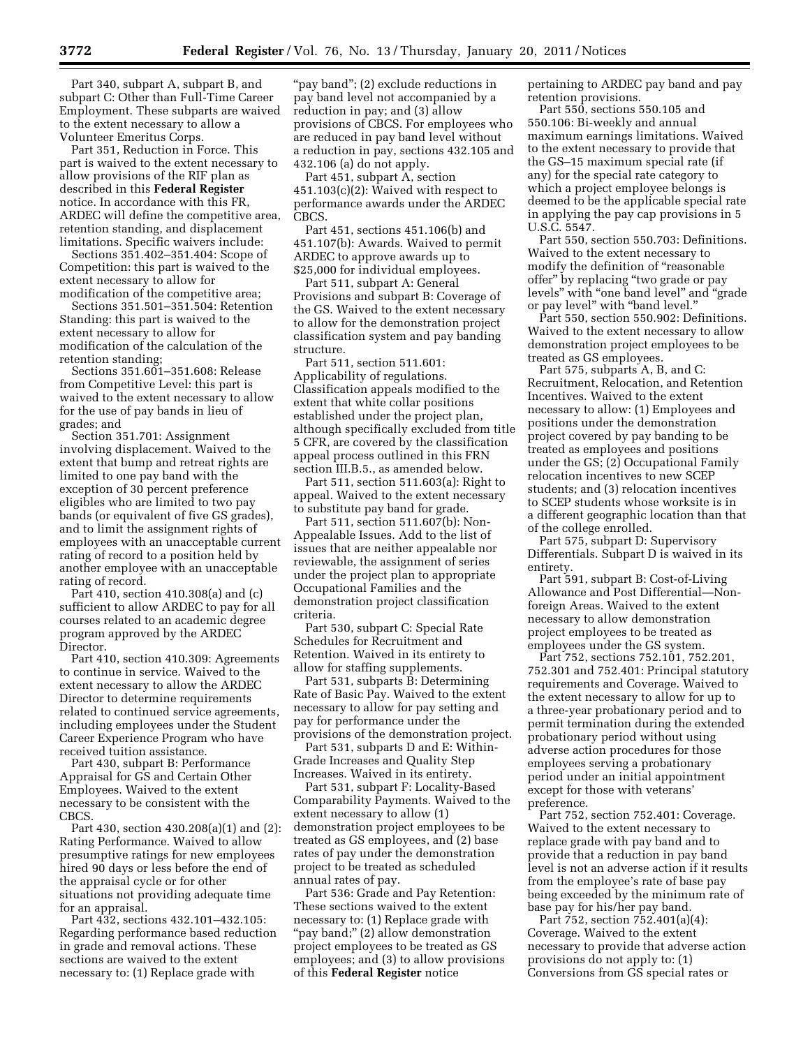Part 340, subpart A, subpart B, and subpart C: Other than Full-Time Career Employment. These subparts are waived to the extent necessary to allow a Volunteer Emeritus Corps.

Part 351, Reduction in Force. This part is waived to the extent necessary to allow provisions of the RIF plan as described in this **Federal Register** notice. In accordance with this FR, ARDEC will define the competitive area, retention standing, and displacement limitations. Specific waivers include:

Sections 351.402–351.404: Scope of Competition: this part is waived to the extent necessary to allow for modification of the competitive area;

Sections 351.501–351.504: Retention Standing: this part is waived to the extent necessary to allow for modification of the calculation of the retention standing;

Sections 351.601–351.608: Release from Competitive Level: this part is waived to the extent necessary to allow for the use of pay bands in lieu of grades; and

Section 351.701: Assignment involving displacement. Waived to the extent that bump and retreat rights are limited to one pay band with the exception of 30 percent preference eligibles who are limited to two pay bands (or equivalent of five GS grades), and to limit the assignment rights of employees with an unacceptable current rating of record to a position held by another employee with an unacceptable rating of record.

Part 410, section 410.308(a) and (c) sufficient to allow ARDEC to pay for all courses related to an academic degree program approved by the ARDEC Director.

Part 410, section 410.309: Agreements to continue in service. Waived to the extent necessary to allow the ARDEC Director to determine requirements related to continued service agreements, including employees under the Student Career Experience Program who have received tuition assistance.

Part 430, subpart B: Performance Appraisal for GS and Certain Other Employees. Waived to the extent necessary to be consistent with the CBCS.

Part 430, section 430.208(a)(1) and (2): Rating Performance. Waived to allow presumptive ratings for new employees hired 90 days or less before the end of the appraisal cycle or for other situations not providing adequate time for an appraisal.

Part 432, sections 432.101–432.105: Regarding performance based reduction in grade and removal actions. These sections are waived to the extent necessary to: (1) Replace grade with "pay band"; (2) exclude reductions in pay band level not accompanied by a reduction in pay; and (3) allow provisions of CBCS. For employees who are reduced in pay band level without a reduction in pay, sections 432.105 and 432.106 (a) do not apply.

Part 451, subpart A, section 451.103(c)(2): Waived with respect to performance awards under the ARDEC CBCS.

Part 451, sections 451.106(b) and 451.107(b): Awards. Waived to permit ARDEC to approve awards up to $25,000 for individual employees.

Part 511, subpart A: General Provisions and subpart B: Coverage of the GS. Waived to the extent necessary to allow for the demonstration project classification system and pay banding structure.

Part 511, section 511.601: Applicability of regulations. Classification appeals modified to the extent that white collar positions established under the project plan, although specifically excluded from title 5 CFR, are covered by the classification appeal process outlined in this FRN section III.B.5., as amended below.

Part 511, section 511.603(a): Right to appeal. Waived to the extent necessary to substitute pay band for grade.

Part 511, section 511.607(b): Non-Appealable Issues. Add to the list of issues that are neither appealable nor reviewable, the assignment of series under the project plan to appropriate Occupational Families and the demonstration project classification criteria.

Part 530, subpart C: Special Rate Schedules for Recruitment and Retention. Waived in its entirety to allow for staffing supplements.

Part 531, subparts B: Determining Rate of Basic Pay. Waived to the extent necessary to allow for pay setting and pay for performance under the provisions of the demonstration project.

Part 531, subparts D and E: Within-Grade Increases and Quality Step Increases. Waived in its entirety.

Part 531, subpart F: Locality-Based Comparability Payments. Waived to the extent necessary to allow (1) demonstration project employees to be treated as GS employees, and (2) base rates of pay under the demonstration project to be treated as scheduled annual rates of pay.

Part 536: Grade and Pay Retention: These sections waived to the extent necessary to: (1) Replace grade with "pay band;" (2) allow demonstration project employees to be treated as GS employees; and (3) to allow provisions of this **Federal Register** notice pertaining to ARDEC pay band and pay retention provisions.

Part 550, sections 550.105 and 550.106: Bi-weekly and annual maximum earnings limitations. Waived to the extent necessary to provide that the GS–15 maximum special rate (if any) for the special rate category to which a project employee belongs is deemed to be the applicable special rate in applying the pay cap provisions in 5 U.S.C. 5547.

Part 550, section 550.703: Definitions. Waived to the extent necessary to modify the definition of "reasonable offer" by replacing "two grade or pay levels" with "one band level" and "grade or pay level" with "band level."

Part 550, section 550.902: Definitions. Waived to the extent necessary to allow demonstration project employees to be treated as GS employees.

Part 575, subparts A, B, and C: Recruitment, Relocation, and Retention Incentives. Waived to the extent necessary to allow: (1) Employees and positions under the demonstration project covered by pay banding to be treated as employees and positions under the GS; (2) Occupational Family relocation incentives to new SCEP students; and (3) relocation incentives to SCEP students whose worksite is in a different geographic location than that of the college enrolled.

Part 575, subpart D: Supervisory Differentials. Subpart D is waived in its entirety.

Part 591, subpart B: Cost-of-Living Allowance and Post Differential—Non-foreign Areas. Waived to the extent necessary to allow demonstration project employees to be treated as employees under the GS system.

Part 752, sections 752.101, 752.201, 752.301 and 752.401: Principal statutory requirements and Coverage. Waived to the extent necessary to allow for up to a three-year probationary period and to permit termination during the extended probationary period without using adverse action procedures for those employees serving a probationary period under an initial appointment except for those with veterans' preference.

Part 752, section 752.401: Coverage. Waived to the extent necessary to replace grade with pay band and to provide that a reduction in pay band level is not an adverse action if it results from the employee's rate of base pay being exceeded by the minimum rate of base pay for his/her pay band.

Part 752, section 752.401(a)(4): Coverage. Waived to the extent necessary to provide that adverse action provisions do not apply to: (1) Conversions from GS special rates or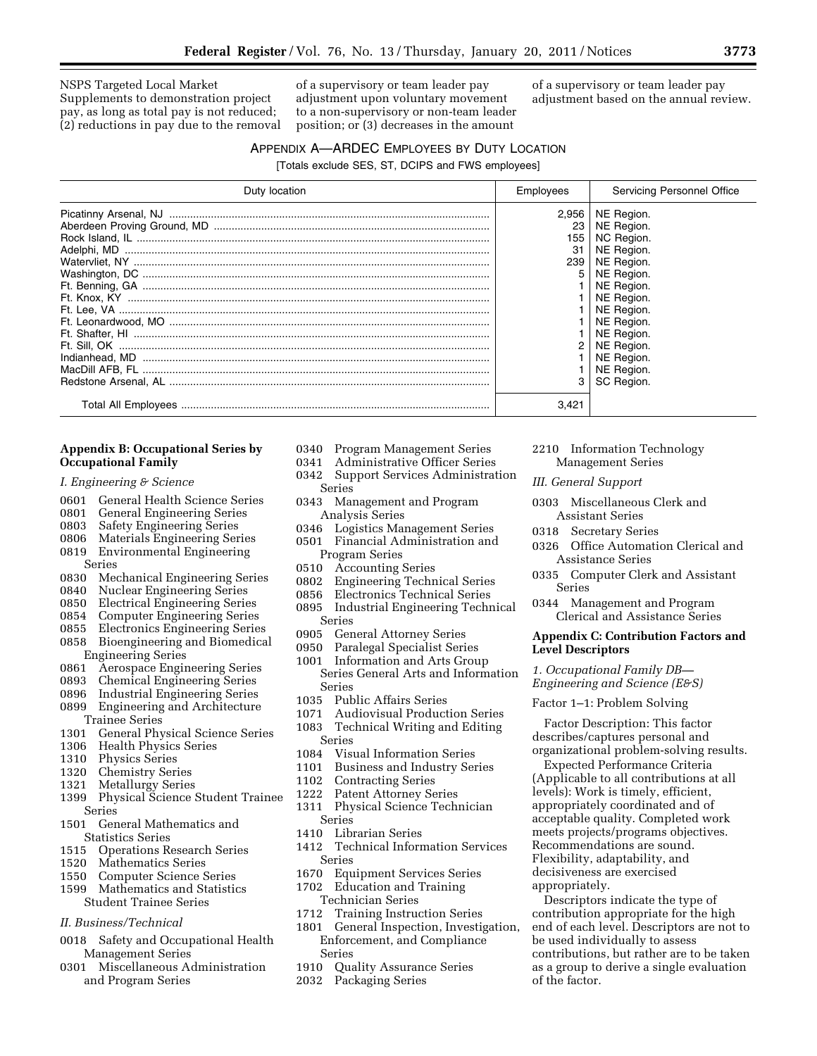NSPS Targeted Local Market Supplements to demonstration project pay, as long as total pay is not reduced; (2) reductions in pay due to the removal of a supervisory or team leader pay adjustment upon voluntary movement to a non-supervisory or non-team leader position; or (3) decreases in the amount of a supervisory or team leader pay adjustment based on the annual review.

## APPENDIX A—ARDEC EMPLOYEES BY DUTY LOCATION

[Totals exclude SES, ST, DCIPS and FWS employees]

| Duty location | Employees | Servicing Personnel Office |
|---|---|---|
| Picatinny Arsenal, NJ | 2,956 | NE Region. |
| Aberdeen Proving Ground, MD | 23 | NE Region. |
| Rock Island, IL | 155 | NC Region. |
| Adelphi, MD | 31 | NE Region. |
| Watervliet, NY | 239 | NE Region. |
| Washington, DC | 5 | NE Region. |
| Ft. Benning, GA | 1 | NE Region. |
| Ft. Knox, KY | 1 | NE Region. |
| Ft. Lee, VA | 1 | NE Region. |
| Ft. Leonardwood, MO | 1 | NE Region. |
| Ft. Shafter, HI | 1 | NE Region. |
| Ft. Sill, OK | 2 | NE Region. |
| Indianhead, MD | 1 | NE Region. |
| MacDill AFB, FL | 1 | NE Region. |
| Redstone Arsenal, AL | 3 | SC Region. |
| Total All Employees | 3,421 | |

## Appendix B: Occupational Series by Occupational Family

*I. Engineering & Science*

0601 General Health Science Series
0801 General Engineering Series
0803 Safety Engineering Series
0806 Materials Engineering Series
0819 Environmental Engineering Series
0830 Mechanical Engineering Series
0840 Nuclear Engineering Series
0850 Electrical Engineering Series
0854 Computer Engineering Series
0855 Electronics Engineering Series
0858 Bioengineering and Biomedical Engineering Series
0861 Aerospace Engineering Series
0893 Chemical Engineering Series
0896 Industrial Engineering Series
0899 Engineering and Architecture Trainee Series
1301 General Physical Science Series
1306 Health Physics Series
1310 Physics Series
1320 Chemistry Series
1321 Metallurgy Series
1399 Physical Science Student Trainee Series
1501 General Mathematics and Statistics Series
1515 Operations Research Series
1520 Mathematics Series
1550 Computer Science Series
1599 Mathematics and Statistics Student Trainee Series

*II. Business/Technical*

0018 Safety and Occupational Health Management Series
0301 Miscellaneous Administration and Program Series
0340 Program Management Series
0341 Administrative Officer Series
0342 Support Services Administration Series
0343 Management and Program Analysis Series
0346 Logistics Management Series
0501 Financial Administration and Program Series
0510 Accounting Series
0802 Engineering Technical Series
0856 Electronics Technical Series
0895 Industrial Engineering Technical Series
0905 General Attorney Series
0950 Paralegal Specialist Series
1001 Information and Arts Group Series General Arts and Information Series
1035 Public Affairs Series
1071 Audiovisual Production Series
1083 Technical Writing and Editing Series
1084 Visual Information Series
1101 Business and Industry Series
1102 Contracting Series
1222 Patent Attorney Series
1311 Physical Science Technician Series
1410 Librarian Series
1412 Technical Information Services Series
1670 Equipment Services Series
1702 Education and Training Technician Series
1712 Training Instruction Series
1801 General Inspection, Investigation, Enforcement, and Compliance Series
1910 Quality Assurance Series
2032 Packaging Series
2210 Information Technology Management Series

*III. General Support*

0303 Miscellaneous Clerk and Assistant Series
0318 Secretary Series
0326 Office Automation Clerical and Assistance Series
0335 Computer Clerk and Assistant Series
0344 Management and Program Clerical and Assistance Series

## Appendix C: Contribution Factors and Level Descriptors

*1. Occupational Family DB—Engineering and Science (E&S)*

Factor 1–1: Problem Solving

Factor Description: This factor describes/captures personal and organizational problem-solving results.

Expected Performance Criteria (Applicable to all contributions at all levels): Work is timely, efficient, appropriately coordinated and of acceptable quality. Completed work meets projects/programs objectives. Recommendations are sound. Flexibility, adaptability, and decisiveness are exercised appropriately.

Descriptors indicate the type of contribution appropriate for the high end of each level. Descriptors are not to be used individually to assess contributions, but rather are to be taken as a group to derive a single evaluation of the factor.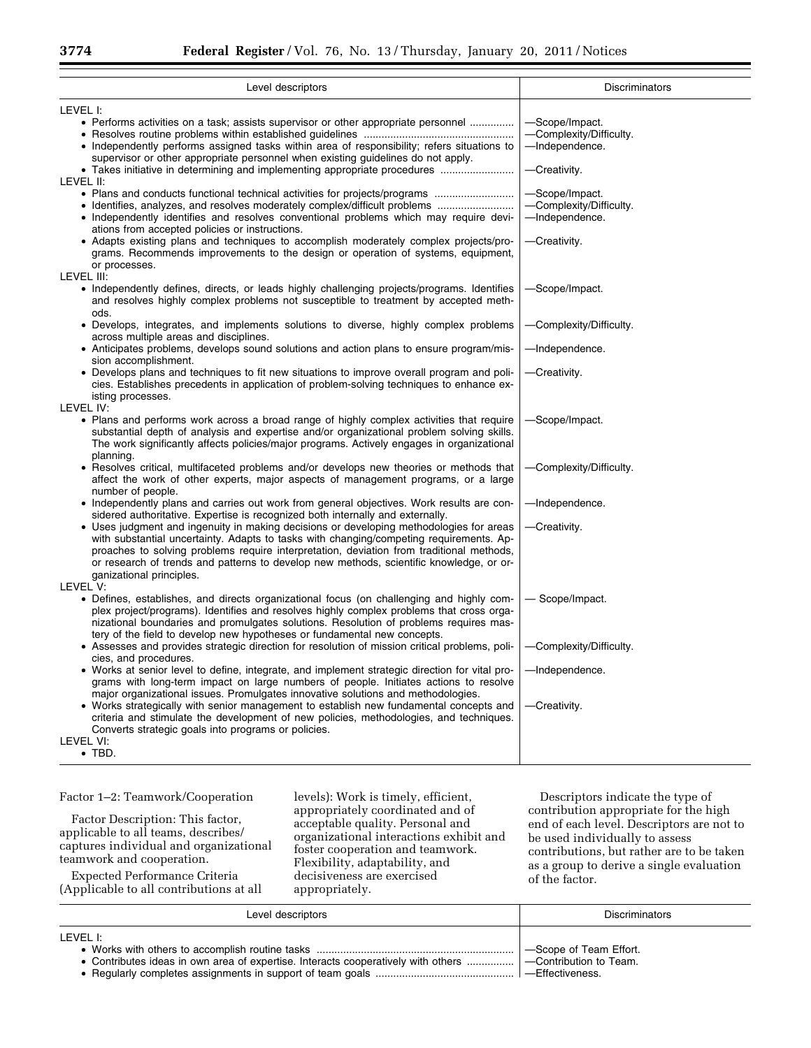| Level descriptors | Discriminators |
| --- | --- |
| LEVEL I: | |
| • Performs activities on a task; assists supervisor or other appropriate personnel | —Scope/Impact. |
| • Resolves routine problems within established guidelines | —Complexity/Difficulty. |
| • Independently performs assigned tasks within area of responsibility; refers situations to supervisor or other appropriate personnel when existing guidelines do not apply. | —Independence. |
| • Takes initiative in determining and implementing appropriate procedures | —Creativity. |
| LEVEL II: | |
| • Plans and conducts functional technical activities for projects/programs | —Scope/Impact. |
| • Identifies, analyzes, and resolves moderately complex/difficult problems | —Complexity/Difficulty. |
| • Independently identifies and resolves conventional problems which may require deviations from accepted policies or instructions. | —Independence. |
| • Adapts existing plans and techniques to accomplish moderately complex projects/programs. Recommends improvements to the design or operation of systems, equipment, or processes. | —Creativity. |
| LEVEL III: | |
| • Independently defines, directs, or leads highly challenging projects/programs. Identifies and resolves highly complex problems not susceptible to treatment by accepted methods. | —Scope/Impact. |
| • Develops, integrates, and implements solutions to diverse, highly complex problems across multiple areas and disciplines. | —Complexity/Difficulty. |
| • Anticipates problems, develops sound solutions and action plans to ensure program/mission accomplishment. | —Independence. |
| • Develops plans and techniques to fit new situations to improve overall program and policies. Establishes precedents in application of problem-solving techniques to enhance existing processes. | —Creativity. |
| LEVEL IV: | |
| • Plans and performs work across a broad range of highly complex activities that require substantial depth of analysis and expertise and/or organizational problem solving skills. The work significantly affects policies/major programs. Actively engages in organizational planning. | —Scope/Impact. |
| • Resolves critical, multifaceted problems and/or develops new theories or methods that affect the work of other experts, major aspects of management programs, or a large number of people. | —Complexity/Difficulty. |
| • Independently plans and carries out work from general objectives. Work results are considered authoritative. Expertise is recognized both internally and externally. | —Independence. |
| • Uses judgment and ingenuity in making decisions or developing methodologies for areas with substantial uncertainty. Adapts to tasks with changing/competing requirements. Approaches to solving problems require interpretation, deviation from traditional methods, or research of trends and patterns to develop new methods, scientific knowledge, or organizational principles. | —Creativity. |
| LEVEL V: | |
| • Defines, establishes, and directs organizational focus (on challenging and highly complex project/programs). Identifies and resolves highly complex problems that cross organizational boundaries and promulgates solutions. Resolution of problems requires mastery of the field to develop new hypotheses or fundamental new concepts. | — Scope/Impact. |
| • Assesses and provides strategic direction for resolution of mission critical problems, policies, and procedures. | —Complexity/Difficulty. |
| • Works at senior level to define, integrate, and implement strategic direction for vital programs with long-term impact on large numbers of people. Initiates actions to resolve major organizational issues. Promulgates innovative solutions and methodologies. | —Independence. |
| • Works strategically with senior management to establish new fundamental concepts and criteria and stimulate the development of new policies, methodologies, and techniques. Converts strategic goals into programs or policies. | —Creativity. |
| LEVEL VI: | |
| • TBD. | |

Factor 1–2: Teamwork/Cooperation

Factor Description: This factor, applicable to all teams, describes/captures individual and organizational teamwork and cooperation.

Expected Performance Criteria (Applicable to all contributions at all levels): Work is timely, efficient, appropriately coordinated and of acceptable quality. Personal and organizational interactions exhibit and foster cooperation and teamwork. Flexibility, adaptability, and decisiveness are exercised appropriately.

Descriptors indicate the type of contribution appropriate for the high end of each level. Descriptors are not to be used individually to assess contributions, but rather are to be taken as a group to derive a single evaluation of the factor.

| Level descriptors | Discriminators |
| --- | --- |
| LEVEL I: | |
| • Works with others to accomplish routine tasks | —Scope of Team Effort. |
| • Contributes ideas in own area of expertise. Interacts cooperatively with others | —Contribution to Team. |
| • Regularly completes assignments in support of team goals | —Effectiveness. |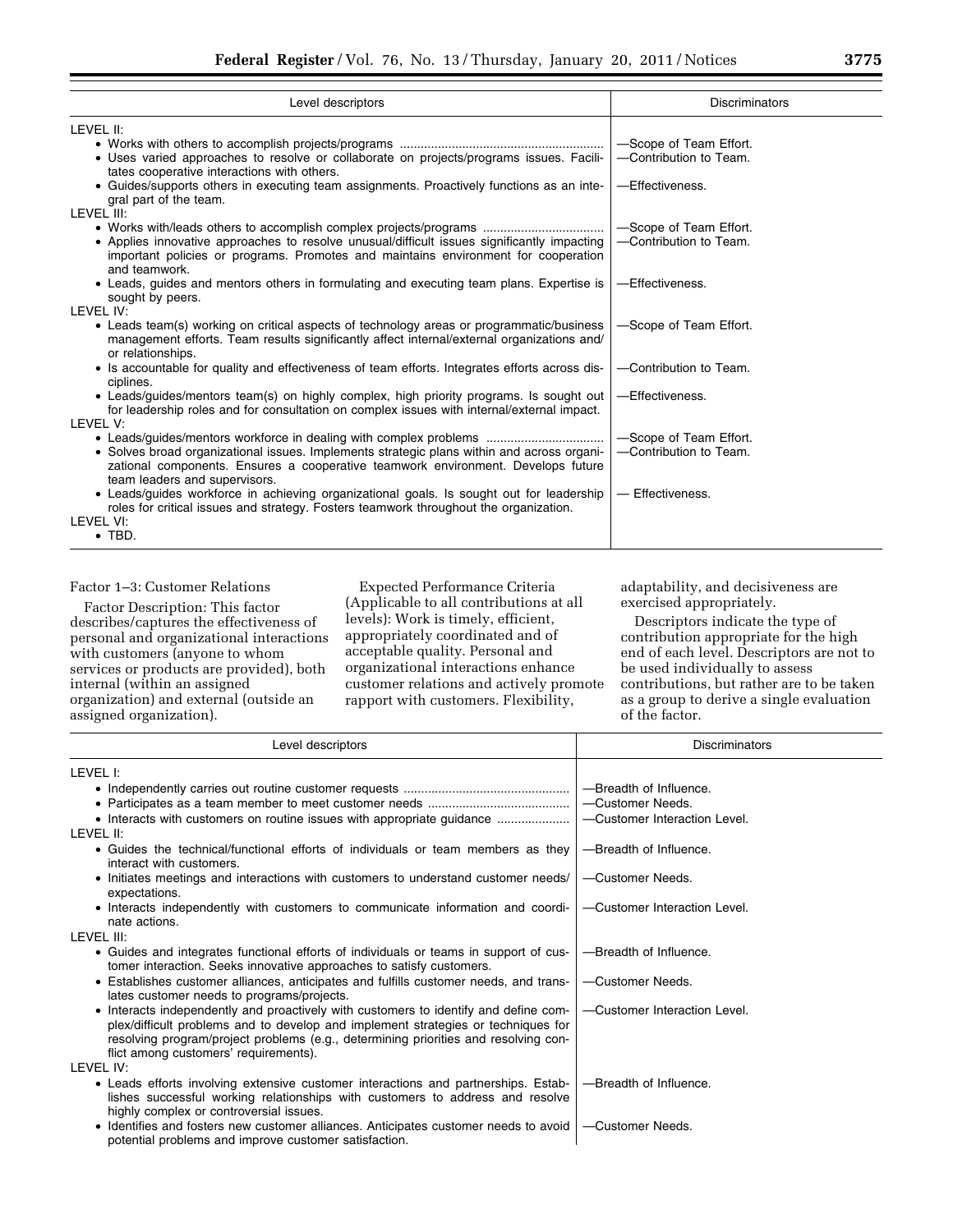| Level descriptors | Discriminators |
|---|---|
| LEVEL II: | |
| • Works with others to accomplish projects/programs | —Scope of Team Effort. |
| • Uses varied approaches to resolve or collaborate on projects/programs issues. Facilitates cooperative interactions with others. | —Contribution to Team. |
| • Guides/supports others in executing team assignments. Proactively functions as an integral part of the team. | —Effectiveness. |
| LEVEL III: | |
| • Works with/leads others to accomplish complex projects/programs | —Scope of Team Effort. |
| • Applies innovative approaches to resolve unusual/difficult issues significantly impacting important policies or programs. Promotes and maintains environment for cooperation and teamwork. | —Contribution to Team. |
| • Leads, guides and mentors others in formulating and executing team plans. Expertise is sought by peers. | —Effectiveness. |
| LEVEL IV: | |
| • Leads team(s) working on critical aspects of technology areas or programmatic/business management efforts. Team results significantly affect internal/external organizations and/or relationships. | —Scope of Team Effort. |
| • Is accountable for quality and effectiveness of team efforts. Integrates efforts across disciplines. | —Contribution to Team. |
| • Leads/guides/mentors team(s) on highly complex, high priority programs. Is sought out for leadership roles and for consultation on complex issues with internal/external impact. | —Effectiveness. |
| LEVEL V: | |
| • Leads/guides/mentors workforce in dealing with complex problems | —Scope of Team Effort. |
| • Solves broad organizational issues. Implements strategic plans within and across organizational components. Ensures a cooperative teamwork environment. Develops future team leaders and supervisors. | —Contribution to Team. |
| • Leads/guides workforce in achieving organizational goals. Is sought out for leadership roles for critical issues and strategy. Fosters teamwork throughout the organization. | — Effectiveness. |
| LEVEL VI: | |
| • TBD. | |

Factor 1–3: Customer Relations

Factor Description: This factor describes/captures the effectiveness of personal and organizational interactions with customers (anyone to whom services or products are provided), both internal (within an assigned organization) and external (outside an assigned organization).

Expected Performance Criteria (Applicable to all contributions at all levels): Work is timely, efficient, appropriately coordinated and of acceptable quality. Personal and organizational interactions enhance customer relations and actively promote rapport with customers. Flexibility, adaptability, and decisiveness are exercised appropriately.

Descriptors indicate the type of contribution appropriate for the high end of each level. Descriptors are not to be used individually to assess contributions, but rather are to be taken as a group to derive a single evaluation of the factor.

| Level descriptors | Discriminators |
|---|---|
| LEVEL I: | |
| • Independently carries out routine customer requests | —Breadth of Influence. |
| • Participates as a team member to meet customer needs | —Customer Needs. |
| • Interacts with customers on routine issues with appropriate guidance | —Customer Interaction Level. |
| LEVEL II: | |
| • Guides the technical/functional efforts of individuals or team members as they interact with customers. | —Breadth of Influence. |
| • Initiates meetings and interactions with customers to understand customer needs/expectations. | —Customer Needs. |
| • Interacts independently with customers to communicate information and coordinate actions. | —Customer Interaction Level. |
| LEVEL III: | |
| • Guides and integrates functional efforts of individuals or teams in support of customer interaction. Seeks innovative approaches to satisfy customers. | —Breadth of Influence. |
| • Establishes customer alliances, anticipates and fulfills customer needs, and translates customer needs to programs/projects. | —Customer Needs. |
| • Interacts independently and proactively with customers to identify and define complex/difficult problems and to develop and implement strategies or techniques for resolving program/project problems (e.g., determining priorities and resolving conflict among customers' requirements). | —Customer Interaction Level. |
| LEVEL IV: | |
| • Leads efforts involving extensive customer interactions and partnerships. Establishes successful working relationships with customers to address and resolve highly complex or controversial issues. | —Breadth of Influence. |
| • Identifies and fosters new customer alliances. Anticipates customer needs to avoid potential problems and improve customer satisfaction. | —Customer Needs. |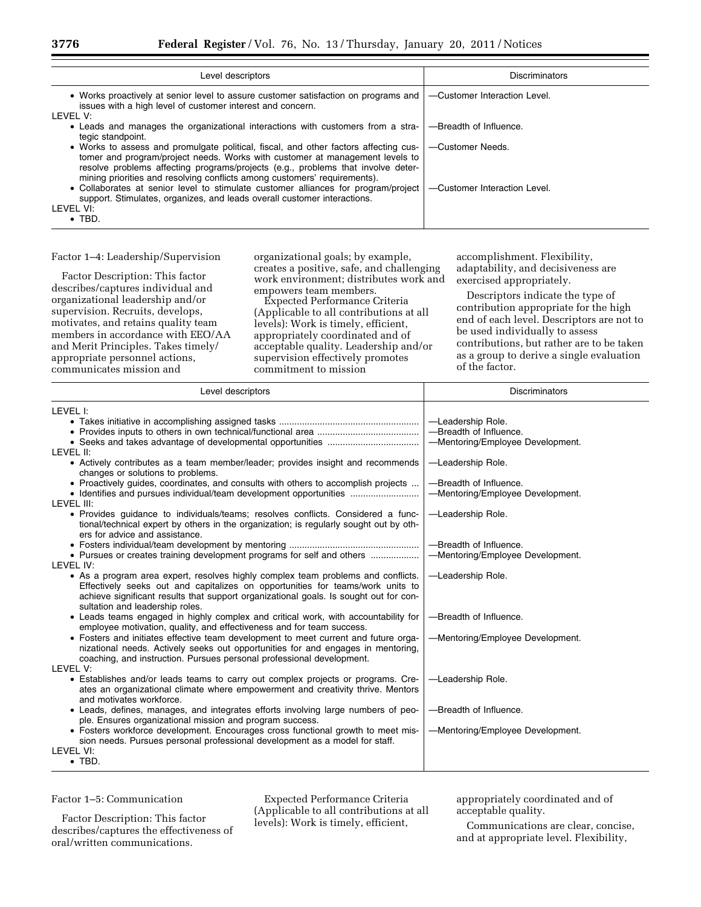| Level descriptors | Discriminators |
|---|---|
| • Works proactively at senior level to assure customer satisfaction on programs and issues with a high level of customer interest and concern. | —Customer Interaction Level. |
| LEVEL V: | |
| • Leads and manages the organizational interactions with customers from a strategic standpoint. | —Breadth of Influence. |
| • Works to assess and promulgate political, fiscal, and other factors affecting customer and program/project needs. Works with customer at management levels to resolve problems affecting programs/projects (e.g., problems that involve determining priorities and resolving conflicts among customers' requirements). | —Customer Needs. |
| • Collaborates at senior level to stimulate customer alliances for program/project support. Stimulates, organizes, and leads overall customer interactions. | —Customer Interaction Level. |
| LEVEL VI: | |
| • TBD. | |

Factor 1–4: Leadership/Supervision

Factor Description: This factor describes/captures individual and organizational leadership and/or supervision. Recruits, develops, motivates, and retains quality team members in accordance with EEO/AA and Merit Principles. Takes timely/appropriate personnel actions, communicates mission and organizational goals; by example, creates a positive, safe, and challenging work environment; distributes work and empowers team members.

Expected Performance Criteria (Applicable to all contributions at all levels): Work is timely, efficient, appropriately coordinated and of acceptable quality. Leadership and/or supervision effectively promotes commitment to mission accomplishment. Flexibility, adaptability, and decisiveness are exercised appropriately.

Descriptors indicate the type of contribution appropriate for the high end of each level. Descriptors are not to be used individually to assess contributions, but rather are to be taken as a group to derive a single evaluation of the factor.

| Level descriptors | Discriminators |
|---|---|
| LEVEL I: | |
| • Takes initiative in accomplishing assigned tasks | —Leadership Role. |
| • Provides inputs to others in own technical/functional area | —Breadth of Influence. |
| • Seeks and takes advantage of developmental opportunities | —Mentoring/Employee Development. |
| LEVEL II: | |
| • Actively contributes as a team member/leader; provides insight and recommends changes or solutions to problems. | —Leadership Role. |
| • Proactively guides, coordinates, and consults with others to accomplish projects ... | —Breadth of Influence. |
| • Identifies and pursues individual/team development opportunities | —Mentoring/Employee Development. |
| LEVEL III: | |
| • Provides guidance to individuals/teams; resolves conflicts. Considered a functional/technical expert by others in the organization; is regularly sought out by others for advice and assistance. | —Leadership Role. |
| • Fosters individual/team development by mentoring | —Breadth of Influence. |
| • Pursues or creates training development programs for self and others | —Mentoring/Employee Development. |
| LEVEL IV: | |
| • As a program area expert, resolves highly complex team problems and conflicts. Effectively seeks out and capitalizes on opportunities for teams/work units to achieve significant results that support organizational goals. Is sought out for consultation and leadership roles. | —Leadership Role. |
| • Leads teams engaged in highly complex and critical work, with accountability for employee motivation, quality, and effectiveness and for team success. | —Breadth of Influence. |
| • Fosters and initiates effective team development to meet current and future organizational needs. Actively seeks out opportunities for and engages in mentoring, coaching, and instruction. Pursues personal professional development. | —Mentoring/Employee Development. |
| LEVEL V: | |
| • Establishes and/or leads teams to carry out complex projects or programs. Creates an organizational climate where empowerment and creativity thrive. Mentors and motivates workforce. | —Leadership Role. |
| • Leads, defines, manages, and integrates efforts involving large numbers of people. Ensures organizational mission and program success. | —Breadth of Influence. |
| • Fosters workforce development. Encourages cross functional growth to meet mission needs. Pursues personal professional development as a model for staff. | —Mentoring/Employee Development. |
| LEVEL VI: | |
| • TBD. | |

Factor 1–5: Communication

Factor Description: This factor describes/captures the effectiveness of oral/written communications.

Expected Performance Criteria (Applicable to all contributions at all levels): Work is timely, efficient, appropriately coordinated and of acceptable quality.

Communications are clear, concise, and at appropriate level. Flexibility,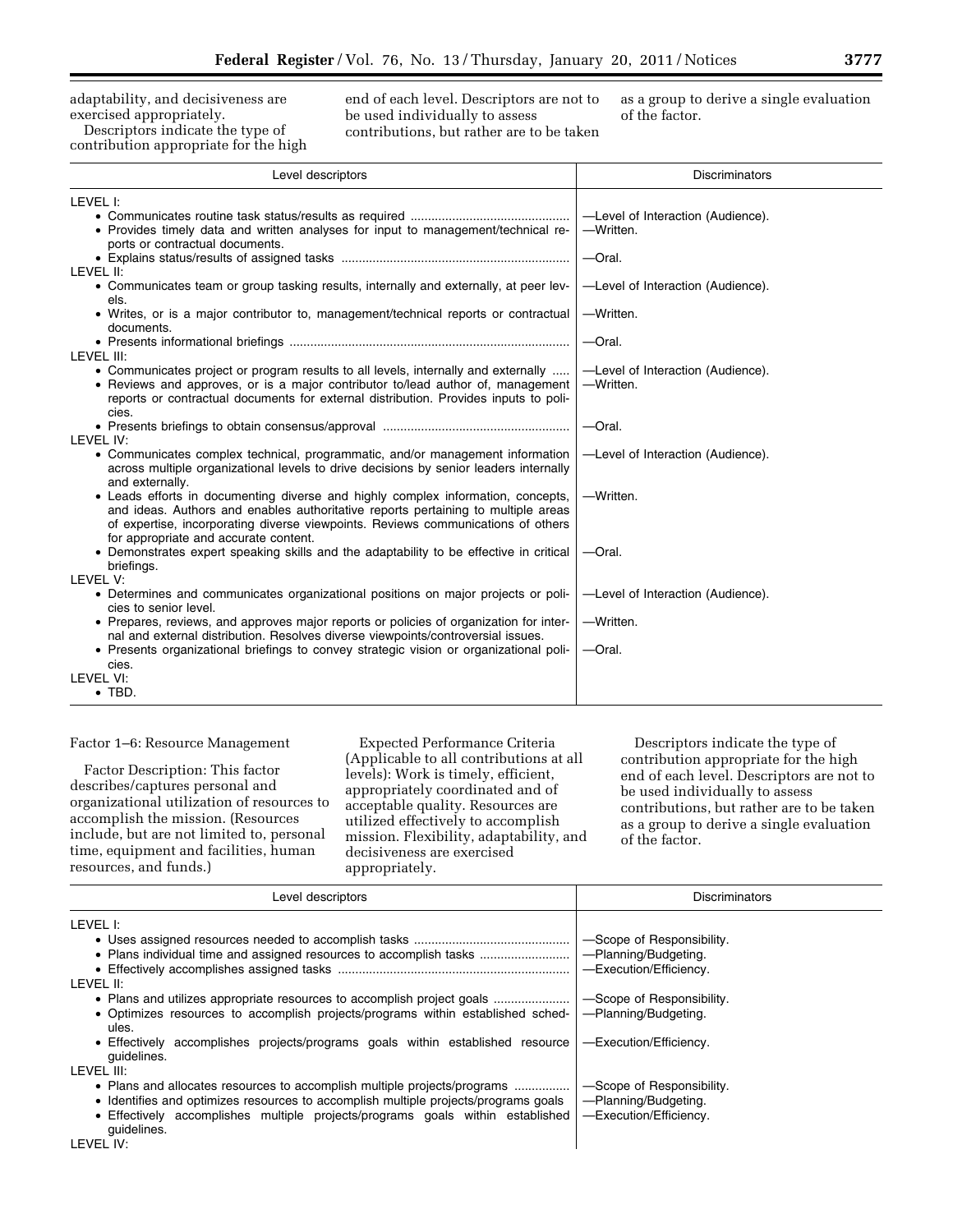adaptability, and decisiveness are exercised appropriately.

Descriptors indicate the type of contribution appropriate for the high end of each level. Descriptors are not to be used individually to assess contributions, but rather are to be taken as a group to derive a single evaluation of the factor.

| Level descriptors | Discriminators |
|---|---|
| LEVEL I: | |
| • Communicates routine task status/results as required | —Level of Interaction (Audience). |
| • Provides timely data and written analyses for input to management/technical reports or contractual documents. | —Written. |
| • Explains status/results of assigned tasks | —Oral. |
| LEVEL II: | |
| • Communicates team or group tasking results, internally and externally, at peer levels. | —Level of Interaction (Audience). |
| • Writes, or is a major contributor to, management/technical reports or contractual documents. | —Written. |
| • Presents informational briefings | —Oral. |
| LEVEL III: | |
| • Communicates project or program results to all levels, internally and externally | —Level of Interaction (Audience). |
| • Reviews and approves, or is a major contributor to/lead author of, management reports or contractual documents for external distribution. Provides inputs to policies. | —Written. |
| • Presents briefings to obtain consensus/approval | —Oral. |
| LEVEL IV: | |
| • Communicates complex technical, programmatic, and/or management information across multiple organizational levels to drive decisions by senior leaders internally and externally. | —Level of Interaction (Audience). |
| • Leads efforts in documenting diverse and highly complex information, concepts, and ideas. Authors and enables authoritative reports pertaining to multiple areas of expertise, incorporating diverse viewpoints. Reviews communications of others for appropriate and accurate content. | —Written. |
| • Demonstrates expert speaking skills and the adaptability to be effective in critical briefings. | —Oral. |
| LEVEL V: | |
| • Determines and communicates organizational positions on major projects or policies to senior level. | —Level of Interaction (Audience). |
| • Prepares, reviews, and approves major reports or policies of organization for internal and external distribution. Resolves diverse viewpoints/controversial issues. | —Written. |
| • Presents organizational briefings to convey strategic vision or organizational policies. | —Oral. |
| LEVEL VI: | |
| • TBD. | |

Factor 1–6: Resource Management

Factor Description: This factor describes/captures personal and organizational utilization of resources to accomplish the mission. (Resources include, but are not limited to, personal time, equipment and facilities, human resources, and funds.)

Expected Performance Criteria (Applicable to all contributions at all levels): Work is timely, efficient, appropriately coordinated and of acceptable quality. Resources are utilized effectively to accomplish mission. Flexibility, adaptability, and decisiveness are exercised appropriately.

Descriptors indicate the type of contribution appropriate for the high end of each level. Descriptors are not to be used individually to assess contributions, but rather are to be taken as a group to derive a single evaluation of the factor.

| Level descriptors | Discriminators |
|---|---|
| LEVEL I: | |
| • Uses assigned resources needed to accomplish tasks | —Scope of Responsibility. |
| • Plans individual time and assigned resources to accomplish tasks | —Planning/Budgeting. |
| • Effectively accomplishes assigned tasks | —Execution/Efficiency. |
| LEVEL II: | |
| • Plans and utilizes appropriate resources to accomplish project goals | —Scope of Responsibility. |
| • Optimizes resources to accomplish projects/programs within established schedules. | —Planning/Budgeting. |
| • Effectively accomplishes projects/programs goals within established resource guidelines. | —Execution/Efficiency. |
| LEVEL III: | |
| • Plans and allocates resources to accomplish multiple projects/programs | —Scope of Responsibility. |
| • Identifies and optimizes resources to accomplish multiple projects/programs goals | —Planning/Budgeting. |
| • Effectively accomplishes multiple projects/programs goals within established guidelines. | —Execution/Efficiency. |
| LEVEL IV: | |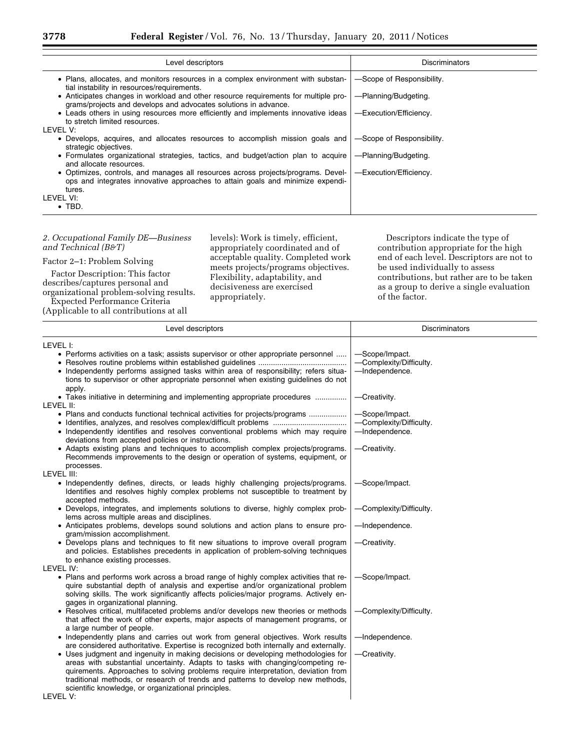| Level descriptors | Discriminators |
|---|---|
| • Plans, allocates, and monitors resources in a complex environment with substantial instability in resources/requirements. | —Scope of Responsibility. |
| • Anticipates changes in workload and other resource requirements for multiple programs/projects and develops and advocates solutions in advance. | —Planning/Budgeting. |
| • Leads others in using resources more efficiently and implements innovative ideas to stretch limited resources. | —Execution/Efficiency. |
| LEVEL V: | |
| • Develops, acquires, and allocates resources to accomplish mission goals and strategic objectives. | —Scope of Responsibility. |
| • Formulates organizational strategies, tactics, and budget/action plan to acquire and allocate resources. | —Planning/Budgeting. |
| • Optimizes, controls, and manages all resources across projects/programs. Develops and integrates innovative approaches to attain goals and minimize expenditures. | —Execution/Efficiency. |
| LEVEL VI: | |
| • TBD. | |

*2. Occupational Family DE—Business and Technical (B&T)*

Factor 2–1: Problem Solving

Factor Description: This factor describes/captures personal and organizational problem-solving results.

Expected Performance Criteria (Applicable to all contributions at all levels): Work is timely, efficient, appropriately coordinated and of acceptable quality. Completed work meets projects/programs objectives. Flexibility, adaptability, and decisiveness are exercised appropriately.

Descriptors indicate the type of contribution appropriate for the high end of each level. Descriptors are not to be used individually to assess contributions, but rather are to be taken as a group to derive a single evaluation of the factor.

| Level descriptors | Discriminators |
|---|---|
| LEVEL I: | |
| • Performs activities on a task; assists supervisor or other appropriate personnel | —Scope/Impact. |
| • Resolves routine problems within established guidelines | —Complexity/Difficulty. |
| • Independently performs assigned tasks within area of responsibility; refers situations to supervisor or other appropriate personnel when existing guidelines do not apply. | —Independence. |
| • Takes initiative in determining and implementing appropriate procedures | —Creativity. |
| LEVEL II: | |
| • Plans and conducts functional technical activities for projects/programs | —Scope/Impact. |
| • Identifies, analyzes, and resolves complex/difficult problems | —Complexity/Difficulty. |
| • Independently identifies and resolves conventional problems which may require deviations from accepted policies or instructions. | —Independence. |
| • Adapts existing plans and techniques to accomplish complex projects/programs. Recommends improvements to the design or operation of systems, equipment, or processes. | —Creativity. |
| LEVEL III: | |
| • Independently defines, directs, or leads highly challenging projects/programs. Identifies and resolves highly complex problems not susceptible to treatment by accepted methods. | —Scope/Impact. |
| • Develops, integrates, and implements solutions to diverse, highly complex problems across multiple areas and disciplines. | —Complexity/Difficulty. |
| • Anticipates problems, develops sound solutions and action plans to ensure program/mission accomplishment. | —Independence. |
| • Develops plans and techniques to fit new situations to improve overall program and policies. Establishes precedents in application of problem-solving techniques to enhance existing processes. | —Creativity. |
| LEVEL IV: | |
| • Plans and performs work across a broad range of highly complex activities that require substantial depth of analysis and expertise and/or organizational problem solving skills. The work significantly affects policies/major programs. Actively engages in organizational planning. | —Scope/Impact. |
| • Resolves critical, multifaceted problems and/or develops new theories or methods that affect the work of other experts, major aspects of management programs, or a large number of people. | —Complexity/Difficulty. |
| • Independently plans and carries out work from general objectives. Work results are considered authoritative. Expertise is recognized both internally and externally. | —Independence. |
| • Uses judgment and ingenuity in making decisions or developing methodologies for areas with substantial uncertainty. Adapts to tasks with changing/competing requirements. Approaches to solving problems require interpretation, deviation from traditional methods, or research of trends and patterns to develop new methods, scientific knowledge, or organizational principles. | —Creativity. |
| LEVEL V: | |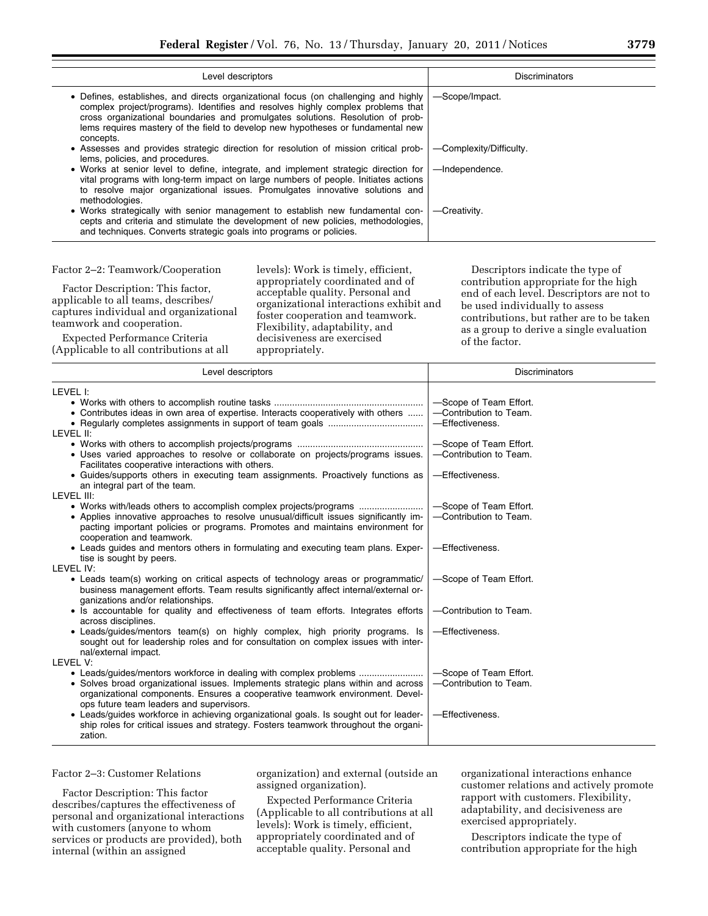| Level descriptors | Discriminators |
|---|---|
| • Defines, establishes, and directs organizational focus (on challenging and highly complex project/programs). Identifies and resolves highly complex problems that cross organizational boundaries and promulgates solutions. Resolution of problems requires mastery of the field to develop new hypotheses or fundamental new concepts. | —Scope/Impact. |
| • Assesses and provides strategic direction for resolution of mission critical problems, policies, and procedures. | —Complexity/Difficulty. |
| • Works at senior level to define, integrate, and implement strategic direction for vital programs with long-term impact on large numbers of people. Initiates actions to resolve major organizational issues. Promulgates innovative solutions and methodologies. | —Independence. |
| • Works strategically with senior management to establish new fundamental concepts and criteria and stimulate the development of new policies, methodologies, and techniques. Converts strategic goals into programs or policies. | —Creativity. |

Factor 2–2: Teamwork/Cooperation

Factor Description: This factor, applicable to all teams, describes/captures individual and organizational teamwork and cooperation.

Expected Performance Criteria (Applicable to all contributions at all levels): Work is timely, efficient, appropriately coordinated and of acceptable quality. Personal and organizational interactions exhibit and foster cooperation and teamwork. Flexibility, adaptability, and decisiveness are exercised appropriately.

Descriptors indicate the type of contribution appropriate for the high end of each level. Descriptors are not to be used individually to assess contributions, but rather are to be taken as a group to derive a single evaluation of the factor.

| Level descriptors | Discriminators |
|---|---|
| LEVEL I: | |
| • Works with others to accomplish routine tasks | —Scope of Team Effort. |
| • Contributes ideas in own area of expertise. Interacts cooperatively with others | —Contribution to Team. |
| • Regularly completes assignments in support of team goals | —Effectiveness. |
| LEVEL II: | |
| • Works with others to accomplish projects/programs | —Scope of Team Effort. |
| • Uses varied approaches to resolve or collaborate on projects/programs issues. Facilitates cooperative interactions with others. | —Contribution to Team. |
| • Guides/supports others in executing team assignments. Proactively functions as an integral part of the team. | —Effectiveness. |
| LEVEL III: | |
| • Works with/leads others to accomplish complex projects/programs | —Scope of Team Effort. |
| • Applies innovative approaches to resolve unusual/difficult issues significantly impacting important policies or programs. Promotes and maintains environment for cooperation and teamwork. | —Contribution to Team. |
| • Leads guides and mentors others in formulating and executing team plans. Expertise is sought by peers. | —Effectiveness. |
| LEVEL IV: | |
| • Leads team(s) working on critical aspects of technology areas or programmatic/business management efforts. Team results significantly affect internal/external organizations and/or relationships. | —Scope of Team Effort. |
| • Is accountable for quality and effectiveness of team efforts. Integrates efforts across disciplines. | —Contribution to Team. |
| • Leads/guides/mentors team(s) on highly complex, high priority programs. Is sought out for leadership roles and for consultation on complex issues with internal/external impact. | —Effectiveness. |
| LEVEL V: | |
| • Leads/guides/mentors workforce in dealing with complex problems | —Scope of Team Effort. |
| • Solves broad organizational issues. Implements strategic plans within and across organizational components. Ensures a cooperative teamwork environment. Develops future team leaders and supervisors. | —Contribution to Team. |
| • Leads/guides workforce in achieving organizational goals. Is sought out for leadership roles for critical issues and strategy. Fosters teamwork throughout the organization. | —Effectiveness. |

Factor 2–3: Customer Relations

Factor Description: This factor describes/captures the effectiveness of personal and organizational interactions with customers (anyone to whom services or products are provided), both internal (within an assigned organization) and external (outside an assigned organization).

Expected Performance Criteria (Applicable to all contributions at all levels): Work is timely, efficient, appropriately coordinated and of acceptable quality. Personal and organizational interactions enhance customer relations and actively promote rapport with customers. Flexibility, adaptability, and decisiveness are exercised appropriately.

Descriptors indicate the type of contribution appropriate for the high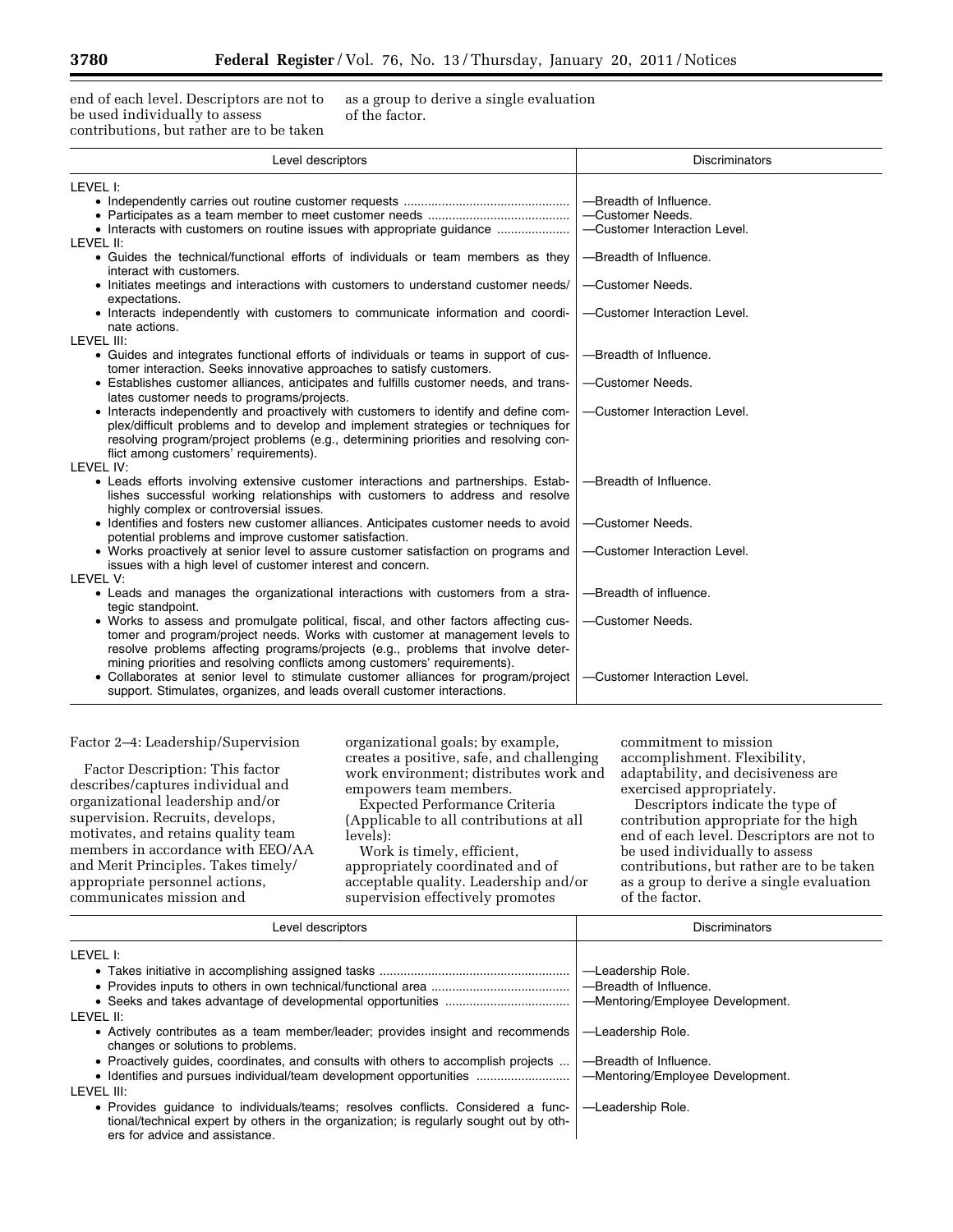end of each level. Descriptors are not to be used individually to assess contributions, but rather are to be taken as a group to derive a single evaluation of the factor.

| Level descriptors | Discriminators |
|---|---|
| LEVEL I: | |
| • Independently carries out routine customer requests | —Breadth of Influence. |
| • Participates as a team member to meet customer needs | —Customer Needs. |
| • Interacts with customers on routine issues with appropriate guidance | —Customer Interaction Level. |
| LEVEL II: | |
| • Guides the technical/functional efforts of individuals or team members as they interact with customers. | —Breadth of Influence. |
| • Initiates meetings and interactions with customers to understand customer needs/expectations. | —Customer Needs. |
| • Interacts independently with customers to communicate information and coordinate actions. | —Customer Interaction Level. |
| LEVEL III: | |
| • Guides and integrates functional efforts of individuals or teams in support of customer interaction. Seeks innovative approaches to satisfy customers. | —Breadth of Influence. |
| • Establishes customer alliances, anticipates and fulfills customer needs, and translates customer needs to programs/projects. | —Customer Needs. |
| • Interacts independently and proactively with customers to identify and define complex/difficult problems and to develop and implement strategies or techniques for resolving program/project problems (e.g., determining priorities and resolving conflict among customers' requirements). | —Customer Interaction Level. |
| LEVEL IV: | |
| • Leads efforts involving extensive customer interactions and partnerships. Establishes successful working relationships with customers to address and resolve highly complex or controversial issues. | —Breadth of Influence. |
| • Identifies and fosters new customer alliances. Anticipates customer needs to avoid potential problems and improve customer satisfaction. | —Customer Needs. |
| • Works proactively at senior level to assure customer satisfaction on programs and issues with a high level of customer interest and concern. | —Customer Interaction Level. |
| LEVEL V: | |
| • Leads and manages the organizational interactions with customers from a strategic standpoint. | —Breadth of influence. |
| • Works to assess and promulgate political, fiscal, and other factors affecting customer and program/project needs. Works with customer at management levels to resolve problems affecting programs/projects (e.g., problems that involve determining priorities and resolving conflicts among customers' requirements). | —Customer Needs. |
| • Collaborates at senior level to stimulate customer alliances for program/project support. Stimulates, organizes, and leads overall customer interactions. | —Customer Interaction Level. |

Factor 2–4: Leadership/Supervision

Factor Description: This factor describes/captures individual and organizational leadership and/or supervision. Recruits, develops, motivates, and retains quality team members in accordance with EEO/AA and Merit Principles. Takes timely/appropriate personnel actions, communicates mission and organizational goals; by example, creates a positive, safe, and challenging work environment; distributes work and empowers team members.

Expected Performance Criteria (Applicable to all contributions at all levels):

Work is timely, efficient, appropriately coordinated and of acceptable quality. Leadership and/or supervision effectively promotes commitment to mission accomplishment. Flexibility, adaptability, and decisiveness are exercised appropriately.

Descriptors indicate the type of contribution appropriate for the high end of each level. Descriptors are not to be used individually to assess contributions, but rather are to be taken as a group to derive a single evaluation of the factor.

| Level descriptors | Discriminators |
|---|---|
| LEVEL I: | |
| • Takes initiative in accomplishing assigned tasks | —Leadership Role. |
| • Provides inputs to others in own technical/functional area | —Breadth of Influence. |
| • Seeks and takes advantage of developmental opportunities | —Mentoring/Employee Development. |
| LEVEL II: | |
| • Actively contributes as a team member/leader; provides insight and recommends changes or solutions to problems. | —Leadership Role. |
| • Proactively guides, coordinates, and consults with others to accomplish projects | —Breadth of Influence. |
| • Identifies and pursues individual/team development opportunities | —Mentoring/Employee Development. |
| LEVEL III: | |
| • Provides guidance to individuals/teams; resolves conflicts. Considered a functional/technical expert by others in the organization; is regularly sought out by others for advice and assistance. | —Leadership Role. |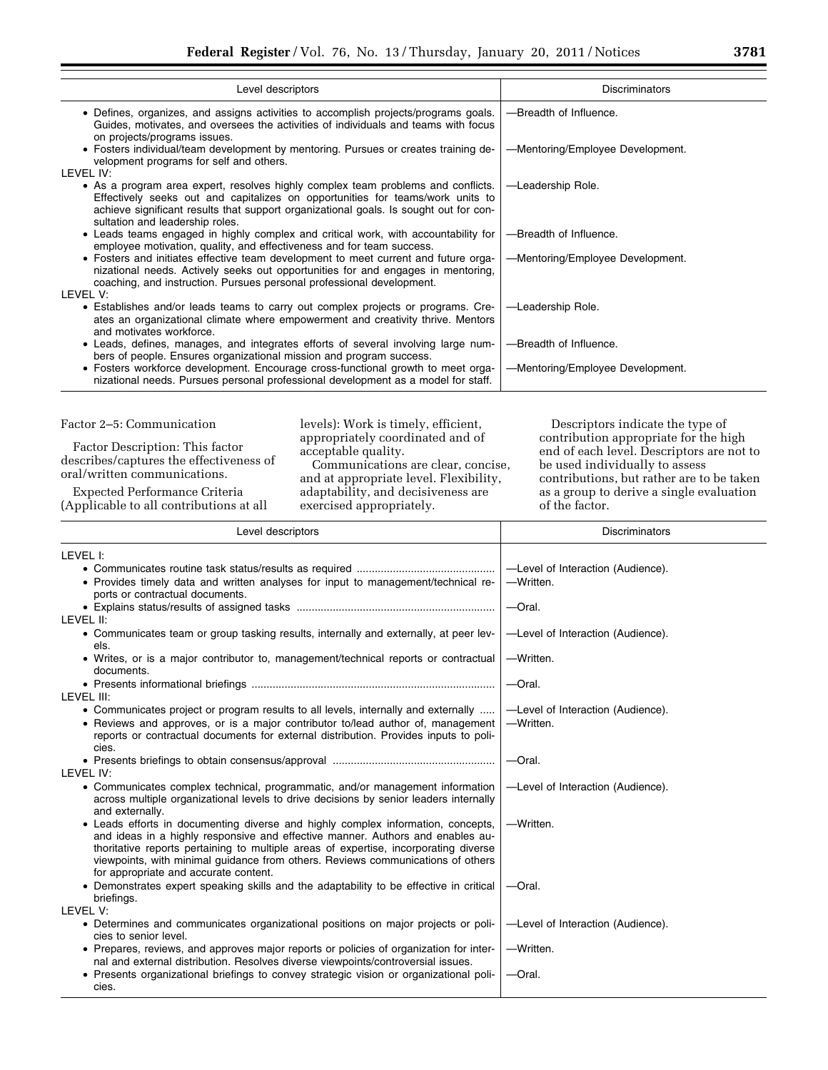| Level descriptors | Discriminators |
|---|---|
| • Defines, organizes, and assigns activities to accomplish projects/programs goals. Guides, motivates, and oversees the activities of individuals and teams with focus on projects/programs issues. | —Breadth of Influence. |
| • Fosters individual/team development by mentoring. Pursues or creates training development programs for self and others. | —Mentoring/Employee Development. |
| LEVEL IV: | |
| • As a program area expert, resolves highly complex team problems and conflicts. Effectively seeks out and capitalizes on opportunities for teams/work units to achieve significant results that support organizational goals. Is sought out for consultation and leadership roles. | —Leadership Role. |
| • Leads teams engaged in highly complex and critical work, with accountability for employee motivation, quality, and effectiveness and for team success. | —Breadth of Influence. |
| • Fosters and initiates effective team development to meet current and future organizational needs. Actively seeks out opportunities for and engages in mentoring, coaching, and instruction. Pursues personal professional development. | —Mentoring/Employee Development. |
| LEVEL V: | |
| • Establishes and/or leads teams to carry out complex projects or programs. Creates an organizational climate where empowerment and creativity thrive. Mentors and motivates workforce. | —Leadership Role. |
| • Leads, defines, manages, and integrates efforts of several involving large numbers of people. Ensures organizational mission and program success. | —Breadth of Influence. |
| • Fosters workforce development. Encourage cross-functional growth to meet organizational needs. Pursues personal professional development as a model for staff. | —Mentoring/Employee Development. |

Factor 2–5: Communication

Factor Description: This factor describes/captures the effectiveness of oral/written communications.

Expected Performance Criteria (Applicable to all contributions at all levels): Work is timely, efficient, appropriately coordinated and of acceptable quality.

Communications are clear, concise, and at appropriate level. Flexibility, adaptability, and decisiveness are exercised appropriately.

Descriptors indicate the type of contribution appropriate for the high end of each level. Descriptors are not to be used individually to assess contributions, but rather are to be taken as a group to derive a single evaluation of the factor.

| Level descriptors | Discriminators |
|---|---|
| LEVEL I: | |
| • Communicates routine task status/results as required | —Level of Interaction (Audience). |
| • Provides timely data and written analyses for input to management/technical reports or contractual documents. | —Written. |
| • Explains status/results of assigned tasks | —Oral. |
| LEVEL II: | |
| • Communicates team or group tasking results, internally and externally, at peer levels. | —Level of Interaction (Audience). |
| • Writes, or is a major contributor to, management/technical reports or contractual documents. | —Written. |
| • Presents informational briefings | —Oral. |
| LEVEL III: | |
| • Communicates project or program results to all levels, internally and externally | —Level of Interaction (Audience). |
| • Reviews and approves, or is a major contributor to/lead author of, management reports or contractual documents for external distribution. Provides inputs to policies. | —Written. |
| • Presents briefings to obtain consensus/approval | —Oral. |
| LEVEL IV: | |
| • Communicates complex technical, programmatic, and/or management information across multiple organizational levels to drive decisions by senior leaders internally and externally. | —Level of Interaction (Audience). |
| • Leads efforts in documenting diverse and highly complex information, concepts, and ideas in a highly responsive and effective manner. Authors and enables authoritative reports pertaining to multiple areas of expertise, incorporating diverse viewpoints, with minimal guidance from others. Reviews communications of others for appropriate and accurate content. | —Written. |
| • Demonstrates expert speaking skills and the adaptability to be effective in critical briefings. | —Oral. |
| LEVEL V: | |
| • Determines and communicates organizational positions on major projects or policies to senior level. | —Level of Interaction (Audience). |
| • Prepares, reviews, and approves major reports or policies of organization for internal and external distribution. Resolves diverse viewpoints/controversial issues. | —Written. |
| • Presents organizational briefings to convey strategic vision or organizational policies. | —Oral. |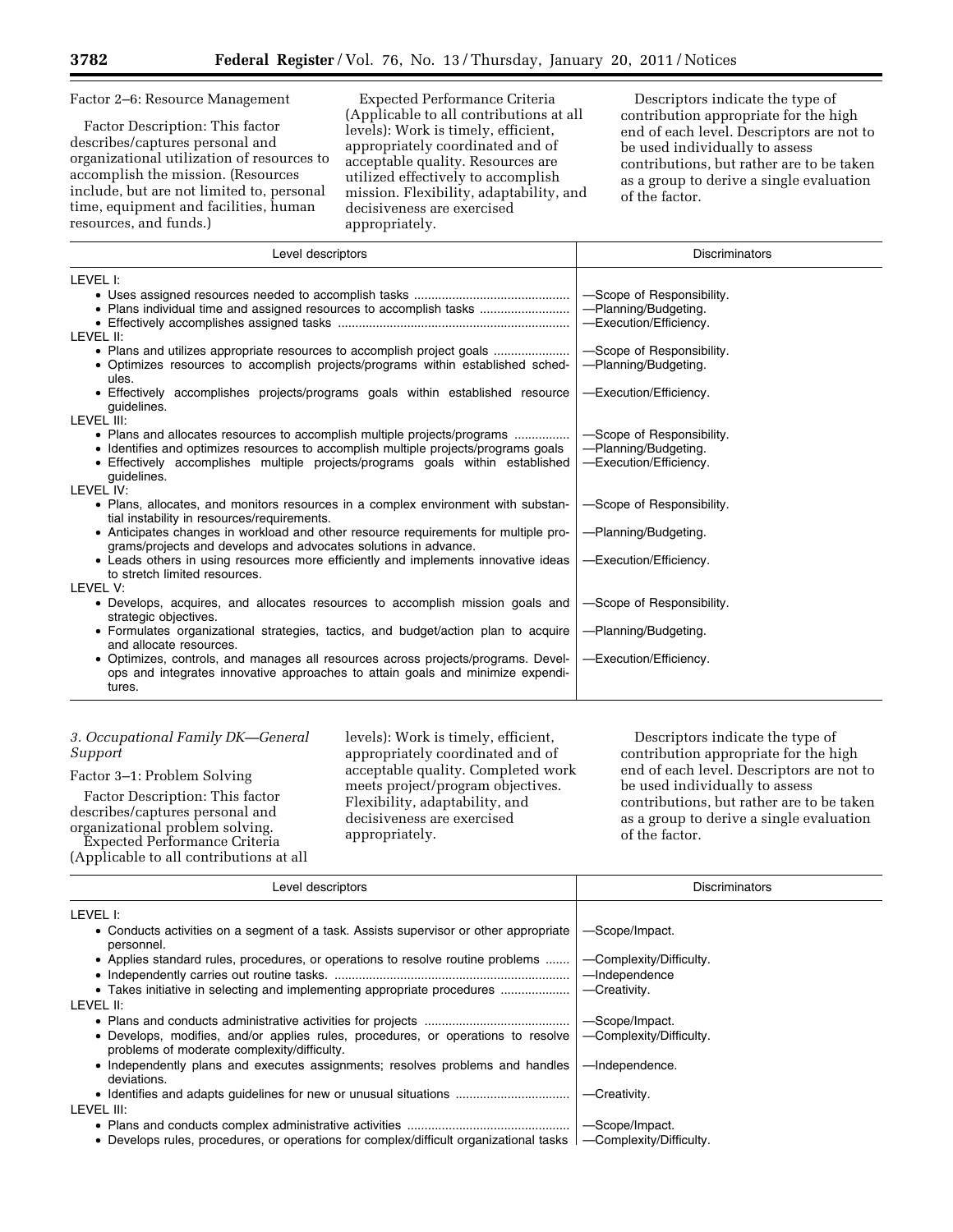Factor 2–6: Resource Management

Factor Description: This factor describes/captures personal and organizational utilization of resources to accomplish the mission. (Resources include, but are not limited to, personal time, equipment and facilities, human resources, and funds.)

Expected Performance Criteria (Applicable to all contributions at all levels): Work is timely, efficient, appropriately coordinated and of acceptable quality. Resources are utilized effectively to accomplish mission. Flexibility, adaptability, and decisiveness are exercised appropriately.

Descriptors indicate the type of contribution appropriate for the high end of each level. Descriptors are not to be used individually to assess contributions, but rather are to be taken as a group to derive a single evaluation of the factor.

| Level descriptors | Discriminators |
|---|---|
| LEVEL I: | |
| • Uses assigned resources needed to accomplish tasks | —Scope of Responsibility. |
| • Plans individual time and assigned resources to accomplish tasks | —Planning/Budgeting. |
| • Effectively accomplishes assigned tasks | —Execution/Efficiency. |
| LEVEL II: | |
| • Plans and utilizes appropriate resources to accomplish project goals | —Scope of Responsibility. |
| • Optimizes resources to accomplish projects/programs within established schedules. | —Planning/Budgeting. |
| • Effectively accomplishes projects/programs goals within established resource guidelines. | —Execution/Efficiency. |
| LEVEL III: | |
| • Plans and allocates resources to accomplish multiple projects/programs | —Scope of Responsibility. |
| • Identifies and optimizes resources to accomplish multiple projects/programs goals | —Planning/Budgeting. |
| • Effectively accomplishes multiple projects/programs goals within established guidelines. | —Execution/Efficiency. |
| LEVEL IV: | |
| • Plans, allocates, and monitors resources in a complex environment with substantial instability in resources/requirements. | —Scope of Responsibility. |
| • Anticipates changes in workload and other resource requirements for multiple programs/projects and develops and advocates solutions in advance. | —Planning/Budgeting. |
| • Leads others in using resources more efficiently and implements innovative ideas to stretch limited resources. | —Execution/Efficiency. |
| LEVEL V: | |
| • Develops, acquires, and allocates resources to accomplish mission goals and strategic objectives. | —Scope of Responsibility. |
| • Formulates organizational strategies, tactics, and budget/action plan to acquire and allocate resources. | —Planning/Budgeting. |
| • Optimizes, controls, and manages all resources across projects/programs. Develops and integrates innovative approaches to attain goals and minimize expenditures. | —Execution/Efficiency. |

*3. Occupational Family DK—General Support*

Factor 3–1: Problem Solving

Factor Description: This factor describes/captures personal and organizational problem solving.

Expected Performance Criteria (Applicable to all contributions at all levels): Work is timely, efficient, appropriately coordinated and of acceptable quality. Completed work meets project/program objectives. Flexibility, adaptability, and decisiveness are exercised appropriately.

Descriptors indicate the type of contribution appropriate for the high end of each level. Descriptors are not to be used individually to assess contributions, but rather are to be taken as a group to derive a single evaluation of the factor.

| Level descriptors | Discriminators |
|---|---|
| LEVEL I: | |
| • Conducts activities on a segment of a task. Assists supervisor or other appropriate personnel. | —Scope/Impact. |
| • Applies standard rules, procedures, or operations to resolve routine problems | —Complexity/Difficulty. |
| • Independently carries out routine tasks. | —Independence |
| • Takes initiative in selecting and implementing appropriate procedures | —Creativity. |
| LEVEL II: | |
| • Plans and conducts administrative activities for projects | —Scope/Impact. |
| • Develops, modifies, and/or applies rules, procedures, or operations to resolve problems of moderate complexity/difficulty. | —Complexity/Difficulty. |
| • Independently plans and executes assignments; resolves problems and handles deviations. | —Independence. |
| • Identifies and adapts guidelines for new or unusual situations | —Creativity. |
| LEVEL III: | |
| • Plans and conducts complex administrative activities | —Scope/Impact. |
| • Develops rules, procedures, or operations for complex/difficult organizational tasks | —Complexity/Difficulty. |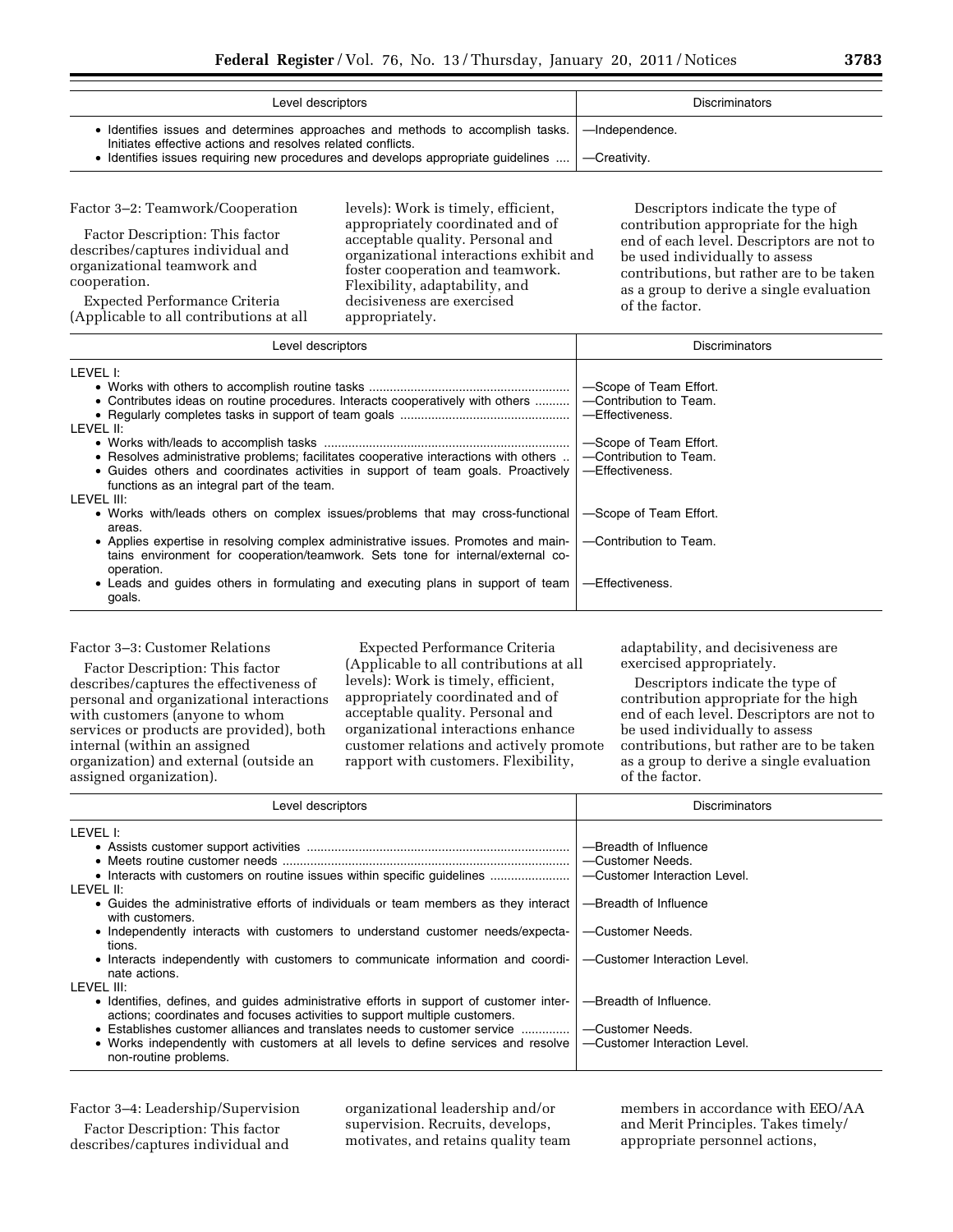| Level descriptors | Discriminators |
| --- | --- |
| • Identifies issues and determines approaches and methods to accomplish tasks. Initiates effective actions and resolves related conflicts. | —Independence. |
| • Identifies issues requiring new procedures and develops appropriate guidelines .... | —Creativity. |

Factor 3–2: Teamwork/Cooperation

Factor Description: This factor describes/captures individual and organizational teamwork and cooperation.

Expected Performance Criteria (Applicable to all contributions at all levels): Work is timely, efficient, appropriately coordinated and of acceptable quality. Personal and organizational interactions exhibit and foster cooperation and teamwork. Flexibility, adaptability, and decisiveness are exercised appropriately.

Descriptors indicate the type of contribution appropriate for the high end of each level. Descriptors are not to be used individually to assess contributions, but rather are to be taken as a group to derive a single evaluation of the factor.

| Level descriptors | Discriminators |
| --- | --- |
| LEVEL I: | |
| • Works with others to accomplish routine tasks .......................................................... | —Scope of Team Effort. |
| • Contributes ideas on routine procedures. Interacts cooperatively with others .......... | —Contribution to Team. |
| • Regularly completes tasks in support of team goals ................................................. | —Effectiveness. |
| LEVEL II: | |
| • Works with/leads to accomplish tasks ...................................................................... | —Scope of Team Effort. |
| • Resolves administrative problems; facilitates cooperative interactions with others .. | —Contribution to Team. |
| • Guides others and coordinates activities in support of team goals. Proactively functions as an integral part of the team. | —Effectiveness. |
| LEVEL III: | |
| • Works with/leads others on complex issues/problems that may cross-functional areas. | —Scope of Team Effort. |
| • Applies expertise in resolving complex administrative issues. Promotes and maintains environment for cooperation/teamwork. Sets tone for internal/external cooperation. | —Contribution to Team. |
| • Leads and guides others in formulating and executing plans in support of team goals. | —Effectiveness. |

Factor 3–3: Customer Relations

Factor Description: This factor describes/captures the effectiveness of personal and organizational interactions with customers (anyone to whom services or products are provided), both internal (within an assigned organization) and external (outside an assigned organization).

Expected Performance Criteria (Applicable to all contributions at all levels): Work is timely, efficient, appropriately coordinated and of acceptable quality. Personal and organizational interactions enhance customer relations and actively promote rapport with customers. Flexibility, adaptability, and decisiveness are exercised appropriately.

Descriptors indicate the type of contribution appropriate for the high end of each level. Descriptors are not to be used individually to assess contributions, but rather are to be taken as a group to derive a single evaluation of the factor.

| Level descriptors | Discriminators |
| --- | --- |
| LEVEL I: | |
| • Assists customer support activities ........................................................................... | —Breadth of Influence |
| • Meets routine customer needs .................................................................................. | —Customer Needs. |
| • Interacts with customers on routine issues within specific guidelines ....................... | —Customer Interaction Level. |
| LEVEL II: | |
| • Guides the administrative efforts of individuals or team members as they interact with customers. | —Breadth of Influence |
| • Independently interacts with customers to understand customer needs/expectations. | —Customer Needs. |
| • Interacts independently with customers to communicate information and coordinate actions. | —Customer Interaction Level. |
| LEVEL III: | |
| • Identifies, defines, and guides administrative efforts in support of customer interactions; coordinates and focuses activities to support multiple customers. | —Breadth of Influence. |
| • Establishes customer alliances and translates needs to customer service .............. | —Customer Needs. |
| • Works independently with customers at all levels to define services and resolve non-routine problems. | —Customer Interaction Level. |

Factor 3–4: Leadership/Supervision

Factor Description: This factor describes/captures individual and organizational leadership and/or supervision. Recruits, develops, motivates, and retains quality team members in accordance with EEO/AA and Merit Principles. Takes timely/appropriate personnel actions,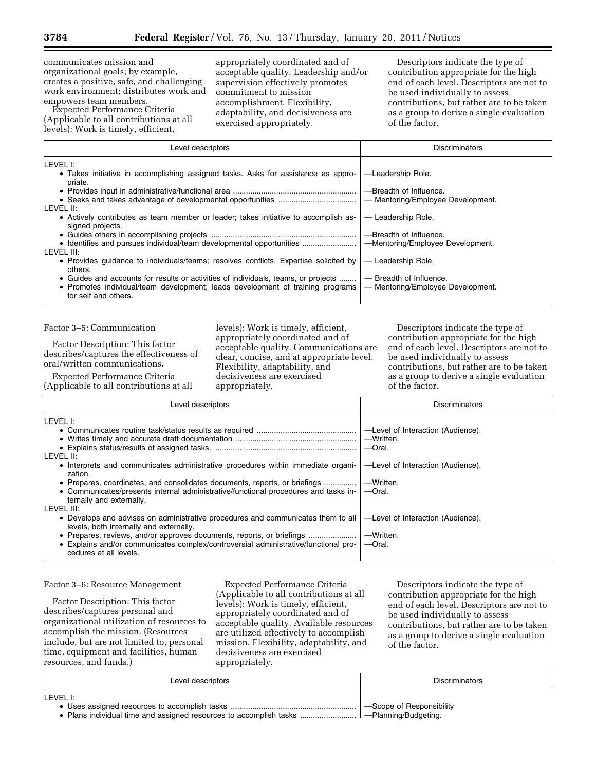communicates mission and organizational goals; by example, creates a positive, safe, and challenging work environment; distributes work and empowers team members.

Expected Performance Criteria (Applicable to all contributions at all levels): Work is timely, efficient, appropriately coordinated and of acceptable quality. Leadership and/or supervision effectively promotes commitment to mission accomplishment. Flexibility, adaptability, and decisiveness are exercised appropriately.

Descriptors indicate the type of contribution appropriate for the high end of each level. Descriptors are not to be used individually to assess contributions, but rather are to be taken as a group to derive a single evaluation of the factor.

| Level descriptors | Discriminators |
| --- | --- |
| LEVEL I: | |
| • Takes initiative in accomplishing assigned tasks. Asks for assistance as appropriate. | —Leadership Role. |
| • Provides input in administrative/functional area | —Breadth of Influence. |
| • Seeks and takes advantage of developmental opportunities | — Mentoring/Employee Development. |
| LEVEL II: | |
| • Actively contributes as team member or leader; takes initiative to accomplish assigned projects. | — Leadership Role. |
| • Guides others in accomplishing projects | —Breadth of Influence. |
| • Identifies and pursues individual/team developmental opportunities | —Mentoring/Employee Development. |
| LEVEL III: | |
| • Provides guidance to individuals/teams; resolves conflicts. Expertise solicited by others. | — Leadership Role. |
| • Guides and accounts for results or activities of individuals, teams, or projects | — Breadth of Influence. |
| • Promotes individual/team development; leads development of training programs for self and others. | — Mentoring/Employee Development. |

Factor 3–5: Communication

Factor Description: This factor describes/captures the effectiveness of oral/written communications.

Expected Performance Criteria (Applicable to all contributions at all levels): Work is timely, efficient, appropriately coordinated and of acceptable quality. Communications are clear, concise, and at appropriate level. Flexibility, adaptability, and decisiveness are exercised appropriately.

Descriptors indicate the type of contribution appropriate for the high end of each level. Descriptors are not to be used individually to assess contributions, but rather are to be taken as a group to derive a single evaluation of the factor.

| Level descriptors | Discriminators |
| --- | --- |
| LEVEL I: | |
| • Communicates routine task/status results as required | —Level of Interaction (Audience). |
| • Writes timely and accurate draft documentation | —Written. |
| • Explains status/results of assigned tasks. | —Oral. |
| LEVEL II: | |
| • Interprets and communicates administrative procedures within immediate organization. | —Level of Interaction (Audience). |
| • Prepares, coordinates, and consolidates documents, reports, or briefings | —Written. |
| • Communicates/presents internal administrative/functional procedures and tasks internally and externally. | —Oral. |
| LEVEL III: | |
| • Develops and advises on administrative procedures and communicates them to all levels, both internally and externally. | —Level of Interaction (Audience). |
| • Prepares, reviews, and/or approves documents, reports, or briefings | —Written. |
| • Explains and/or communicates complex/controversial administrative/functional procedures at all levels. | —Oral. |

Factor 3–6: Resource Management

Factor Description: This factor describes/captures personal and organizational utilization of resources to accomplish the mission. (Resources include, but are not limited to, personal time, equipment and facilities, human resources, and funds.)

Expected Performance Criteria (Applicable to all contributions at all levels): Work is timely, efficient, appropriately coordinated and of acceptable quality. Available resources are utilized effectively to accomplish mission. Flexibility, adaptability, and decisiveness are exercised appropriately.

Descriptors indicate the type of contribution appropriate for the high end of each level. Descriptors are not to be used individually to assess contributions, but rather are to be taken as a group to derive a single evaluation of the factor.

| Level descriptors | Discriminators |
| --- | --- |
| LEVEL I: | |
| • Uses assigned resources to accomplish tasks | —Scope of Responsibility |
| • Plans individual time and assigned resources to accomplish tasks | —Planning/Budgeting. |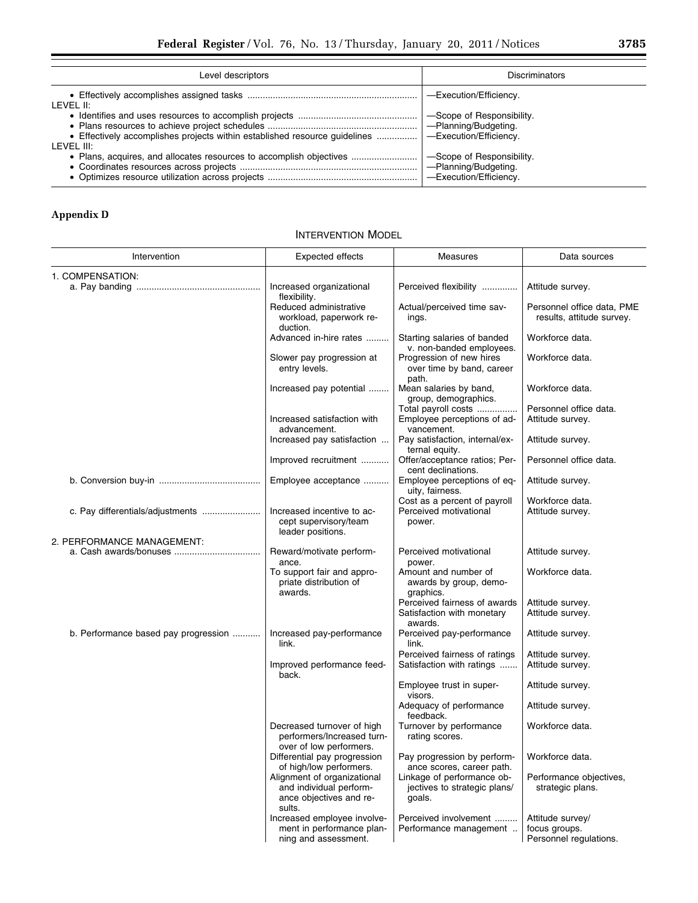| Level descriptors | Discriminators |
|---|---|
| • Effectively accomplishes assigned tasks | —Execution/Efficiency. |
| LEVEL II: | |
| • Identifies and uses resources to accomplish projects | —Scope of Responsibility. |
| • Plans resources to achieve project schedules | —Planning/Budgeting. |
| • Effectively accomplishes projects within established resource guidelines | —Execution/Efficiency. |
| LEVEL III: | |
| • Plans, acquires, and allocates resources to accomplish objectives | —Scope of Responsibility. |
| • Coordinates resources across projects | —Planning/Budgeting. |
| • Optimizes resource utilization across projects | —Execution/Efficiency. |

## Appendix D

### Intervention Model

| Intervention | Expected effects | Measures | Data sources |
|---|---|---|---|
| 1. COMPENSATION: | | | |
| a. Pay banding | Increased organizational flexibility. | Perceived flexibility | Attitude survey. |
| | Reduced administrative workload, paperwork reduction. | Actual/perceived time savings. | Personnel office data, PME results, attitude survey. |
| | Advanced in-hire rates | Starting salaries of banded v. non-banded employees. | Workforce data. |
| | Slower pay progression at entry levels. | Progression of new hires over time by band, career path. | Workforce data. |
| | Increased pay potential | Mean salaries by band, group, demographics. | Workforce data. |
| | | Total payroll costs | Personnel office data. |
| | Increased satisfaction with advancement. | Employee perceptions of advancement. | Attitude survey. |
| | Increased pay satisfaction | Pay satisfaction, internal/external equity. | Attitude survey. |
| | Improved recruitment | Offer/acceptance ratios; Percent declinations. | Personnel office data. |
| b. Conversion buy-in | Employee acceptance | Employee perceptions of equity, fairness. | Attitude survey. |
| | | Cost as a percent of payroll | Workforce data. |
| c. Pay differentials/adjustments | Increased incentive to accept supervisory/team leader positions. | Perceived motivational power. | Attitude survey. |
| 2. PERFORMANCE MANAGEMENT: | | | |
| a. Cash awards/bonuses | Reward/motivate performance. | Perceived motivational power. | Attitude survey. |
| | To support fair and appropriate distribution of awards. | Amount and number of awards by group, demographics. | Workforce data. |
| | | Perceived fairness of awards | Attitude survey. |
| | | Satisfaction with monetary awards. | Attitude survey. |
| b. Performance based pay progression | Increased pay-performance link. | Perceived pay-performance link. | Attitude survey. |
| | | Perceived fairness of ratings | Attitude survey. |
| | Improved performance feedback. | Satisfaction with ratings | Attitude survey. |
| | | Employee trust in supervisors. | Attitude survey. |
| | | Adequacy of performance feedback. | Attitude survey. |
| | Decreased turnover of high performers/Increased turnover of low performers. | Turnover by performance rating scores. | Workforce data. |
| | Differential pay progression of high/low performers. | Pay progression by performance scores, career path. | Workforce data. |
| | Alignment of organizational and individual performance objectives and results. | Linkage of performance objectives to strategic plans/goals. | Performance objectives, strategic plans. |
| | Increased employee involvement in performance planning and assessment. | Perceived involvement | Attitude survey/focus groups. |
| | | Performance management | Personnel regulations. |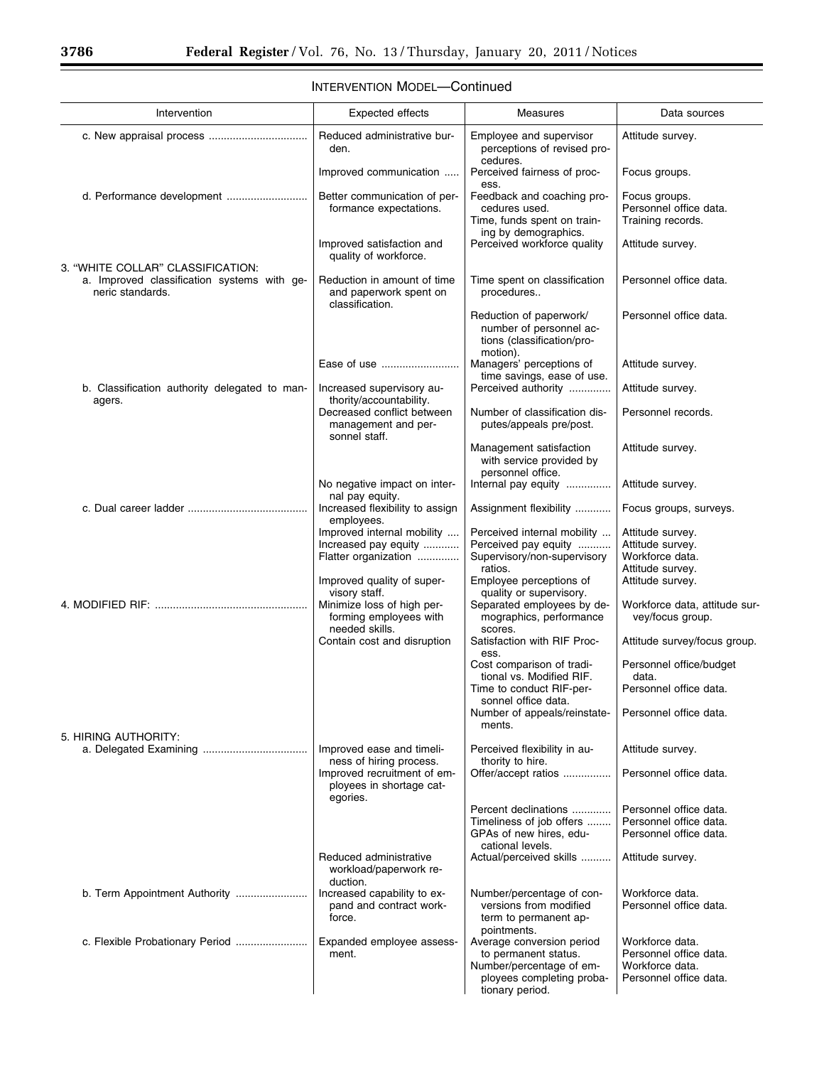## INTERVENTION MODEL—Continued

| Intervention | Expected effects | Measures | Data sources |
|---|---|---|---|
| c. New appraisal process | Reduced administrative burden. | Employee and supervisor perceptions of revised procedures. | Attitude survey. |
| | Improved communication | Perceived fairness of process. | Focus groups. |
| d. Performance development | Better communication of performance expectations. | Feedback and coaching procedures used. | Focus groups. Personnel office data. |
| | | Time, funds spent on training by demographics. | Training records. |
| | Improved satisfaction and quality of workforce. | Perceived workforce quality | Attitude survey. |
| 3. "WHITE COLLAR" CLASSIFICATION: | | | |
| a. Improved classification systems with generic standards. | Reduction in amount of time and paperwork spent on classification. | Time spent on classification procedures.. | Personnel office data. |
| | | Reduction of paperwork/ number of personnel actions (classification/promotion). | Personnel office data. |
| | Ease of use | Managers' perceptions of time savings, ease of use. | Attitude survey. |
| b. Classification authority delegated to managers. | Increased supervisory authority/accountability. | Perceived authority | Attitude survey. |
| | Decreased conflict between management and personnel staff. | Number of classification disputes/appeals pre/post. | Personnel records. |
| | | Management satisfaction with service provided by personnel office. | Attitude survey. |
| | No negative impact on internal pay equity. | Internal pay equity | Attitude survey. |
| c. Dual career ladder | Increased flexibility to assign employees. | Assignment flexibility | Focus groups, surveys. |
| | Improved internal mobility | Perceived internal mobility | Attitude survey. |
| | Increased pay equity | Perceived pay equity | Attitude survey. |
| | Flatter organization | Supervisory/non-supervisory ratios. | Workforce data. Attitude survey. |
| | Improved quality of supervisory staff. | Employee perceptions of quality or supervisory. | Attitude survey. |
| 4. MODIFIED RIF: | Minimize loss of high performing employees with needed skills. | Separated employees by demographics, performance scores. | Workforce data, attitude survey/focus group. |
| | Contain cost and disruption | Satisfaction with RIF Process. | Attitude survey/focus group. |
| | | Cost comparison of traditional vs. Modified RIF. | Personnel office/budget data. |
| | | Time to conduct RIF-personnel office data. | Personnel office data. |
| | | Number of appeals/reinstatements. | Personnel office data. |
| 5. HIRING AUTHORITY: | | | |
| a. Delegated Examining | Improved ease and timeliness of hiring process. | Perceived flexibility in authority to hire. | Attitude survey. |
| | Improved recruitment of employees in shortage categories. | Offer/accept ratios | Personnel office data. |
| | | Percent declinations | Personnel office data. |
| | | Timeliness of job offers | Personnel office data. |
| | | GPAs of new hires, educational levels. | Personnel office data. |
| | Reduced administrative workload/paperwork reduction. | Actual/perceived skills | Attitude survey. |
| b. Term Appointment Authority | Increased capability to expand and contract workforce. | Number/percentage of conversions from modified term to permanent appointments. | Workforce data. Personnel office data. |
| c. Flexible Probationary Period | Expanded employee assessment. | Average conversion period to permanent status. | Workforce data. Personnel office data. |
| | | Number/percentage of employees completing probationary period. | Workforce data. Personnel office data. |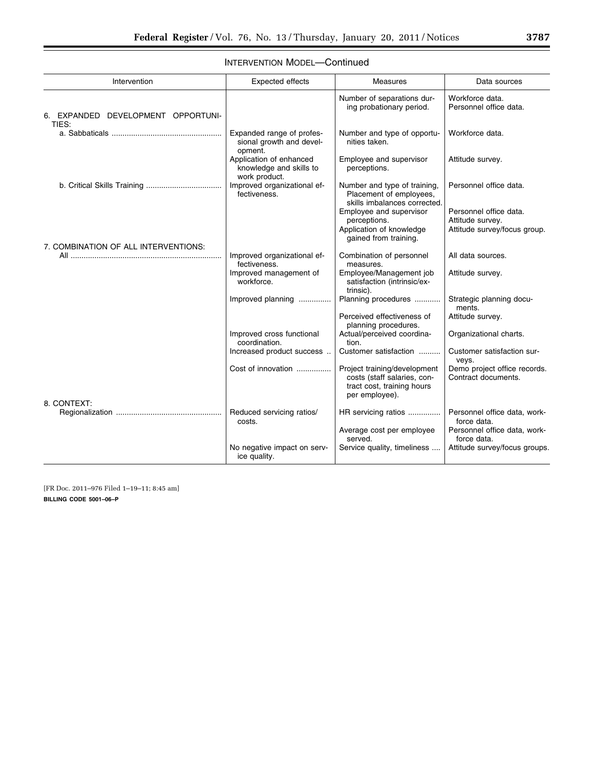INTERVENTION MODEL—Continued

| Intervention | Expected effects | Measures | Data sources |
|---|---|---|---|
| | | Number of separations during probationary period. | Workforce data. Personnel office data. |
| 6. EXPANDED DEVELOPMENT OPPORTUNITIES: | | | |
| a. Sabbaticals | Expanded range of professional growth and development. | Number and type of opportunities taken. | Workforce data. |
| | Application of enhanced knowledge and skills to work product. | Employee and supervisor perceptions. | Attitude survey. |
| b. Critical Skills Training | Improved organizational effectiveness. | Number and type of training, Placement of employees, skills imbalances corrected. | Personnel office data. |
| | | Employee and supervisor perceptions. | Personnel office data. Attitude survey. |
| | | Application of knowledge gained from training. | Attitude survey/focus group. |
| 7. COMBINATION OF ALL INTERVENTIONS: | | | |
| All | Improved organizational effectiveness. | Combination of personnel measures. | All data sources. |
| | Improved management of workforce. | Employee/Management job satisfaction (intrinsic/extrinsic). | Attitude survey. |
| | Improved planning | Planning procedures | Strategic planning documents. |
| | | Perceived effectiveness of planning procedures. | Attitude survey. |
| | Improved cross functional coordination. | Actual/perceived coordination. | Organizational charts. |
| | Increased product success | Customer satisfaction | Customer satisfaction surveys. |
| | Cost of innovation | Project training/development costs (staff salaries, contract cost, training hours per employee). | Demo project office records. Contract documents. |
| 8. CONTEXT: | | | |
| Regionalization | Reduced servicing ratios/costs. | HR servicing ratios | Personnel office data, workforce data. |
| | | Average cost per employee served. | Personnel office data, workforce data. |
| | No negative impact on service quality. | Service quality, timeliness | Attitude survey/focus groups. |

[FR Doc. 2011–976 Filed 1–19–11; 8:45 am]

**BILLING CODE 5001–06–P**